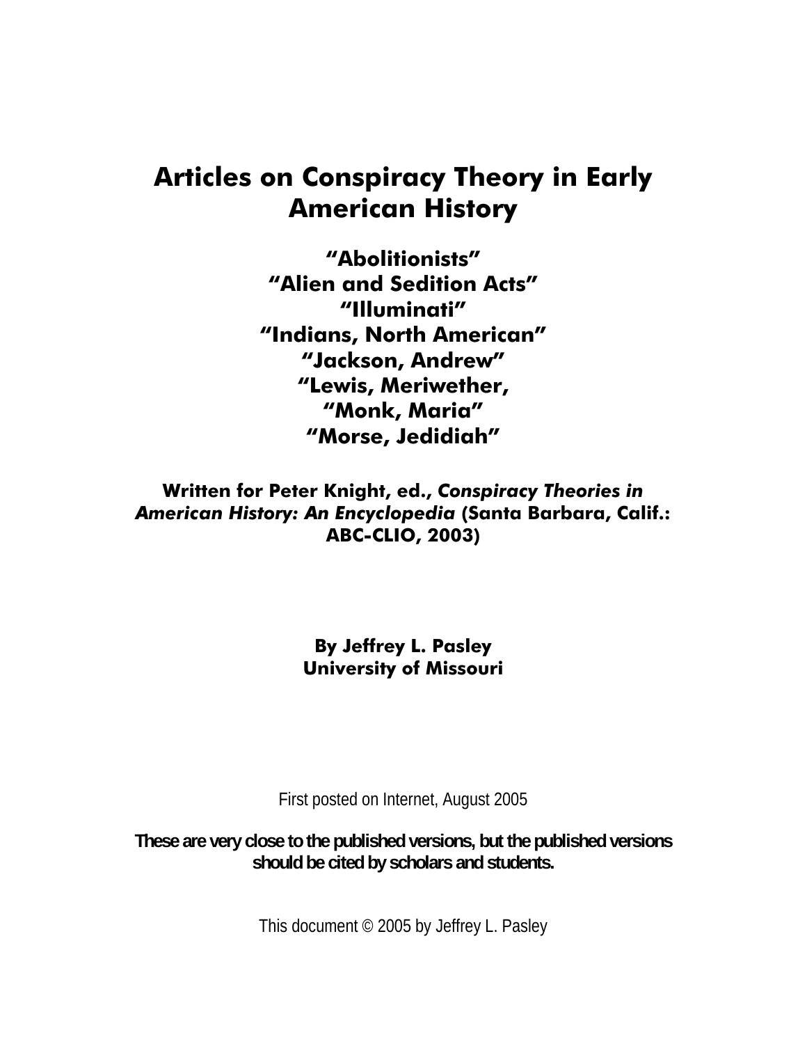# Articles on Conspiracy Theory in Early American History

## "Abolitionists"
## "Alien and Sedition Acts"
## "Illuminati"
## "Indians, North American"
## "Jackson, Andrew"
## "Lewis, Meriwether,
## "Monk, Maria"
## "Morse, Jedidiah"

**Written for Peter Knight, ed., *Conspiracy Theories in American History: An Encyclopedia* (Santa Barbara, Calif.: ABC-CLIO, 2003)**

**By Jeffrey L. Pasley**
**University of Missouri**

First posted on Internet, August 2005

**These are very close to the published versions, but the published versions should be cited by scholars and students.**

This document © 2005 by Jeffrey L. Pasley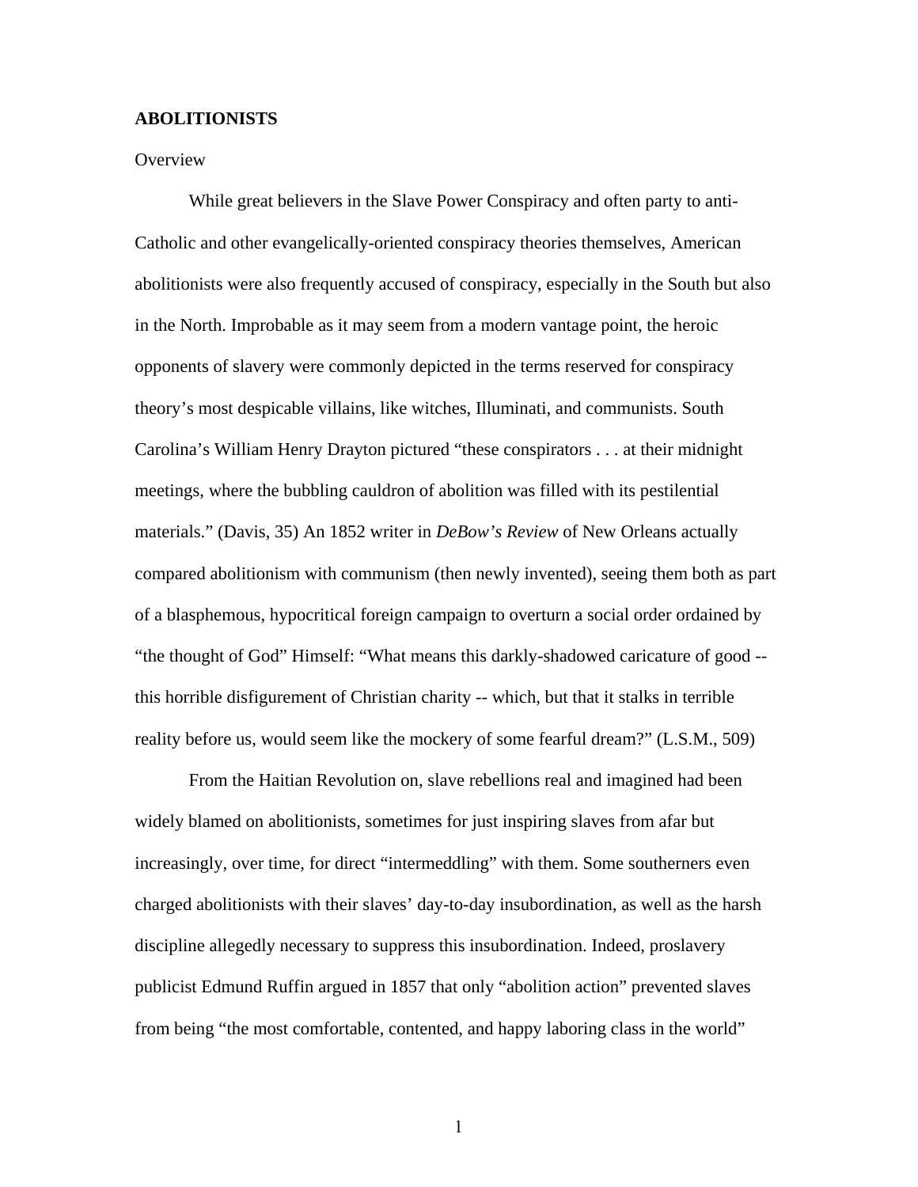**ABOLITIONISTS**

Overview

While great believers in the Slave Power Conspiracy and often party to anti-Catholic and other evangelically-oriented conspiracy theories themselves, American abolitionists were also frequently accused of conspiracy, especially in the South but also in the North. Improbable as it may seem from a modern vantage point, the heroic opponents of slavery were commonly depicted in the terms reserved for conspiracy theory's most despicable villains, like witches, Illuminati, and communists. South Carolina's William Henry Drayton pictured "these conspirators . . . at their midnight meetings, where the bubbling cauldron of abolition was filled with its pestilential materials." (Davis, 35) An 1852 writer in *DeBow's Review* of New Orleans actually compared abolitionism with communism (then newly invented), seeing them both as part of a blasphemous, hypocritical foreign campaign to overturn a social order ordained by "the thought of God" Himself: "What means this darkly-shadowed caricature of good -- this horrible disfigurement of Christian charity -- which, but that it stalks in terrible reality before us, would seem like the mockery of some fearful dream?" (L.S.M., 509)

From the Haitian Revolution on, slave rebellions real and imagined had been widely blamed on abolitionists, sometimes for just inspiring slaves from afar but increasingly, over time, for direct "intermeddling" with them. Some southerners even charged abolitionists with their slaves' day-to-day insubordination, as well as the harsh discipline allegedly necessary to suppress this insubordination. Indeed, proslavery publicist Edmund Ruffin argued in 1857 that only "abolition action" prevented slaves from being "the most comfortable, contented, and happy laboring class in the world"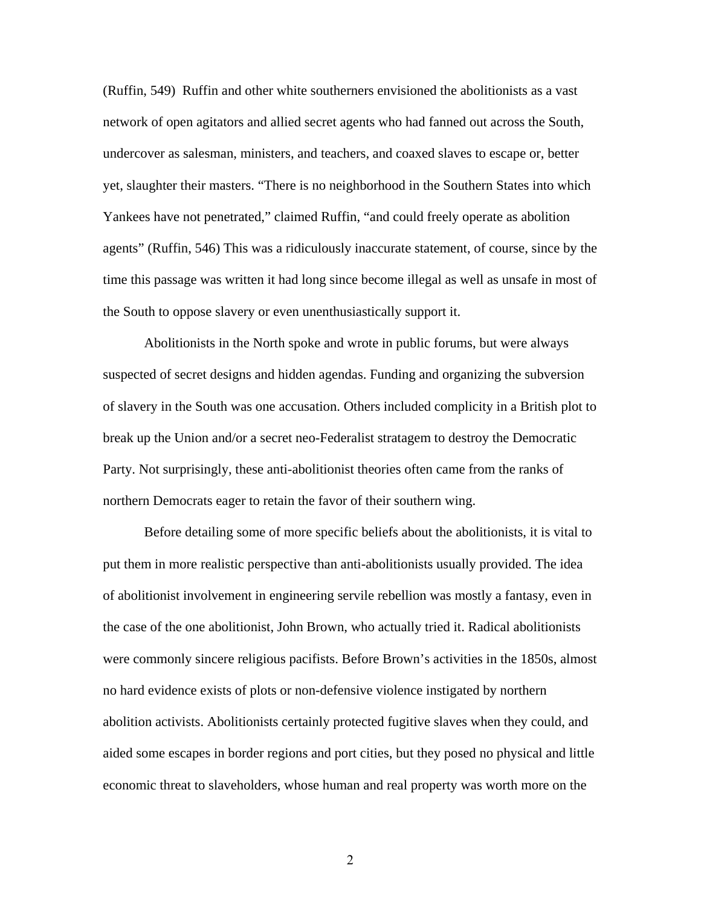(Ruffin, 549)  Ruffin and other white southerners envisioned the abolitionists as a vast network of open agitators and allied secret agents who had fanned out across the South, undercover as salesman, ministers, and teachers, and coaxed slaves to escape or, better yet, slaughter their masters. "There is no neighborhood in the Southern States into which Yankees have not penetrated," claimed Ruffin, "and could freely operate as abolition agents" (Ruffin, 546) This was a ridiculously inaccurate statement, of course, since by the time this passage was written it had long since become illegal as well as unsafe in most of the South to oppose slavery or even unenthusiastically support it.

Abolitionists in the North spoke and wrote in public forums, but were always suspected of secret designs and hidden agendas. Funding and organizing the subversion of slavery in the South was one accusation. Others included complicity in a British plot to break up the Union and/or a secret neo-Federalist stratagem to destroy the Democratic Party. Not surprisingly, these anti-abolitionist theories often came from the ranks of northern Democrats eager to retain the favor of their southern wing.

Before detailing some of more specific beliefs about the abolitionists, it is vital to put them in more realistic perspective than anti-abolitionists usually provided. The idea of abolitionist involvement in engineering servile rebellion was mostly a fantasy, even in the case of the one abolitionist, John Brown, who actually tried it. Radical abolitionists were commonly sincere religious pacifists. Before Brown's activities in the 1850s, almost no hard evidence exists of plots or non-defensive violence instigated by northern abolition activists. Abolitionists certainly protected fugitive slaves when they could, and aided some escapes in border regions and port cities, but they posed no physical and little economic threat to slaveholders, whose human and real property was worth more on the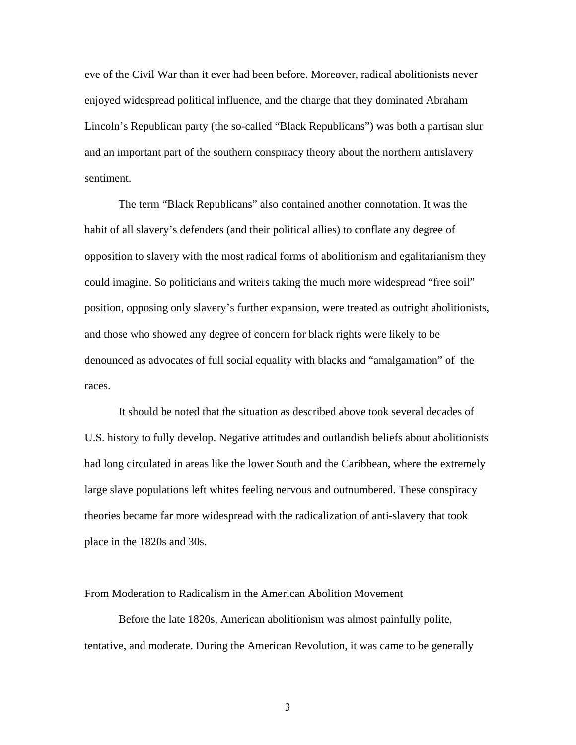eve of the Civil War than it ever had been before. Moreover, radical abolitionists never enjoyed widespread political influence, and the charge that they dominated Abraham Lincoln's Republican party (the so-called "Black Republicans") was both a partisan slur and an important part of the southern conspiracy theory about the northern antislavery sentiment.

The term "Black Republicans" also contained another connotation. It was the habit of all slavery's defenders (and their political allies) to conflate any degree of opposition to slavery with the most radical forms of abolitionism and egalitarianism they could imagine. So politicians and writers taking the much more widespread "free soil" position, opposing only slavery's further expansion, were treated as outright abolitionists, and those who showed any degree of concern for black rights were likely to be denounced as advocates of full social equality with blacks and "amalgamation" of the races.

It should be noted that the situation as described above took several decades of U.S. history to fully develop. Negative attitudes and outlandish beliefs about abolitionists had long circulated in areas like the lower South and the Caribbean, where the extremely large slave populations left whites feeling nervous and outnumbered. These conspiracy theories became far more widespread with the radicalization of anti-slavery that took place in the 1820s and 30s.

## From Moderation to Radicalism in the American Abolition Movement

Before the late 1820s, American abolitionism was almost painfully polite, tentative, and moderate. During the American Revolution, it was came to be generally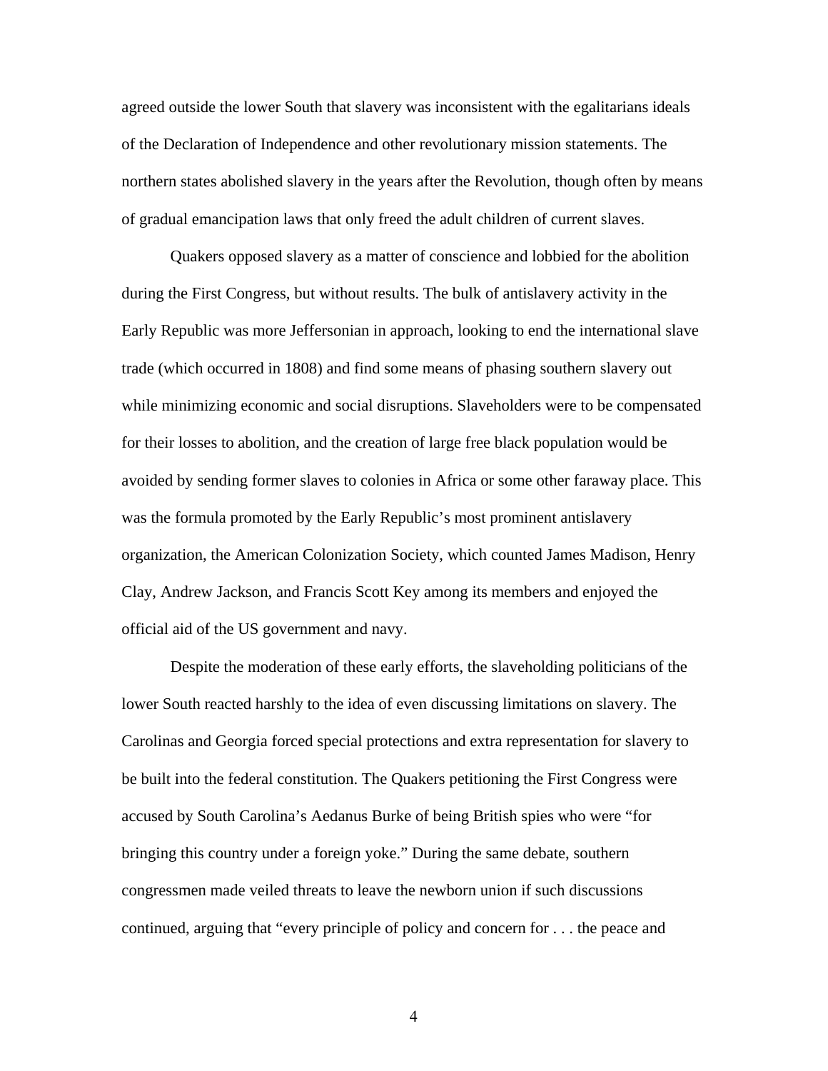agreed outside the lower South that slavery was inconsistent with the egalitarians ideals of the Declaration of Independence and other revolutionary mission statements. The northern states abolished slavery in the years after the Revolution, though often by means of gradual emancipation laws that only freed the adult children of current slaves.

Quakers opposed slavery as a matter of conscience and lobbied for the abolition during the First Congress, but without results. The bulk of antislavery activity in the Early Republic was more Jeffersonian in approach, looking to end the international slave trade (which occurred in 1808) and find some means of phasing southern slavery out while minimizing economic and social disruptions. Slaveholders were to be compensated for their losses to abolition, and the creation of large free black population would be avoided by sending former slaves to colonies in Africa or some other faraway place. This was the formula promoted by the Early Republic's most prominent antislavery organization, the American Colonization Society, which counted James Madison, Henry Clay, Andrew Jackson, and Francis Scott Key among its members and enjoyed the official aid of the US government and navy.

Despite the moderation of these early efforts, the slaveholding politicians of the lower South reacted harshly to the idea of even discussing limitations on slavery. The Carolinas and Georgia forced special protections and extra representation for slavery to be built into the federal constitution. The Quakers petitioning the First Congress were accused by South Carolina's Aedanus Burke of being British spies who were "for bringing this country under a foreign yoke." During the same debate, southern congressmen made veiled threats to leave the newborn union if such discussions continued, arguing that "every principle of policy and concern for . . . the peace and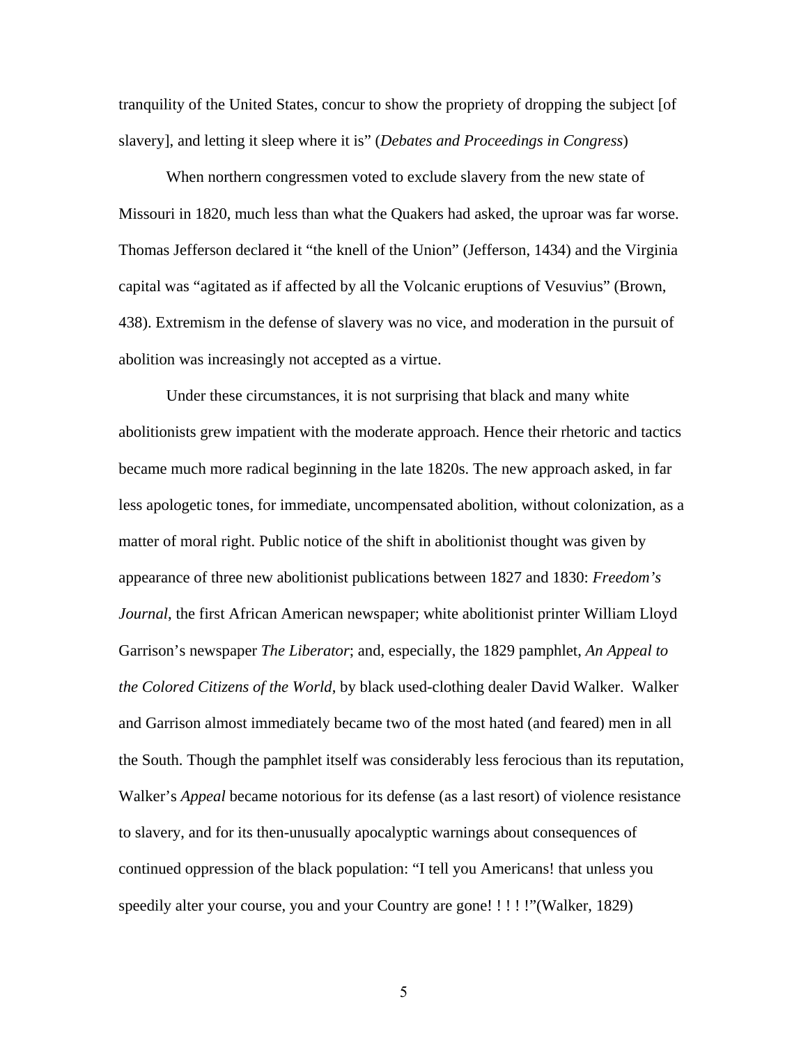tranquility of the United States, concur to show the propriety of dropping the subject [of slavery], and letting it sleep where it is" (*Debates and Proceedings in Congress*)

When northern congressmen voted to exclude slavery from the new state of Missouri in 1820, much less than what the Quakers had asked, the uproar was far worse. Thomas Jefferson declared it "the knell of the Union" (Jefferson, 1434) and the Virginia capital was "agitated as if affected by all the Volcanic eruptions of Vesuvius" (Brown, 438). Extremism in the defense of slavery was no vice, and moderation in the pursuit of abolition was increasingly not accepted as a virtue.

Under these circumstances, it is not surprising that black and many white abolitionists grew impatient with the moderate approach. Hence their rhetoric and tactics became much more radical beginning in the late 1820s. The new approach asked, in far less apologetic tones, for immediate, uncompensated abolition, without colonization, as a matter of moral right. Public notice of the shift in abolitionist thought was given by appearance of three new abolitionist publications between 1827 and 1830: *Freedom's Journal*, the first African American newspaper; white abolitionist printer William Lloyd Garrison's newspaper *The Liberator*; and, especially, the 1829 pamphlet, *An Appeal to the Colored Citizens of the World*, by black used-clothing dealer David Walker. Walker and Garrison almost immediately became two of the most hated (and feared) men in all the South. Though the pamphlet itself was considerably less ferocious than its reputation, Walker's *Appeal* became notorious for its defense (as a last resort) of violence resistance to slavery, and for its then-unusually apocalyptic warnings about consequences of continued oppression of the black population: "I tell you Americans! that unless you speedily alter your course, you and your Country are gone! ! ! ! !"(Walker, 1829)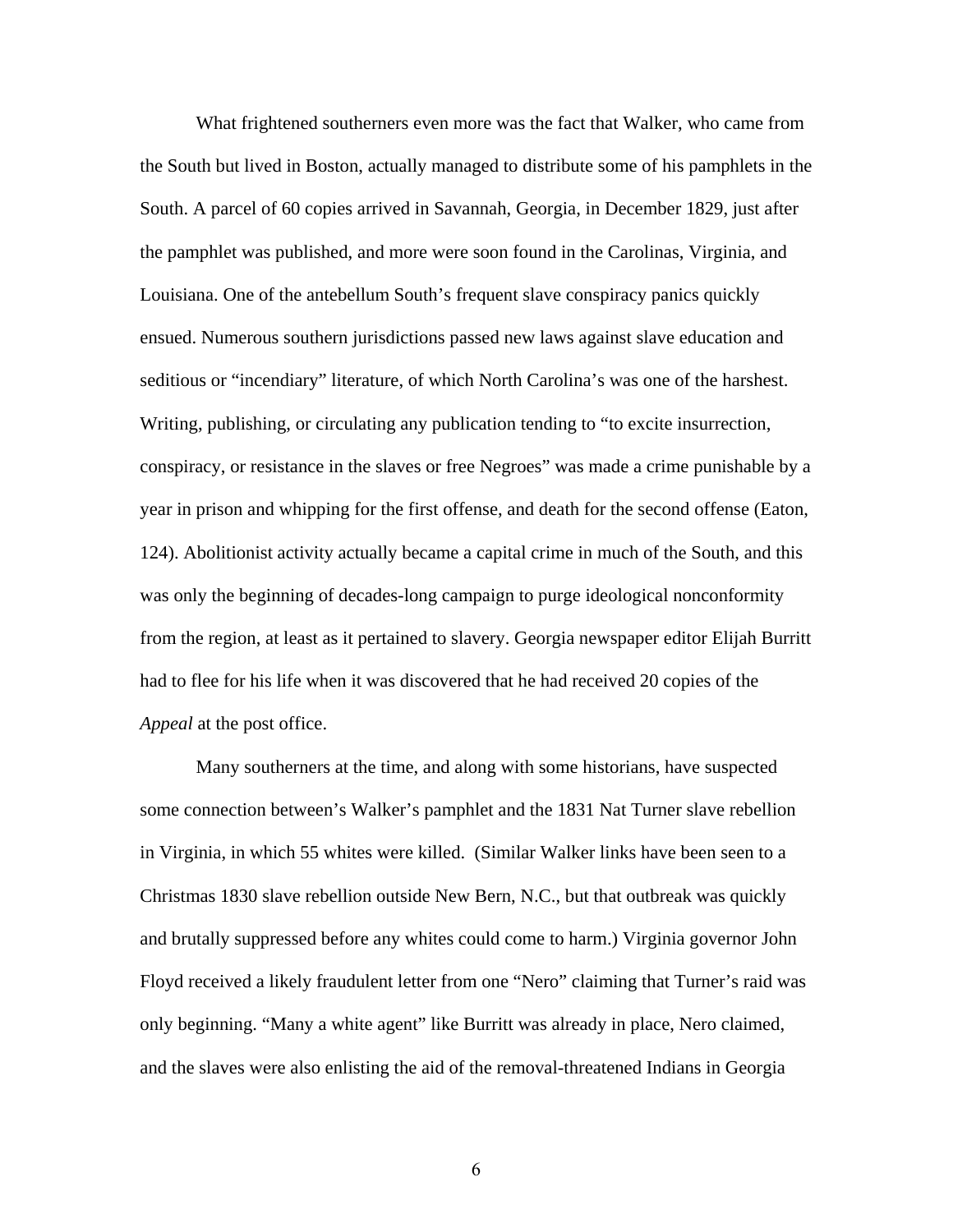What frightened southerners even more was the fact that Walker, who came from the South but lived in Boston, actually managed to distribute some of his pamphlets in the South. A parcel of 60 copies arrived in Savannah, Georgia, in December 1829, just after the pamphlet was published, and more were soon found in the Carolinas, Virginia, and Louisiana. One of the antebellum South's frequent slave conspiracy panics quickly ensued. Numerous southern jurisdictions passed new laws against slave education and seditious or "incendiary" literature, of which North Carolina's was one of the harshest. Writing, publishing, or circulating any publication tending to "to excite insurrection, conspiracy, or resistance in the slaves or free Negroes" was made a crime punishable by a year in prison and whipping for the first offense, and death for the second offense (Eaton, 124). Abolitionist activity actually became a capital crime in much of the South, and this was only the beginning of decades-long campaign to purge ideological nonconformity from the region, at least as it pertained to slavery. Georgia newspaper editor Elijah Burritt had to flee for his life when it was discovered that he had received 20 copies of the *Appeal* at the post office.

Many southerners at the time, and along with some historians, have suspected some connection between's Walker's pamphlet and the 1831 Nat Turner slave rebellion in Virginia, in which 55 whites were killed. (Similar Walker links have been seen to a Christmas 1830 slave rebellion outside New Bern, N.C., but that outbreak was quickly and brutally suppressed before any whites could come to harm.) Virginia governor John Floyd received a likely fraudulent letter from one "Nero" claiming that Turner's raid was only beginning. "Many a white agent" like Burritt was already in place, Nero claimed, and the slaves were also enlisting the aid of the removal-threatened Indians in Georgia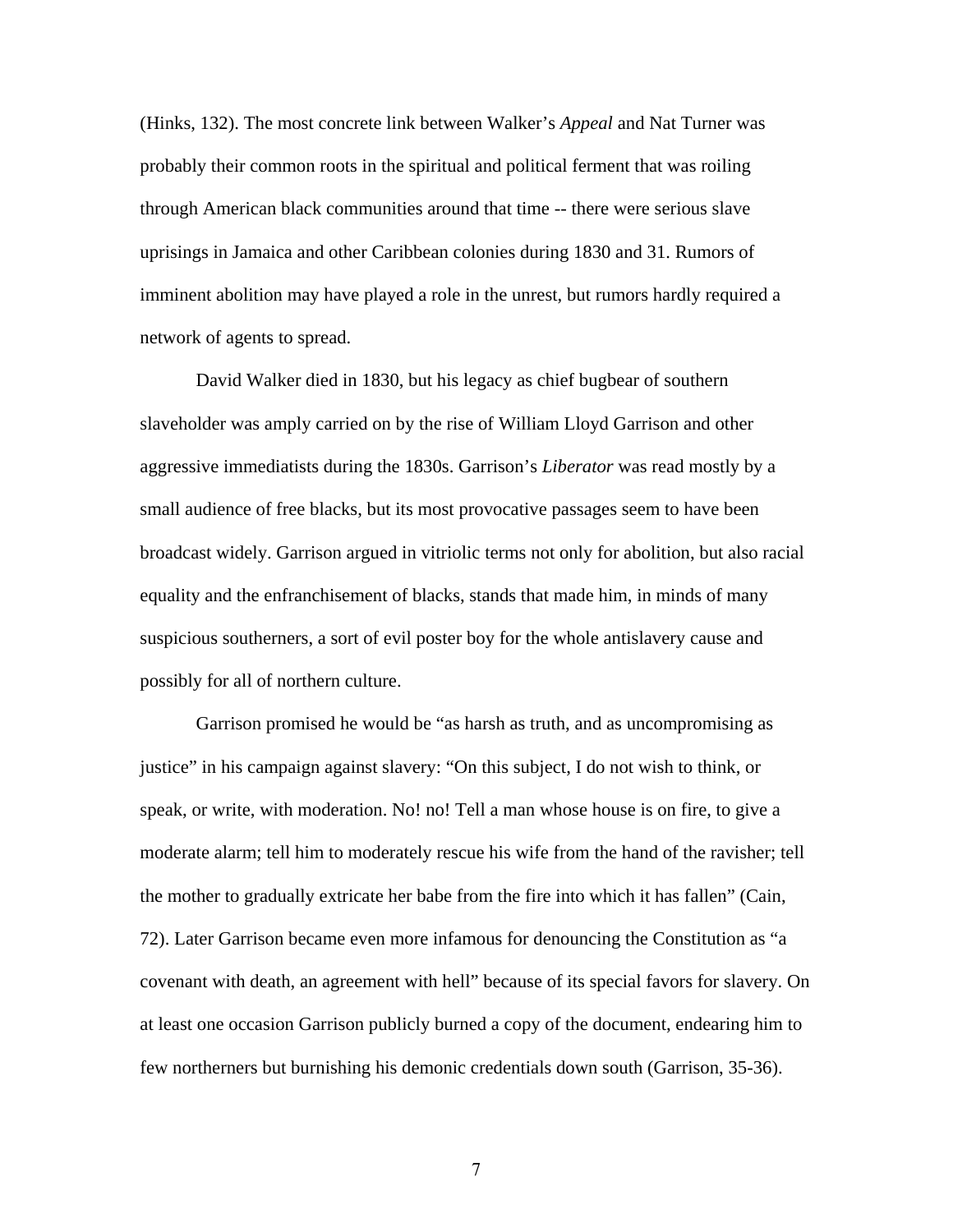(Hinks, 132). The most concrete link between Walker's *Appeal* and Nat Turner was probably their common roots in the spiritual and political ferment that was roiling through American black communities around that time -- there were serious slave uprisings in Jamaica and other Caribbean colonies during 1830 and 31. Rumors of imminent abolition may have played a role in the unrest, but rumors hardly required a network of agents to spread.

David Walker died in 1830, but his legacy as chief bugbear of southern slaveholder was amply carried on by the rise of William Lloyd Garrison and other aggressive immediatists during the 1830s. Garrison's *Liberator* was read mostly by a small audience of free blacks, but its most provocative passages seem to have been broadcast widely. Garrison argued in vitriolic terms not only for abolition, but also racial equality and the enfranchisement of blacks, stands that made him, in minds of many suspicious southerners, a sort of evil poster boy for the whole antislavery cause and possibly for all of northern culture.

Garrison promised he would be "as harsh as truth, and as uncompromising as justice" in his campaign against slavery: "On this subject, I do not wish to think, or speak, or write, with moderation. No! no! Tell a man whose house is on fire, to give a moderate alarm; tell him to moderately rescue his wife from the hand of the ravisher; tell the mother to gradually extricate her babe from the fire into which it has fallen" (Cain, 72). Later Garrison became even more infamous for denouncing the Constitution as "a covenant with death, an agreement with hell" because of its special favors for slavery. On at least one occasion Garrison publicly burned a copy of the document, endearing him to few northerners but burnishing his demonic credentials down south (Garrison, 35-36).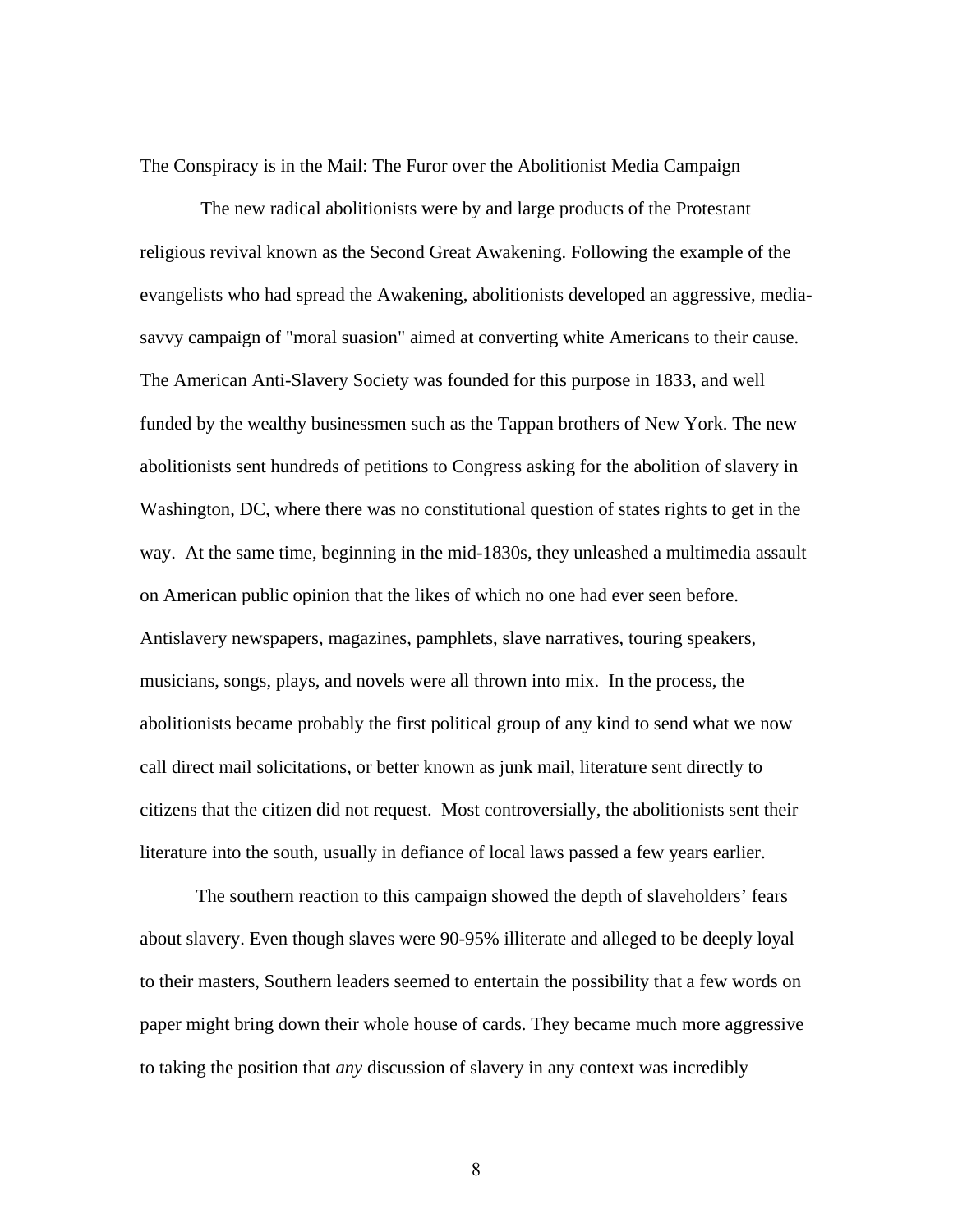The Conspiracy is in the Mail: The Furor over the Abolitionist Media Campaign

The new radical abolitionists were by and large products of the Protestant religious revival known as the Second Great Awakening. Following the example of the evangelists who had spread the Awakening, abolitionists developed an aggressive, media-savvy campaign of "moral suasion" aimed at converting white Americans to their cause. The American Anti-Slavery Society was founded for this purpose in 1833, and well funded by the wealthy businessmen such as the Tappan brothers of New York. The new abolitionists sent hundreds of petitions to Congress asking for the abolition of slavery in Washington, DC, where there was no constitutional question of states rights to get in the way. At the same time, beginning in the mid-1830s, they unleashed a multimedia assault on American public opinion that the likes of which no one had ever seen before. Antislavery newspapers, magazines, pamphlets, slave narratives, touring speakers, musicians, songs, plays, and novels were all thrown into mix. In the process, the abolitionists became probably the first political group of any kind to send what we now call direct mail solicitations, or better known as junk mail, literature sent directly to citizens that the citizen did not request. Most controversially, the abolitionists sent their literature into the south, usually in defiance of local laws passed a few years earlier.

The southern reaction to this campaign showed the depth of slaveholders' fears about slavery. Even though slaves were 90-95% illiterate and alleged to be deeply loyal to their masters, Southern leaders seemed to entertain the possibility that a few words on paper might bring down their whole house of cards. They became much more aggressive to taking the position that *any* discussion of slavery in any context was incredibly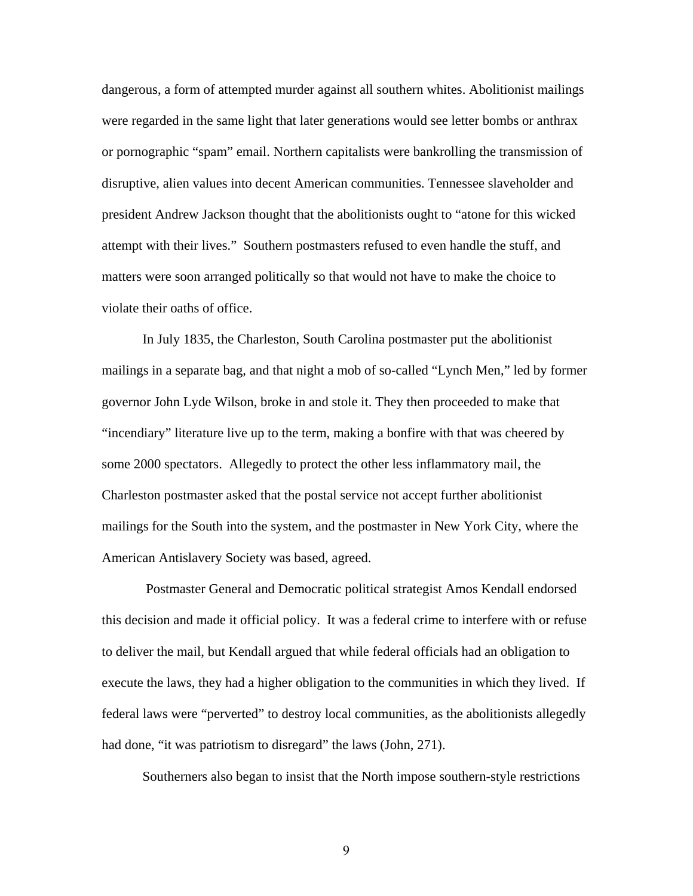dangerous, a form of attempted murder against all southern whites. Abolitionist mailings were regarded in the same light that later generations would see letter bombs or anthrax or pornographic "spam" email. Northern capitalists were bankrolling the transmission of disruptive, alien values into decent American communities. Tennessee slaveholder and president Andrew Jackson thought that the abolitionists ought to "atone for this wicked attempt with their lives." Southern postmasters refused to even handle the stuff, and matters were soon arranged politically so that would not have to make the choice to violate their oaths of office.

In July 1835, the Charleston, South Carolina postmaster put the abolitionist mailings in a separate bag, and that night a mob of so-called "Lynch Men," led by former governor John Lyde Wilson, broke in and stole it. They then proceeded to make that "incendiary" literature live up to the term, making a bonfire with that was cheered by some 2000 spectators. Allegedly to protect the other less inflammatory mail, the Charleston postmaster asked that the postal service not accept further abolitionist mailings for the South into the system, and the postmaster in New York City, where the American Antislavery Society was based, agreed.

Postmaster General and Democratic political strategist Amos Kendall endorsed this decision and made it official policy. It was a federal crime to interfere with or refuse to deliver the mail, but Kendall argued that while federal officials had an obligation to execute the laws, they had a higher obligation to the communities in which they lived. If federal laws were "perverted" to destroy local communities, as the abolitionists allegedly had done, "it was patriotism to disregard" the laws (John, 271).

Southerners also began to insist that the North impose southern-style restrictions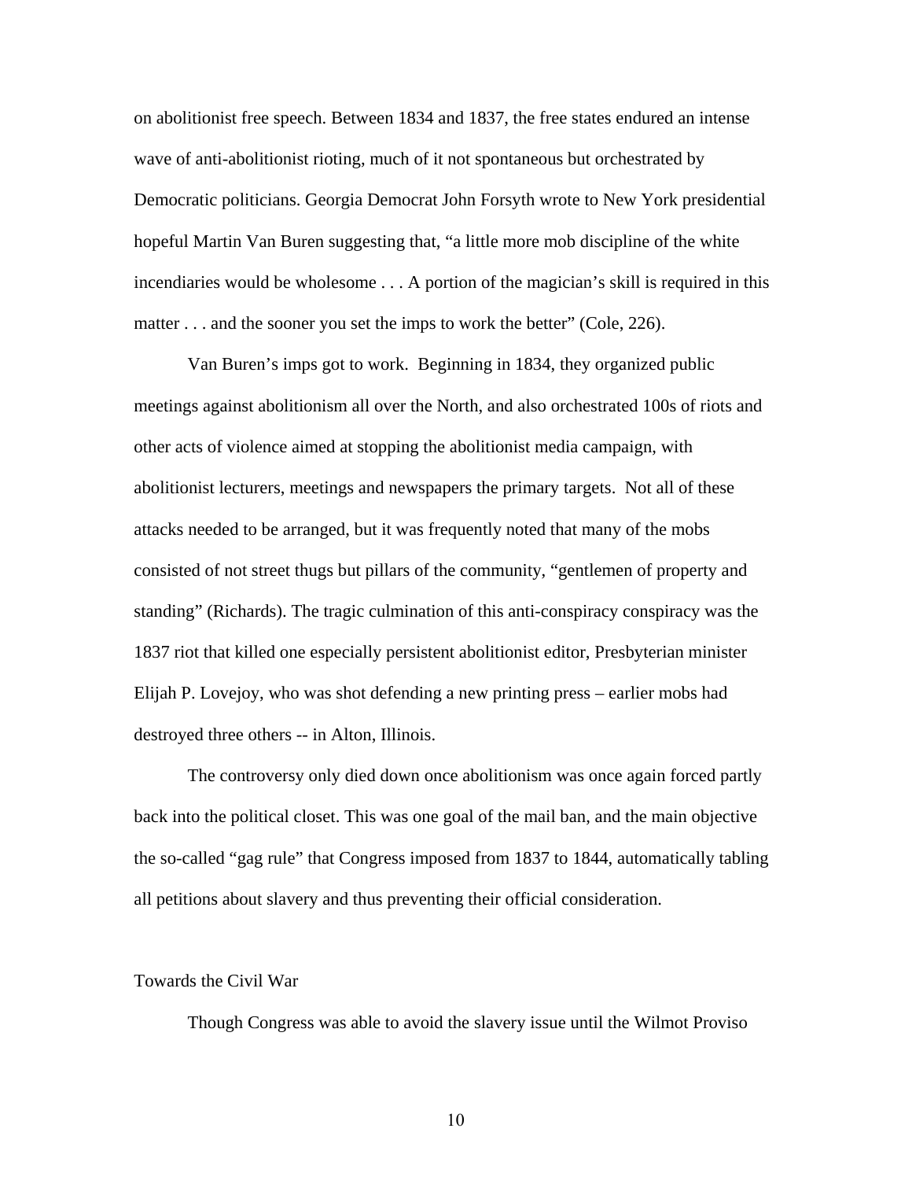on abolitionist free speech. Between 1834 and 1837, the free states endured an intense wave of anti-abolitionist rioting, much of it not spontaneous but orchestrated by Democratic politicians. Georgia Democrat John Forsyth wrote to New York presidential hopeful Martin Van Buren suggesting that, "a little more mob discipline of the white incendiaries would be wholesome . . . A portion of the magician's skill is required in this matter . . . and the sooner you set the imps to work the better" (Cole, 226).

Van Buren's imps got to work. Beginning in 1834, they organized public meetings against abolitionism all over the North, and also orchestrated 100s of riots and other acts of violence aimed at stopping the abolitionist media campaign, with abolitionist lecturers, meetings and newspapers the primary targets. Not all of these attacks needed to be arranged, but it was frequently noted that many of the mobs consisted of not street thugs but pillars of the community, "gentlemen of property and standing" (Richards). The tragic culmination of this anti-conspiracy conspiracy was the 1837 riot that killed one especially persistent abolitionist editor, Presbyterian minister Elijah P. Lovejoy, who was shot defending a new printing press – earlier mobs had destroyed three others -- in Alton, Illinois.

The controversy only died down once abolitionism was once again forced partly back into the political closet. This was one goal of the mail ban, and the main objective the so-called "gag rule" that Congress imposed from 1837 to 1844, automatically tabling all petitions about slavery and thus preventing their official consideration.

## Towards the Civil War

Though Congress was able to avoid the slavery issue until the Wilmot Proviso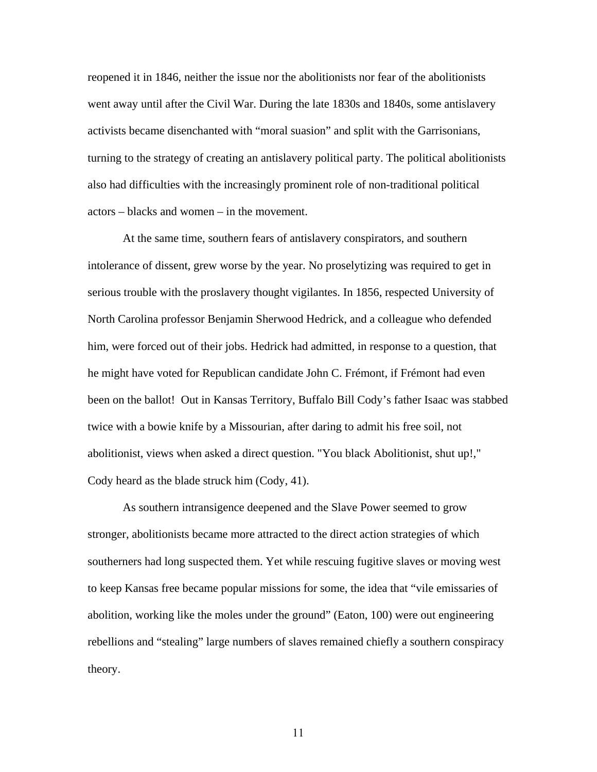reopened it in 1846, neither the issue nor the abolitionists nor fear of the abolitionists went away until after the Civil War. During the late 1830s and 1840s, some antislavery activists became disenchanted with "moral suasion" and split with the Garrisonians, turning to the strategy of creating an antislavery political party. The political abolitionists also had difficulties with the increasingly prominent role of non-traditional political actors – blacks and women – in the movement.

At the same time, southern fears of antislavery conspirators, and southern intolerance of dissent, grew worse by the year. No proselytizing was required to get in serious trouble with the proslavery thought vigilantes. In 1856, respected University of North Carolina professor Benjamin Sherwood Hedrick, and a colleague who defended him, were forced out of their jobs. Hedrick had admitted, in response to a question, that he might have voted for Republican candidate John C. Frémont, if Frémont had even been on the ballot! Out in Kansas Territory, Buffalo Bill Cody's father Isaac was stabbed twice with a bowie knife by a Missourian, after daring to admit his free soil, not abolitionist, views when asked a direct question. "You black Abolitionist, shut up!," Cody heard as the blade struck him (Cody, 41).

As southern intransigence deepened and the Slave Power seemed to grow stronger, abolitionists became more attracted to the direct action strategies of which southerners had long suspected them. Yet while rescuing fugitive slaves or moving west to keep Kansas free became popular missions for some, the idea that "vile emissaries of abolition, working like the moles under the ground" (Eaton, 100) were out engineering rebellions and "stealing" large numbers of slaves remained chiefly a southern conspiracy theory.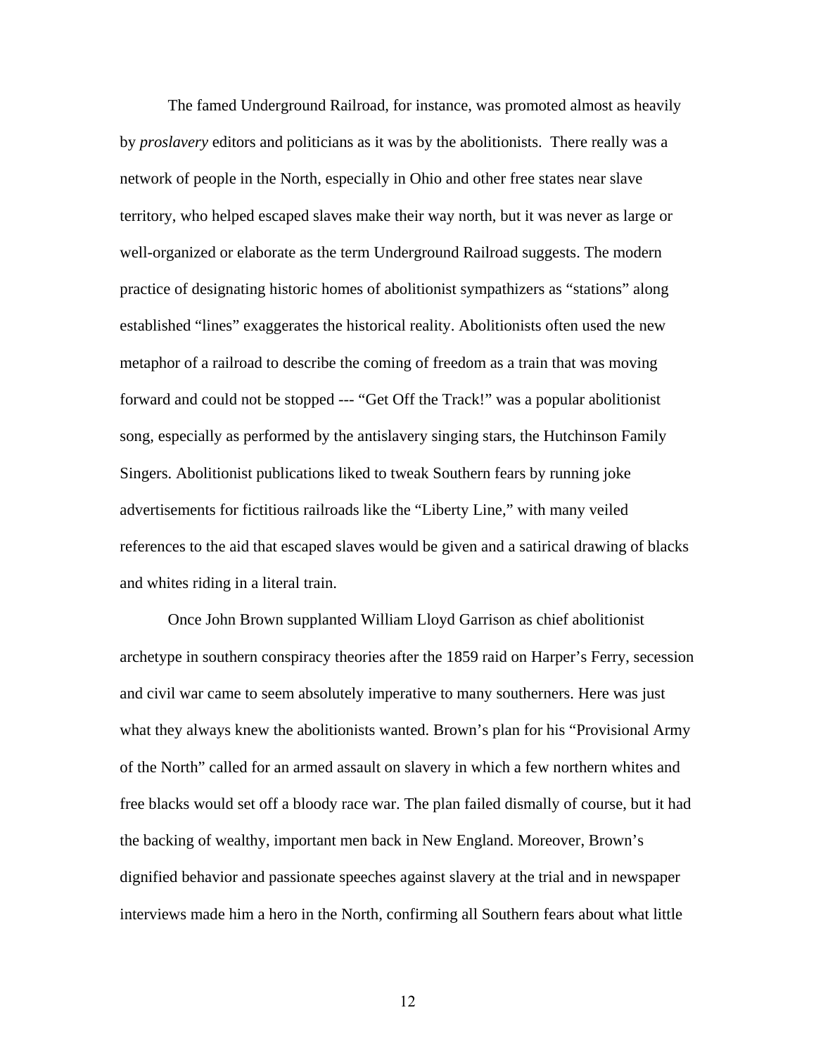The famed Underground Railroad, for instance, was promoted almost as heavily by *proslavery* editors and politicians as it was by the abolitionists. There really was a network of people in the North, especially in Ohio and other free states near slave territory, who helped escaped slaves make their way north, but it was never as large or well-organized or elaborate as the term Underground Railroad suggests. The modern practice of designating historic homes of abolitionist sympathizers as "stations" along established "lines" exaggerates the historical reality. Abolitionists often used the new metaphor of a railroad to describe the coming of freedom as a train that was moving forward and could not be stopped --- "Get Off the Track!" was a popular abolitionist song, especially as performed by the antislavery singing stars, the Hutchinson Family Singers. Abolitionist publications liked to tweak Southern fears by running joke advertisements for fictitious railroads like the "Liberty Line," with many veiled references to the aid that escaped slaves would be given and a satirical drawing of blacks and whites riding in a literal train.

Once John Brown supplanted William Lloyd Garrison as chief abolitionist archetype in southern conspiracy theories after the 1859 raid on Harper's Ferry, secession and civil war came to seem absolutely imperative to many southerners. Here was just what they always knew the abolitionists wanted. Brown's plan for his "Provisional Army of the North" called for an armed assault on slavery in which a few northern whites and free blacks would set off a bloody race war. The plan failed dismally of course, but it had the backing of wealthy, important men back in New England. Moreover, Brown's dignified behavior and passionate speeches against slavery at the trial and in newspaper interviews made him a hero in the North, confirming all Southern fears about what little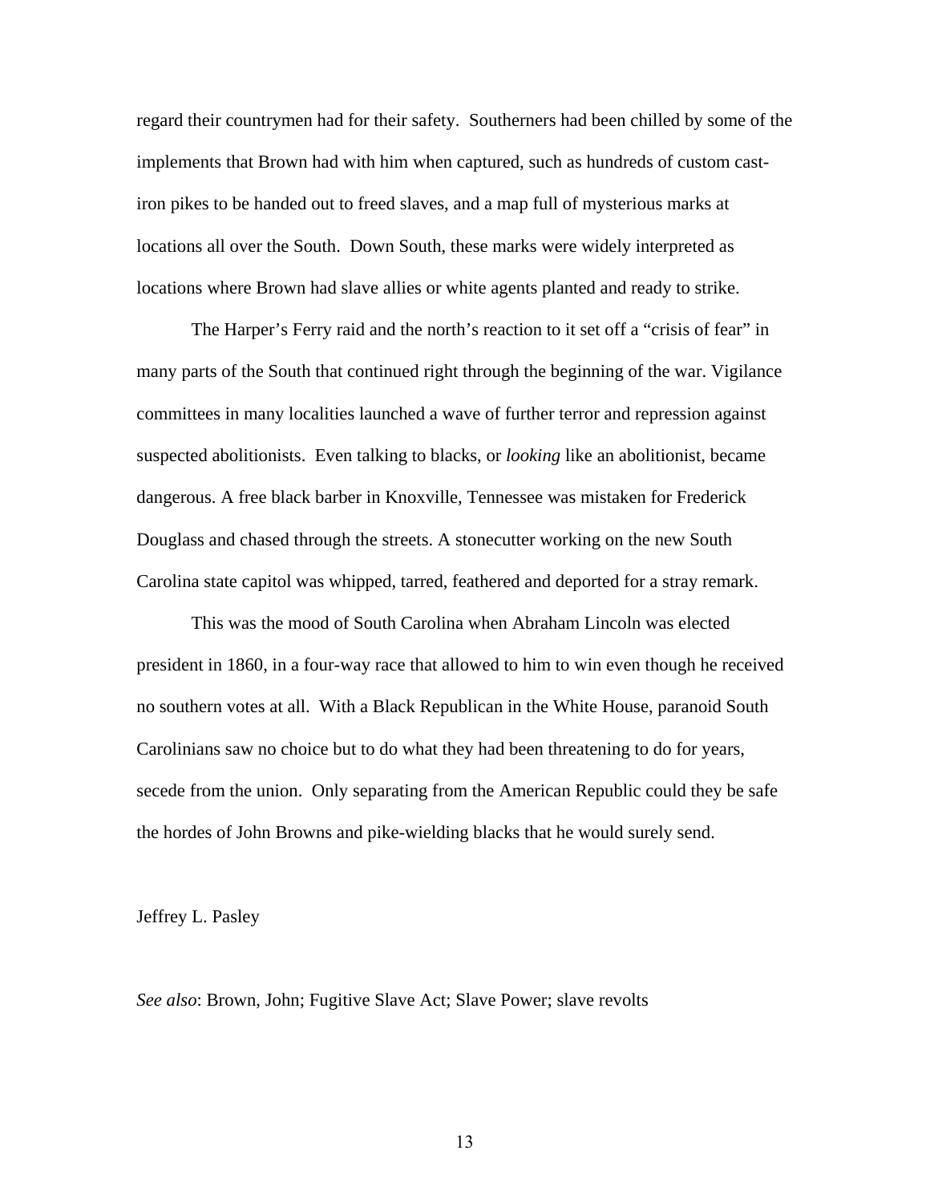regard their countrymen had for their safety.  Southerners had been chilled by some of the implements that Brown had with him when captured, such as hundreds of custom cast-iron pikes to be handed out to freed slaves, and a map full of mysterious marks at locations all over the South.  Down South, these marks were widely interpreted as locations where Brown had slave allies or white agents planted and ready to strike.

The Harper's Ferry raid and the north's reaction to it set off a "crisis of fear" in many parts of the South that continued right through the beginning of the war. Vigilance committees in many localities launched a wave of further terror and repression against suspected abolitionists.  Even talking to blacks, or *looking* like an abolitionist, became dangerous. A free black barber in Knoxville, Tennessee was mistaken for Frederick Douglass and chased through the streets. A stonecutter working on the new South Carolina state capitol was whipped, tarred, feathered and deported for a stray remark.

This was the mood of South Carolina when Abraham Lincoln was elected president in 1860, in a four-way race that allowed to him to win even though he received no southern votes at all.  With a Black Republican in the White House, paranoid South Carolinians saw no choice but to do what they had been threatening to do for years, secede from the union.  Only separating from the American Republic could they be safe the hordes of John Browns and pike-wielding blacks that he would surely send.

Jeffrey L. Pasley

*See also*: Brown, John; Fugitive Slave Act; Slave Power; slave revolts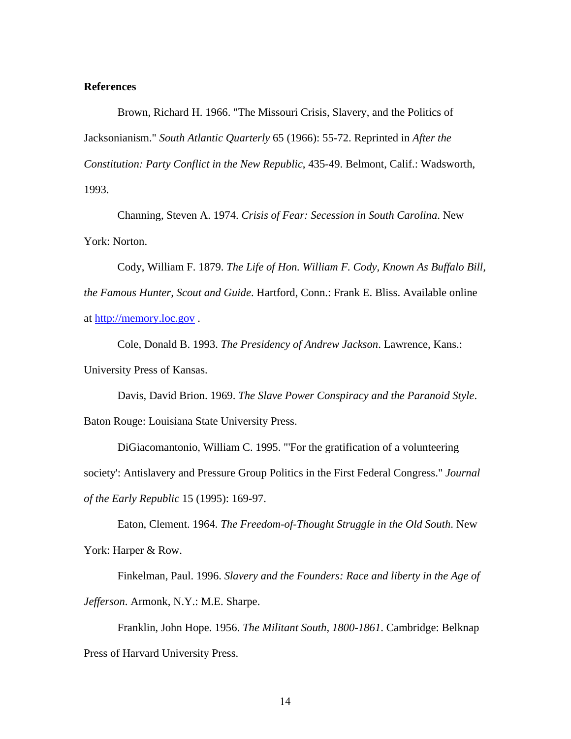**References**

Brown, Richard H. 1966. "The Missouri Crisis, Slavery, and the Politics of Jacksonianism." *South Atlantic Quarterly* 65 (1966): 55-72. Reprinted in *After the Constitution: Party Conflict in the New Republic*, 435-49. Belmont, Calif.: Wadsworth, 1993.

Channing, Steven A. 1974. *Crisis of Fear: Secession in South Carolina*. New York: Norton.

Cody, William F. 1879. *The Life of Hon. William F. Cody, Known As Buffalo Bill, the Famous Hunter, Scout and Guide*. Hartford, Conn.: Frank E. Bliss. Available online at [http://memory.loc.gov](http://memory.loc.gov) .

Cole, Donald B. 1993. *The Presidency of Andrew Jackson*. Lawrence, Kans.: University Press of Kansas.

Davis, David Brion. 1969. *The Slave Power Conspiracy and the Paranoid Style*. Baton Rouge: Louisiana State University Press.

DiGiacomantonio, William C. 1995. "'For the gratification of a volunteering society': Antislavery and Pressure Group Politics in the First Federal Congress." *Journal of the Early Republic* 15 (1995): 169-97.

Eaton, Clement. 1964. *The Freedom-of-Thought Struggle in the Old South*. New York: Harper & Row.

Finkelman, Paul. 1996. *Slavery and the Founders: Race and liberty in the Age of Jefferson*. Armonk, N.Y.: M.E. Sharpe.

Franklin, John Hope. 1956. *The Militant South, 1800-1861*. Cambridge: Belknap Press of Harvard University Press.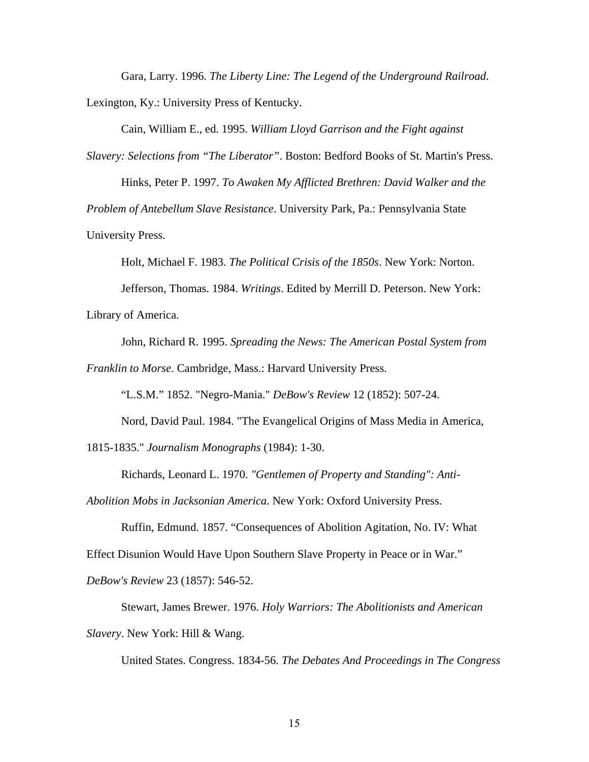Gara, Larry. 1996. *The Liberty Line: The Legend of the Underground Railroad*. Lexington, Ky.: University Press of Kentucky.

Cain, William E., ed. 1995. *William Lloyd Garrison and the Fight against Slavery: Selections from "The Liberator"*. Boston: Bedford Books of St. Martin's Press.

Hinks, Peter P. 1997. *To Awaken My Afflicted Brethren: David Walker and the Problem of Antebellum Slave Resistance*. University Park, Pa.: Pennsylvania State University Press.

Holt, Michael F. 1983. *The Political Crisis of the 1850s*. New York: Norton.

Jefferson, Thomas. 1984. *Writings*. Edited by Merrill D. Peterson. New York: Library of America.

John, Richard R. 1995. *Spreading the News: The American Postal System from Franklin to Morse*. Cambridge, Mass.: Harvard University Press.

"L.S.M." 1852. "Negro-Mania." *DeBow's Review* 12 (1852): 507-24.

Nord, David Paul. 1984. "The Evangelical Origins of Mass Media in America, 1815-1835." *Journalism Monographs* (1984): 1-30.

Richards, Leonard L. 1970. *"Gentlemen of Property and Standing": Anti-Abolition Mobs in Jacksonian America*. New York: Oxford University Press.

Ruffin, Edmund. 1857. "Consequences of Abolition Agitation, No. IV: What Effect Disunion Would Have Upon Southern Slave Property in Peace or in War." *DeBow's Review* 23 (1857): 546-52.

Stewart, James Brewer. 1976. *Holy Warriors: The Abolitionists and American Slavery*. New York: Hill & Wang.

United States. Congress. 1834-56. *The Debates And Proceedings in The Congress*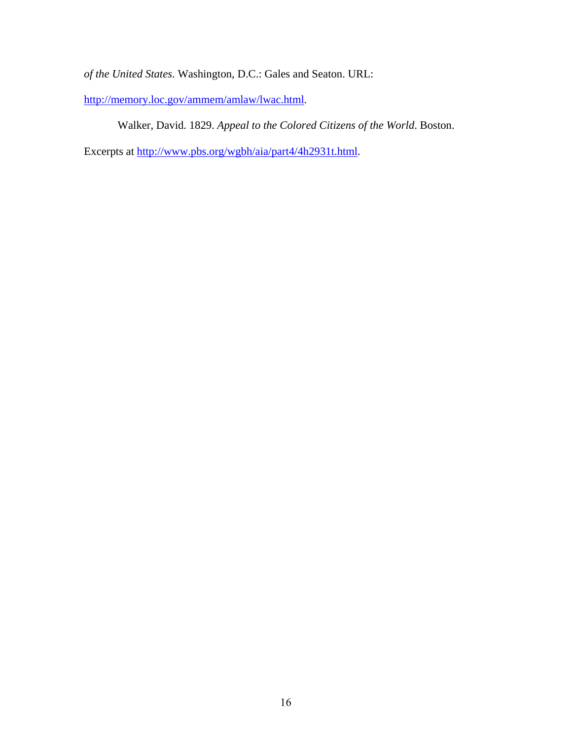*of the United States*. Washington, D.C.: Gales and Seaton. URL: http://memory.loc.gov/ammem/amlaw/lwac.html.

Walker, David. 1829. *Appeal to the Colored Citizens of the World*. Boston. Excerpts at http://www.pbs.org/wgbh/aia/part4/4h2931t.html.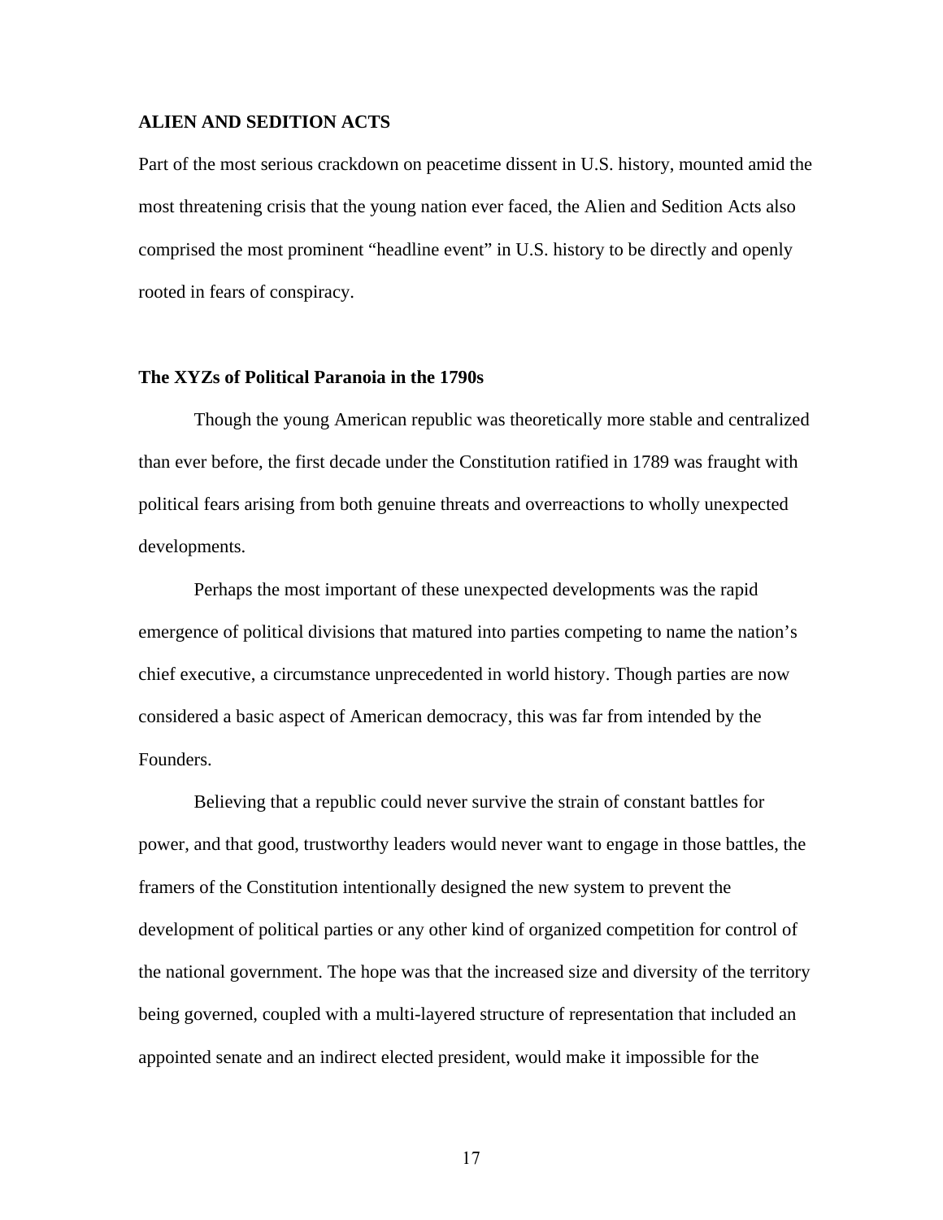## ALIEN AND SEDITION ACTS

Part of the most serious crackdown on peacetime dissent in U.S. history, mounted amid the most threatening crisis that the young nation ever faced, the Alien and Sedition Acts also comprised the most prominent "headline event" in U.S. history to be directly and openly rooted in fears of conspiracy.

### The XYZs of Political Paranoia in the 1790s

Though the young American republic was theoretically more stable and centralized than ever before, the first decade under the Constitution ratified in 1789 was fraught with political fears arising from both genuine threats and overreactions to wholly unexpected developments.

Perhaps the most important of these unexpected developments was the rapid emergence of political divisions that matured into parties competing to name the nation's chief executive, a circumstance unprecedented in world history. Though parties are now considered a basic aspect of American democracy, this was far from intended by the Founders.

Believing that a republic could never survive the strain of constant battles for power, and that good, trustworthy leaders would never want to engage in those battles, the framers of the Constitution intentionally designed the new system to prevent the development of political parties or any other kind of organized competition for control of the national government. The hope was that the increased size and diversity of the territory being governed, coupled with a multi-layered structure of representation that included an appointed senate and an indirect elected president, would make it impossible for the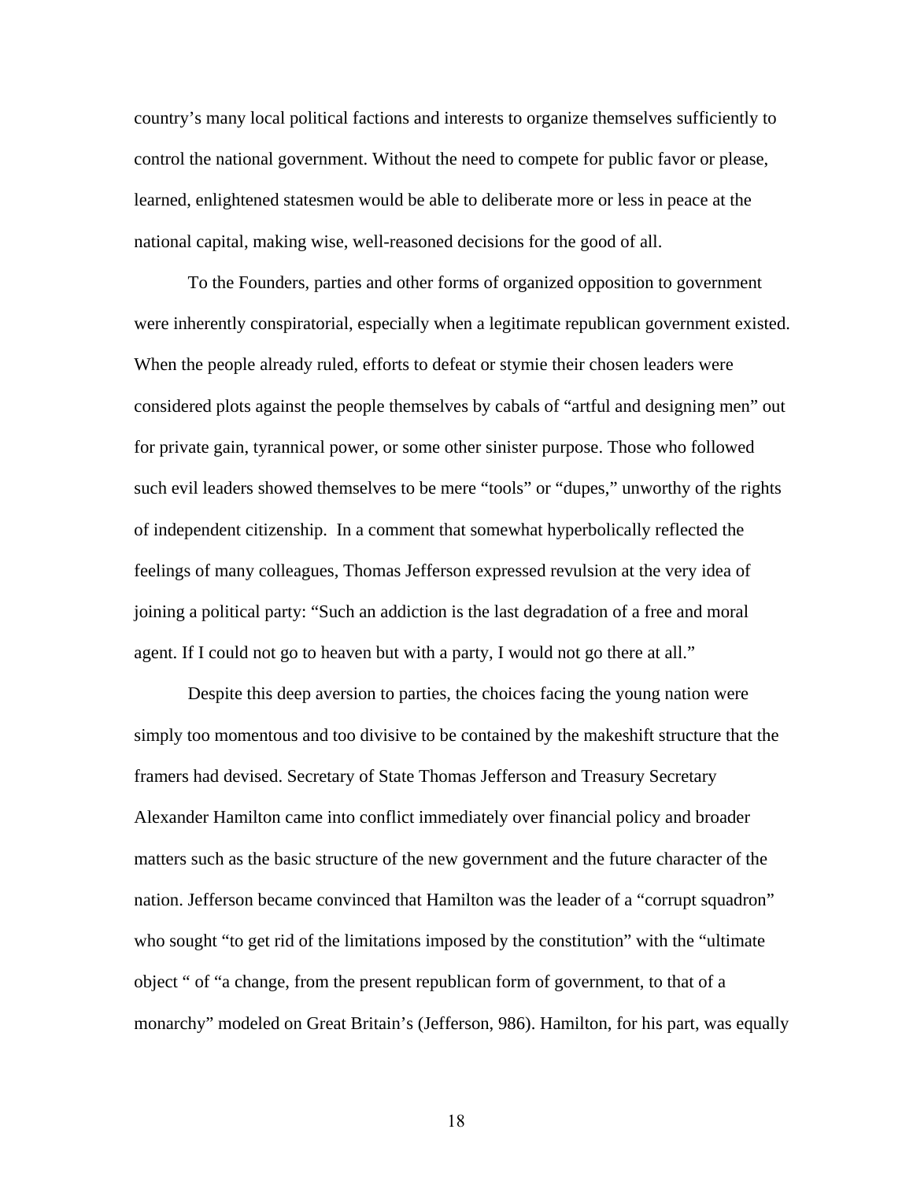country's many local political factions and interests to organize themselves sufficiently to control the national government. Without the need to compete for public favor or please, learned, enlightened statesmen would be able to deliberate more or less in peace at the national capital, making wise, well-reasoned decisions for the good of all.

To the Founders, parties and other forms of organized opposition to government were inherently conspiratorial, especially when a legitimate republican government existed. When the people already ruled, efforts to defeat or stymie their chosen leaders were considered plots against the people themselves by cabals of "artful and designing men" out for private gain, tyrannical power, or some other sinister purpose. Those who followed such evil leaders showed themselves to be mere "tools" or "dupes," unworthy of the rights of independent citizenship. In a comment that somewhat hyperbolically reflected the feelings of many colleagues, Thomas Jefferson expressed revulsion at the very idea of joining a political party: "Such an addiction is the last degradation of a free and moral agent. If I could not go to heaven but with a party, I would not go there at all."

Despite this deep aversion to parties, the choices facing the young nation were simply too momentous and too divisive to be contained by the makeshift structure that the framers had devised. Secretary of State Thomas Jefferson and Treasury Secretary Alexander Hamilton came into conflict immediately over financial policy and broader matters such as the basic structure of the new government and the future character of the nation. Jefferson became convinced that Hamilton was the leader of a "corrupt squadron" who sought "to get rid of the limitations imposed by the constitution" with the "ultimate object " of "a change, from the present republican form of government, to that of a monarchy" modeled on Great Britain's (Jefferson, 986). Hamilton, for his part, was equally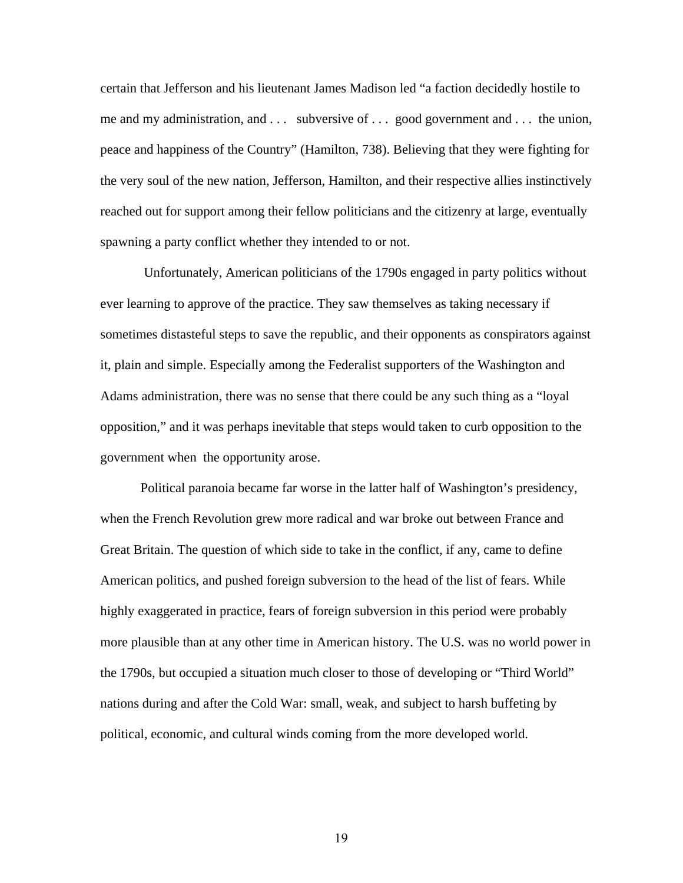certain that Jefferson and his lieutenant James Madison led "a faction decidedly hostile to me and my administration, and . . .  subversive of . . .  good government and . . .  the union, peace and happiness of the Country" (Hamilton, 738). Believing that they were fighting for the very soul of the new nation, Jefferson, Hamilton, and their respective allies instinctively reached out for support among their fellow politicians and the citizenry at large, eventually spawning a party conflict whether they intended to or not.

Unfortunately, American politicians of the 1790s engaged in party politics without ever learning to approve of the practice. They saw themselves as taking necessary if sometimes distasteful steps to save the republic, and their opponents as conspirators against it, plain and simple. Especially among the Federalist supporters of the Washington and Adams administration, there was no sense that there could be any such thing as a "loyal opposition," and it was perhaps inevitable that steps would taken to curb opposition to the government when the opportunity arose.

Political paranoia became far worse in the latter half of Washington's presidency, when the French Revolution grew more radical and war broke out between France and Great Britain. The question of which side to take in the conflict, if any, came to define American politics, and pushed foreign subversion to the head of the list of fears. While highly exaggerated in practice, fears of foreign subversion in this period were probably more plausible than at any other time in American history. The U.S. was no world power in the 1790s, but occupied a situation much closer to those of developing or "Third World" nations during and after the Cold War: small, weak, and subject to harsh buffeting by political, economic, and cultural winds coming from the more developed world.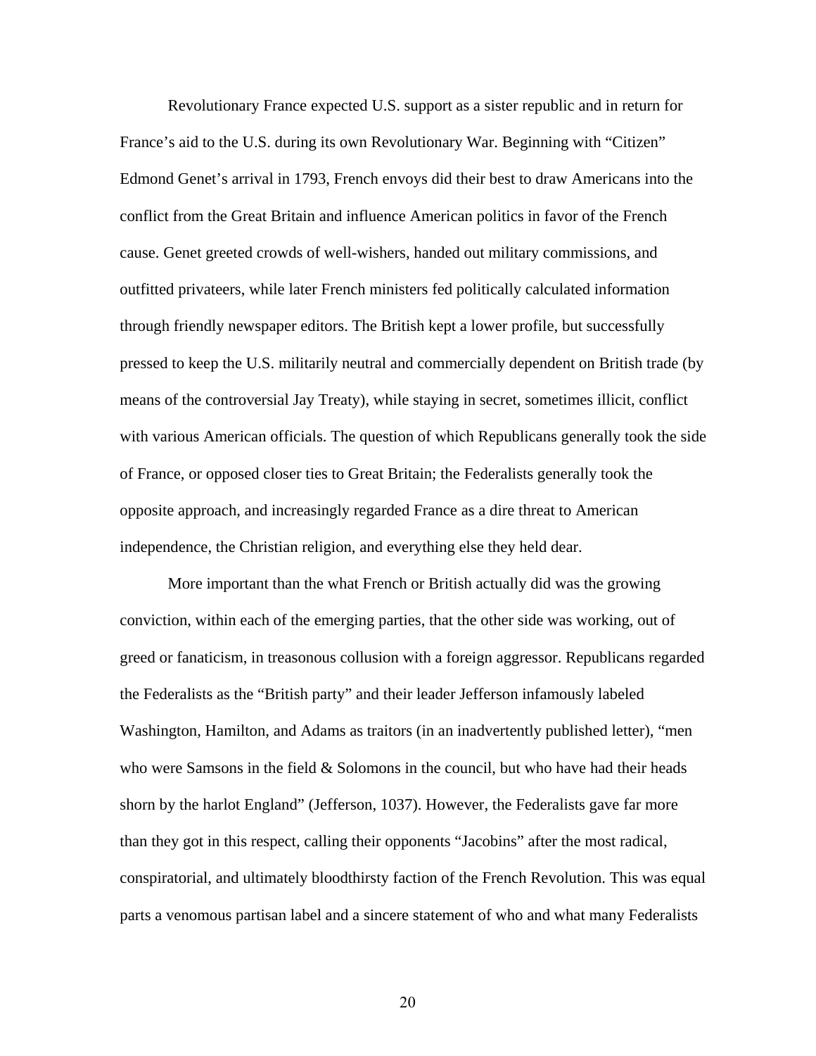Revolutionary France expected U.S. support as a sister republic and in return for France's aid to the U.S. during its own Revolutionary War. Beginning with "Citizen" Edmond Genet's arrival in 1793, French envoys did their best to draw Americans into the conflict from the Great Britain and influence American politics in favor of the French cause. Genet greeted crowds of well-wishers, handed out military commissions, and outfitted privateers, while later French ministers fed politically calculated information through friendly newspaper editors. The British kept a lower profile, but successfully pressed to keep the U.S. militarily neutral and commercially dependent on British trade (by means of the controversial Jay Treaty), while staying in secret, sometimes illicit, conflict with various American officials. The question of which Republicans generally took the side of France, or opposed closer ties to Great Britain; the Federalists generally took the opposite approach, and increasingly regarded France as a dire threat to American independence, the Christian religion, and everything else they held dear.

More important than the what French or British actually did was the growing conviction, within each of the emerging parties, that the other side was working, out of greed or fanaticism, in treasonous collusion with a foreign aggressor. Republicans regarded the Federalists as the "British party" and their leader Jefferson infamously labeled Washington, Hamilton, and Adams as traitors (in an inadvertently published letter), "men who were Samsons in the field & Solomons in the council, but who have had their heads shorn by the harlot England" (Jefferson, 1037). However, the Federalists gave far more than they got in this respect, calling their opponents "Jacobins" after the most radical, conspiratorial, and ultimately bloodthirsty faction of the French Revolution. This was equal parts a venomous partisan label and a sincere statement of who and what many Federalists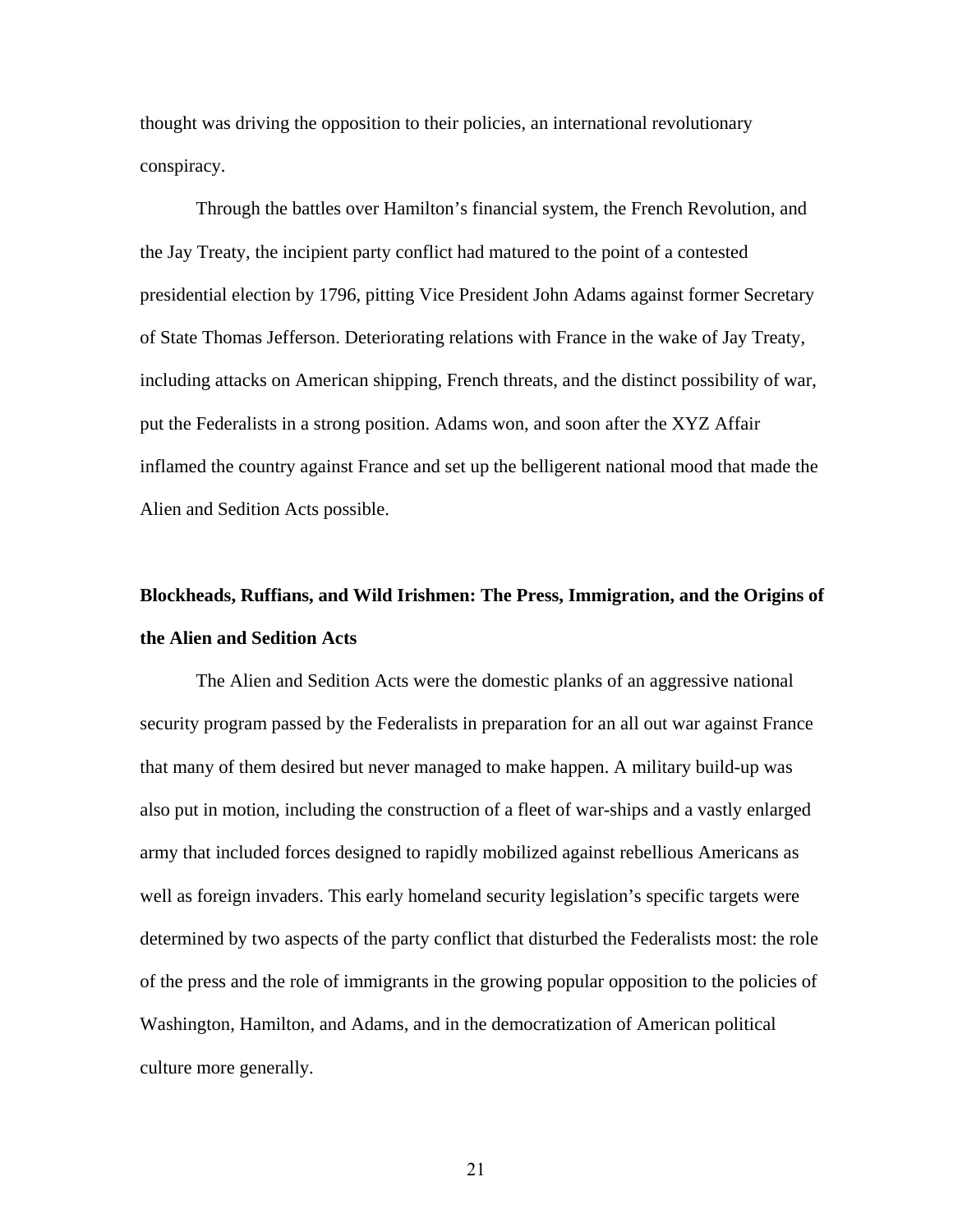thought was driving the opposition to their policies, an international revolutionary conspiracy.

Through the battles over Hamilton's financial system, the French Revolution, and the Jay Treaty, the incipient party conflict had matured to the point of a contested presidential election by 1796, pitting Vice President John Adams against former Secretary of State Thomas Jefferson. Deteriorating relations with France in the wake of Jay Treaty, including attacks on American shipping, French threats, and the distinct possibility of war, put the Federalists in a strong position. Adams won, and soon after the XYZ Affair inflamed the country against France and set up the belligerent national mood that made the Alien and Sedition Acts possible.

**Blockheads, Ruffians, and Wild Irishmen: The Press, Immigration, and the Origins of the Alien and Sedition Acts**

The Alien and Sedition Acts were the domestic planks of an aggressive national security program passed by the Federalists in preparation for an all out war against France that many of them desired but never managed to make happen. A military build-up was also put in motion, including the construction of a fleet of war-ships and a vastly enlarged army that included forces designed to rapidly mobilized against rebellious Americans as well as foreign invaders. This early homeland security legislation's specific targets were determined by two aspects of the party conflict that disturbed the Federalists most: the role of the press and the role of immigrants in the growing popular opposition to the policies of Washington, Hamilton, and Adams, and in the democratization of American political culture more generally.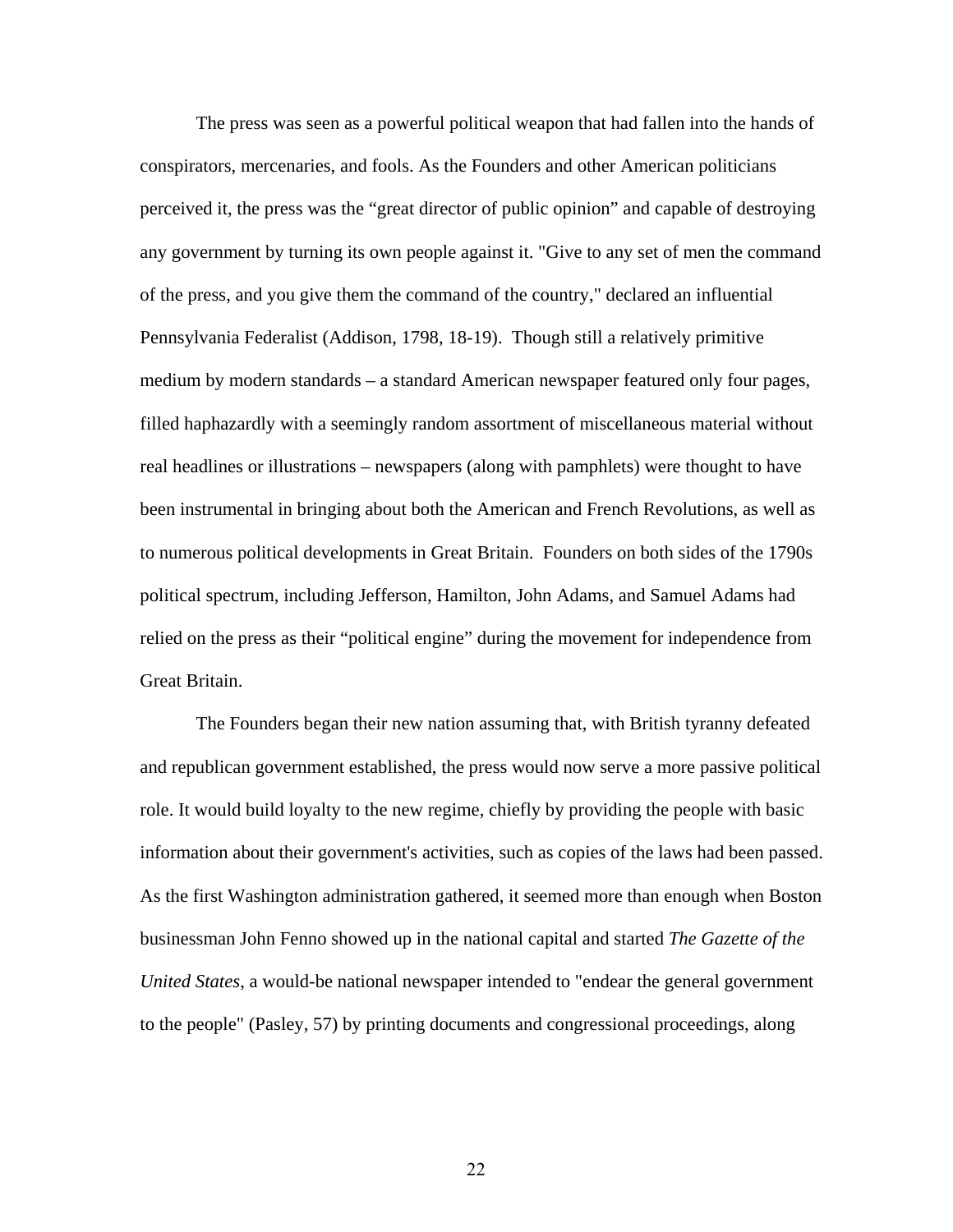The press was seen as a powerful political weapon that had fallen into the hands of conspirators, mercenaries, and fools. As the Founders and other American politicians perceived it, the press was the "great director of public opinion" and capable of destroying any government by turning its own people against it. "Give to any set of men the command of the press, and you give them the command of the country," declared an influential Pennsylvania Federalist (Addison, 1798, 18-19). Though still a relatively primitive medium by modern standards – a standard American newspaper featured only four pages, filled haphazardly with a seemingly random assortment of miscellaneous material without real headlines or illustrations – newspapers (along with pamphlets) were thought to have been instrumental in bringing about both the American and French Revolutions, as well as to numerous political developments in Great Britain. Founders on both sides of the 1790s political spectrum, including Jefferson, Hamilton, John Adams, and Samuel Adams had relied on the press as their "political engine" during the movement for independence from Great Britain.

The Founders began their new nation assuming that, with British tyranny defeated and republican government established, the press would now serve a more passive political role. It would build loyalty to the new regime, chiefly by providing the people with basic information about their government's activities, such as copies of the laws had been passed. As the first Washington administration gathered, it seemed more than enough when Boston businessman John Fenno showed up in the national capital and started *The Gazette of the United States*, a would-be national newspaper intended to "endear the general government to the people" (Pasley, 57) by printing documents and congressional proceedings, along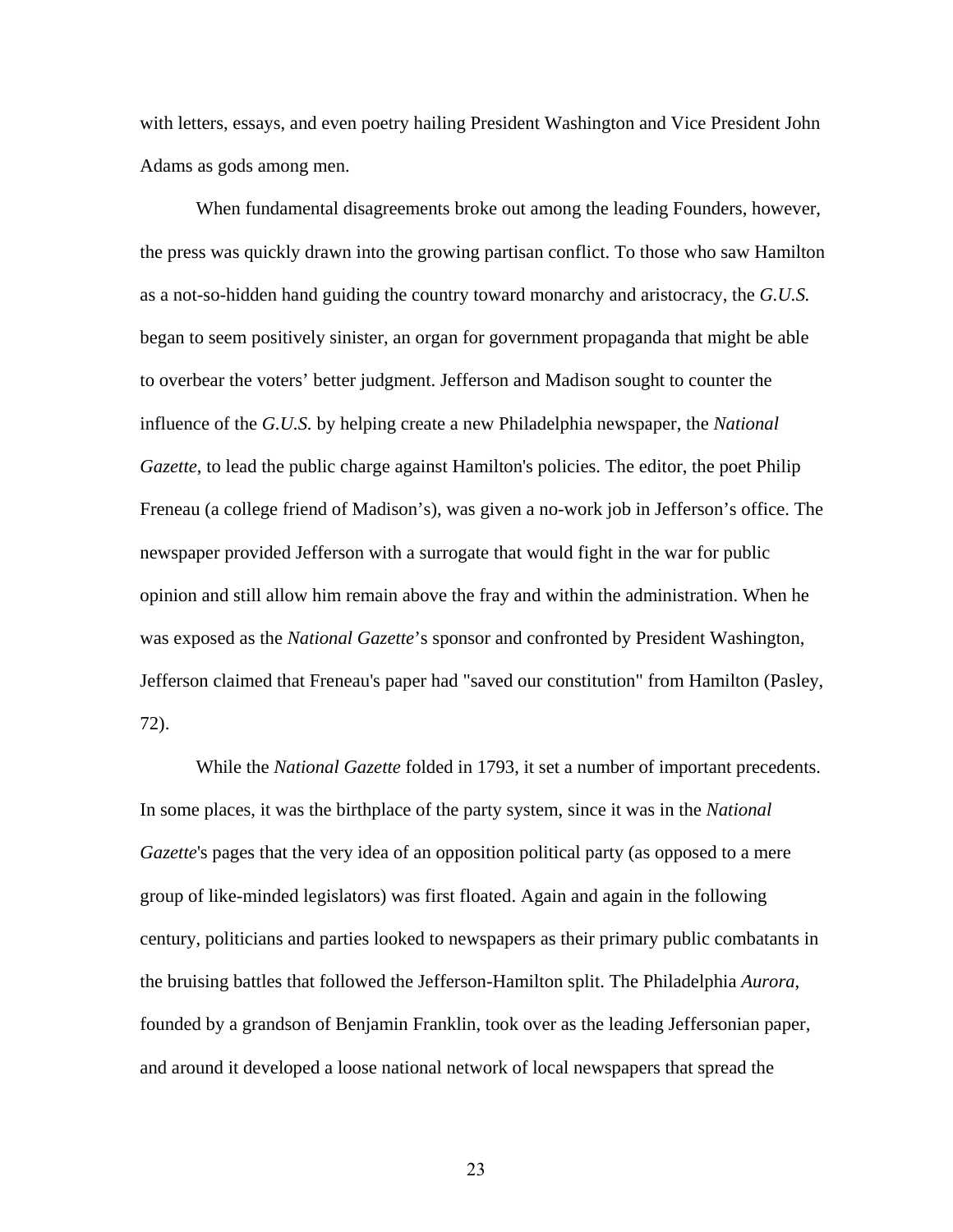with letters, essays, and even poetry hailing President Washington and Vice President John Adams as gods among men.

When fundamental disagreements broke out among the leading Founders, however, the press was quickly drawn into the growing partisan conflict. To those who saw Hamilton as a not-so-hidden hand guiding the country toward monarchy and aristocracy, the *G.U.S.* began to seem positively sinister, an organ for government propaganda that might be able to overbear the voters' better judgment. Jefferson and Madison sought to counter the influence of the *G.U.S.* by helping create a new Philadelphia newspaper, the *National Gazette*, to lead the public charge against Hamilton's policies. The editor, the poet Philip Freneau (a college friend of Madison's), was given a no-work job in Jefferson's office. The newspaper provided Jefferson with a surrogate that would fight in the war for public opinion and still allow him remain above the fray and within the administration. When he was exposed as the *National Gazette*'s sponsor and confronted by President Washington, Jefferson claimed that Freneau's paper had "saved our constitution" from Hamilton (Pasley, 72).

While the *National Gazette* folded in 1793, it set a number of important precedents. In some places, it was the birthplace of the party system, since it was in the *National Gazette*'s pages that the very idea of an opposition political party (as opposed to a mere group of like-minded legislators) was first floated. Again and again in the following century, politicians and parties looked to newspapers as their primary public combatants in the bruising battles that followed the Jefferson-Hamilton split. The Philadelphia *Aurora*, founded by a grandson of Benjamin Franklin, took over as the leading Jeffersonian paper, and around it developed a loose national network of local newspapers that spread the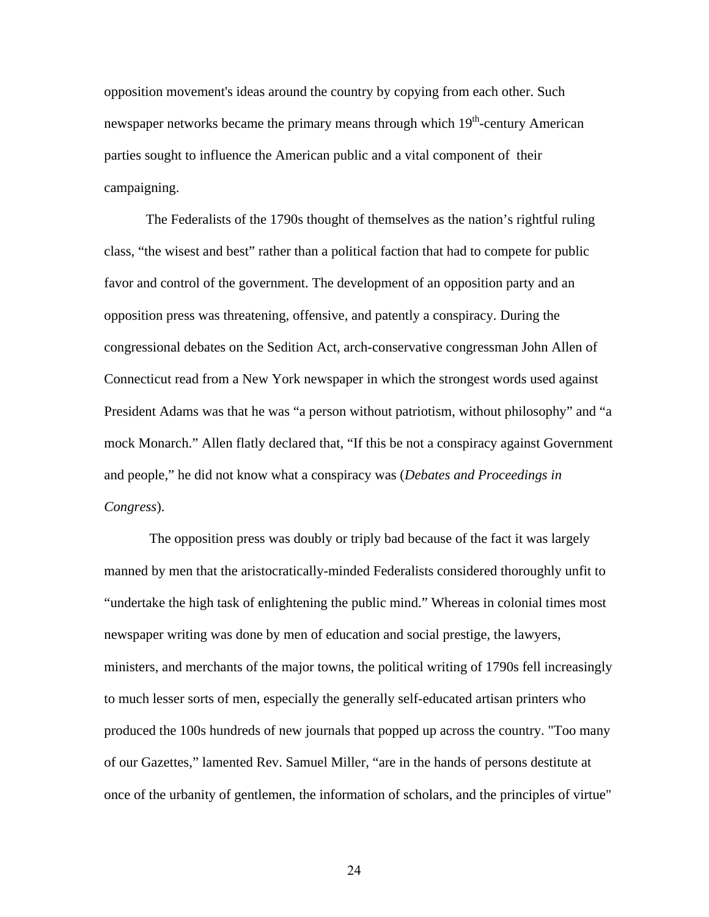opposition movement's ideas around the country by copying from each other. Such newspaper networks became the primary means through which 19th-century American parties sought to influence the American public and a vital component of their campaigning.

The Federalists of the 1790s thought of themselves as the nation's rightful ruling class, "the wisest and best" rather than a political faction that had to compete for public favor and control of the government. The development of an opposition party and an opposition press was threatening, offensive, and patently a conspiracy. During the congressional debates on the Sedition Act, arch-conservative congressman John Allen of Connecticut read from a New York newspaper in which the strongest words used against President Adams was that he was "a person without patriotism, without philosophy" and "a mock Monarch." Allen flatly declared that, "If this be not a conspiracy against Government and people," he did not know what a conspiracy was (*Debates and Proceedings in Congress*).

The opposition press was doubly or triply bad because of the fact it was largely manned by men that the aristocratically-minded Federalists considered thoroughly unfit to "undertake the high task of enlightening the public mind." Whereas in colonial times most newspaper writing was done by men of education and social prestige, the lawyers, ministers, and merchants of the major towns, the political writing of 1790s fell increasingly to much lesser sorts of men, especially the generally self-educated artisan printers who produced the 100s hundreds of new journals that popped up across the country. "Too many of our Gazettes," lamented Rev. Samuel Miller, "are in the hands of persons destitute at once of the urbanity of gentlemen, the information of scholars, and the principles of virtue"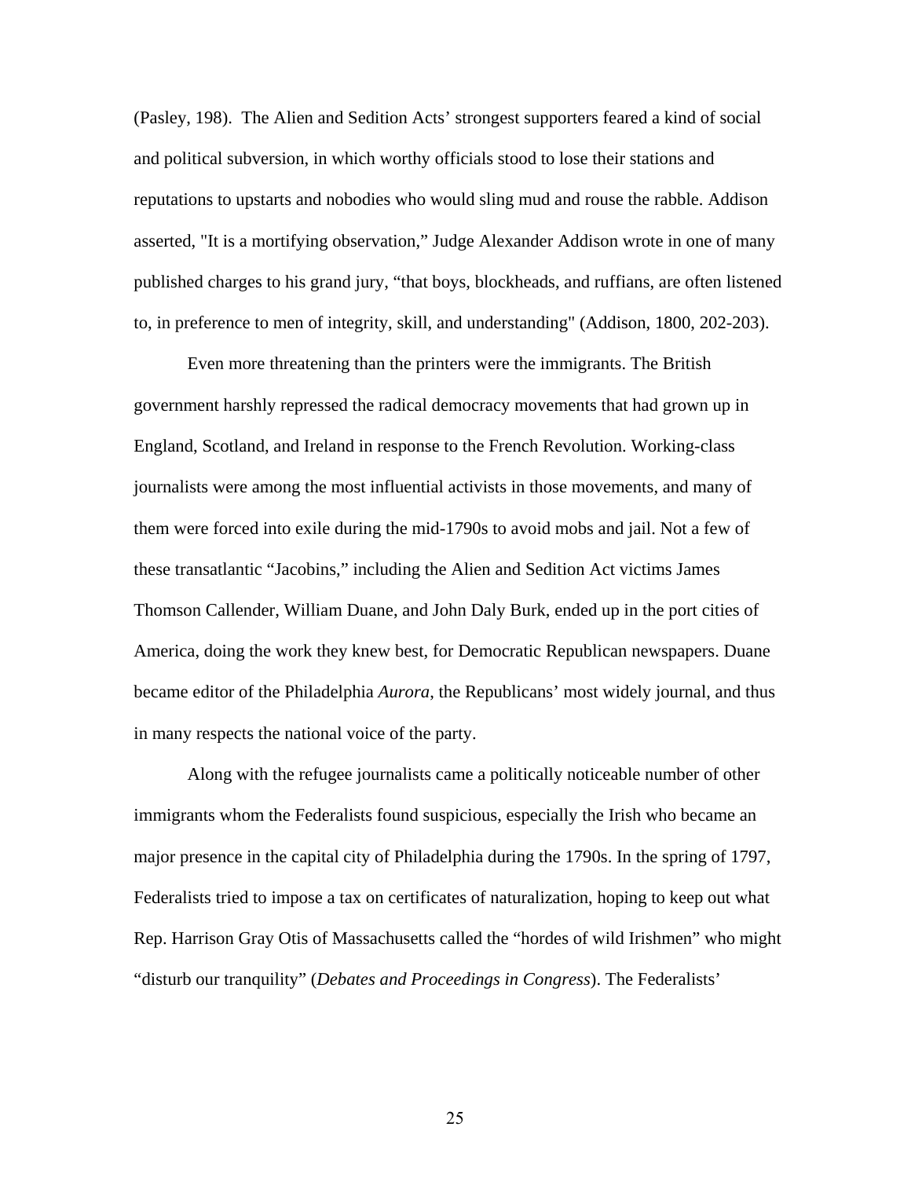(Pasley, 198). The Alien and Sedition Acts' strongest supporters feared a kind of social and political subversion, in which worthy officials stood to lose their stations and reputations to upstarts and nobodies who would sling mud and rouse the rabble. Addison asserted, "It is a mortifying observation," Judge Alexander Addison wrote in one of many published charges to his grand jury, "that boys, blockheads, and ruffians, are often listened to, in preference to men of integrity, skill, and understanding" (Addison, 1800, 202-203).

Even more threatening than the printers were the immigrants. The British government harshly repressed the radical democracy movements that had grown up in England, Scotland, and Ireland in response to the French Revolution. Working-class journalists were among the most influential activists in those movements, and many of them were forced into exile during the mid-1790s to avoid mobs and jail. Not a few of these transatlantic "Jacobins," including the Alien and Sedition Act victims James Thomson Callender, William Duane, and John Daly Burk, ended up in the port cities of America, doing the work they knew best, for Democratic Republican newspapers. Duane became editor of the Philadelphia *Aurora*, the Republicans' most widely journal, and thus in many respects the national voice of the party.

Along with the refugee journalists came a politically noticeable number of other immigrants whom the Federalists found suspicious, especially the Irish who became an major presence in the capital city of Philadelphia during the 1790s. In the spring of 1797, Federalists tried to impose a tax on certificates of naturalization, hoping to keep out what Rep. Harrison Gray Otis of Massachusetts called the "hordes of wild Irishmen" who might "disturb our tranquility" (*Debates and Proceedings in Congress*). The Federalists'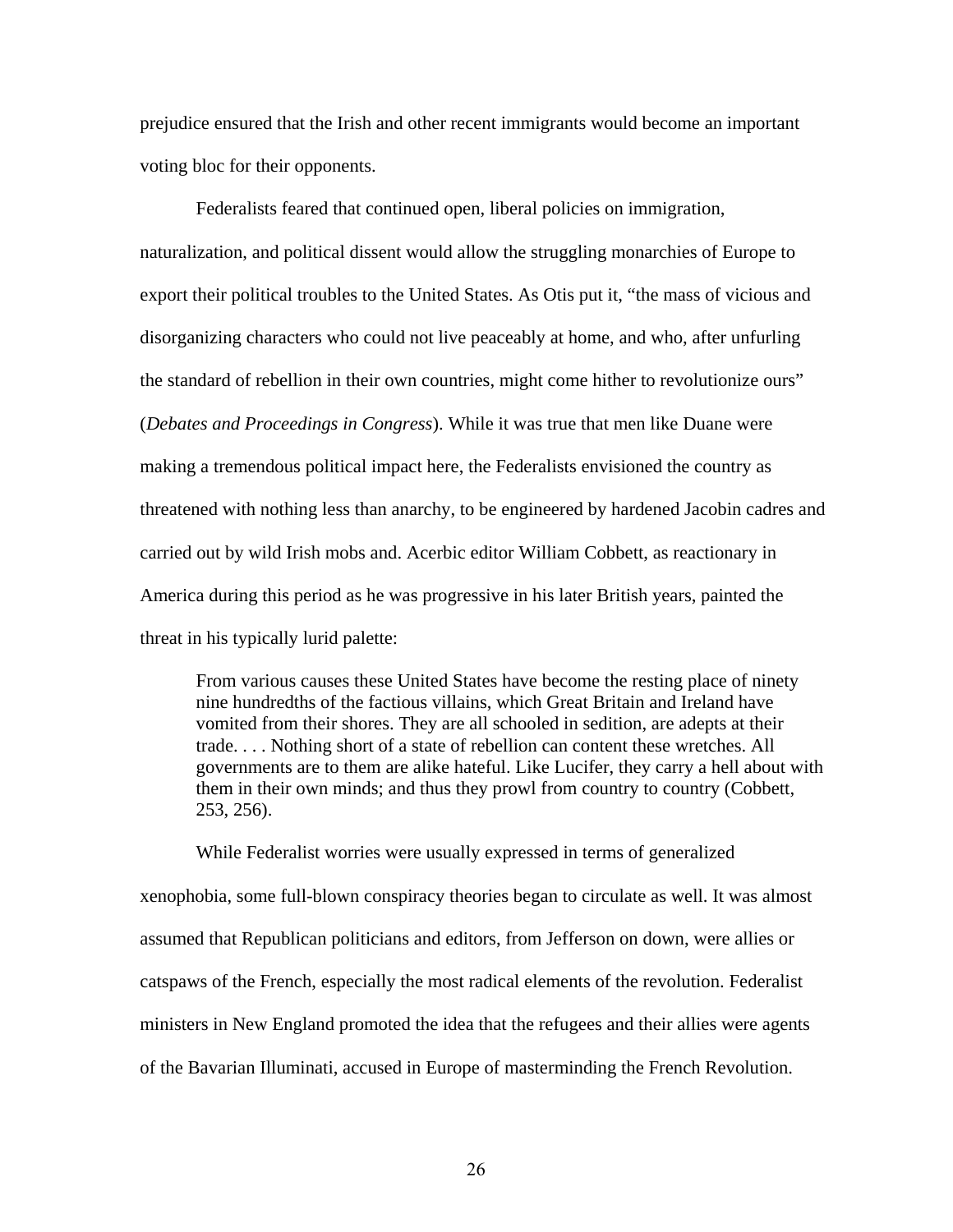prejudice ensured that the Irish and other recent immigrants would become an important voting bloc for their opponents.

Federalists feared that continued open, liberal policies on immigration, naturalization, and political dissent would allow the struggling monarchies of Europe to export their political troubles to the United States. As Otis put it, “the mass of vicious and disorganizing characters who could not live peaceably at home, and who, after unfurling the standard of rebellion in their own countries, might come hither to revolutionize ours” (*Debates and Proceedings in Congress*). While it was true that men like Duane were making a tremendous political impact here, the Federalists envisioned the country as threatened with nothing less than anarchy, to be engineered by hardened Jacobin cadres and carried out by wild Irish mobs and. Acerbic editor William Cobbett, as reactionary in America during this period as he was progressive in his later British years, painted the threat in his typically lurid palette:

> From various causes these United States have become the resting place of ninety nine hundredths of the factious villains, which Great Britain and Ireland have vomited from their shores. They are all schooled in sedition, are adepts at their trade. . . . Nothing short of a state of rebellion can content these wretches. All governments are to them are alike hateful. Like Lucifer, they carry a hell about with them in their own minds; and thus they prowl from country to country (Cobbett, 253, 256).

While Federalist worries were usually expressed in terms of generalized xenophobia, some full-blown conspiracy theories began to circulate as well. It was almost assumed that Republican politicians and editors, from Jefferson on down, were allies or catspaws of the French, especially the most radical elements of the revolution. Federalist ministers in New England promoted the idea that the refugees and their allies were agents of the Bavarian Illuminati, accused in Europe of masterminding the French Revolution.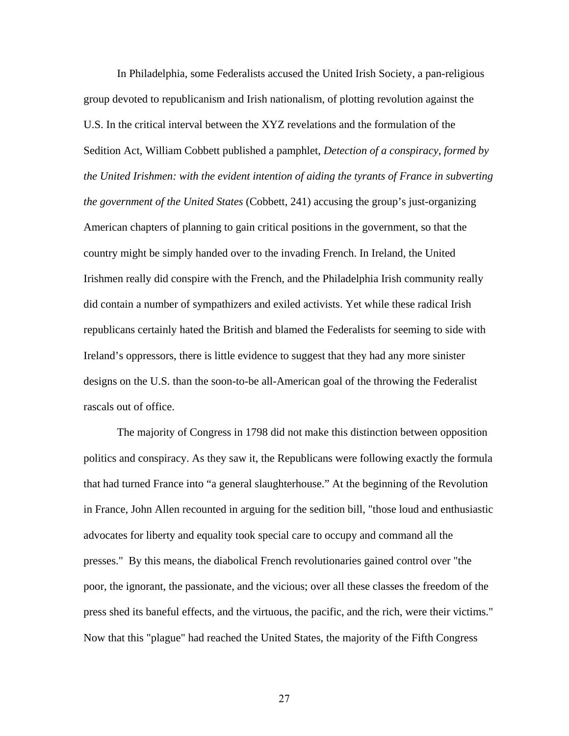In Philadelphia, some Federalists accused the United Irish Society, a pan-religious group devoted to republicanism and Irish nationalism, of plotting revolution against the U.S. In the critical interval between the XYZ revelations and the formulation of the Sedition Act, William Cobbett published a pamphlet, *Detection of a conspiracy, formed by the United Irishmen: with the evident intention of aiding the tyrants of France in subverting the government of the United States* (Cobbett, 241) accusing the group's just-organizing American chapters of planning to gain critical positions in the government, so that the country might be simply handed over to the invading French. In Ireland, the United Irishmen really did conspire with the French, and the Philadelphia Irish community really did contain a number of sympathizers and exiled activists. Yet while these radical Irish republicans certainly hated the British and blamed the Federalists for seeming to side with Ireland's oppressors, there is little evidence to suggest that they had any more sinister designs on the U.S. than the soon-to-be all-American goal of the throwing the Federalist rascals out of office.

The majority of Congress in 1798 did not make this distinction between opposition politics and conspiracy. As they saw it, the Republicans were following exactly the formula that had turned France into "a general slaughterhouse." At the beginning of the Revolution in France, John Allen recounted in arguing for the sedition bill, "those loud and enthusiastic advocates for liberty and equality took special care to occupy and command all the presses." By this means, the diabolical French revolutionaries gained control over "the poor, the ignorant, the passionate, and the vicious; over all these classes the freedom of the press shed its baneful effects, and the virtuous, the pacific, and the rich, were their victims." Now that this "plague" had reached the United States, the majority of the Fifth Congress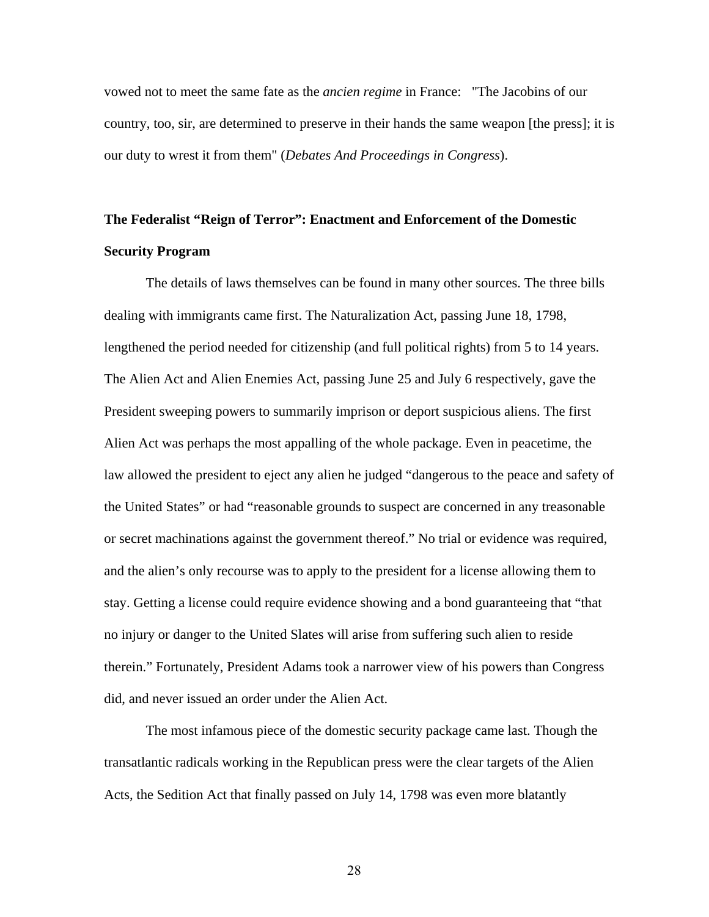vowed not to meet the same fate as the *ancien regime* in France: "The Jacobins of our country, too, sir, are determined to preserve in their hands the same weapon [the press]; it is our duty to wrest it from them" (*Debates And Proceedings in Congress*).

**The Federalist "Reign of Terror": Enactment and Enforcement of the Domestic Security Program**

The details of laws themselves can be found in many other sources. The three bills dealing with immigrants came first. The Naturalization Act, passing June 18, 1798, lengthened the period needed for citizenship (and full political rights) from 5 to 14 years. The Alien Act and Alien Enemies Act, passing June 25 and July 6 respectively, gave the President sweeping powers to summarily imprison or deport suspicious aliens. The first Alien Act was perhaps the most appalling of the whole package. Even in peacetime, the law allowed the president to eject any alien he judged "dangerous to the peace and safety of the United States" or had "reasonable grounds to suspect are concerned in any treasonable or secret machinations against the government thereof." No trial or evidence was required, and the alien's only recourse was to apply to the president for a license allowing them to stay. Getting a license could require evidence showing and a bond guaranteeing that "that no injury or danger to the United Slates will arise from suffering such alien to reside therein." Fortunately, President Adams took a narrower view of his powers than Congress did, and never issued an order under the Alien Act.

The most infamous piece of the domestic security package came last. Though the transatlantic radicals working in the Republican press were the clear targets of the Alien Acts, the Sedition Act that finally passed on July 14, 1798 was even more blatantly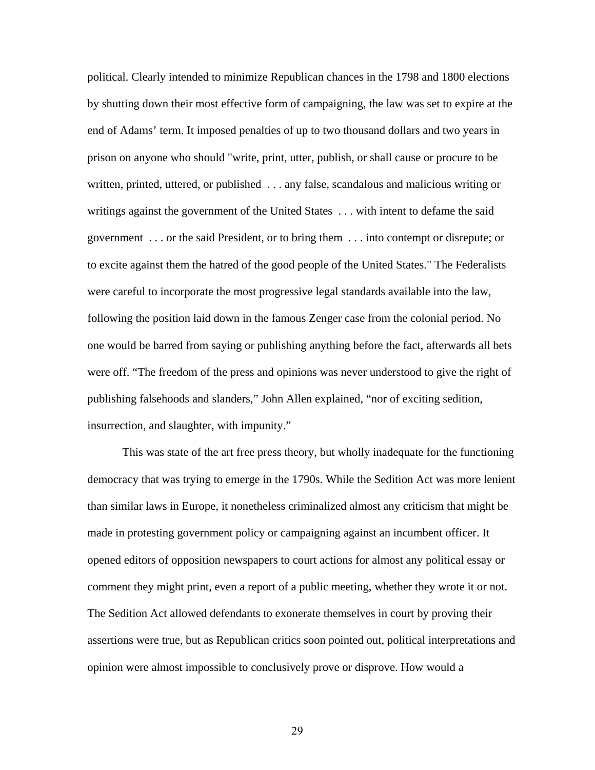political. Clearly intended to minimize Republican chances in the 1798 and 1800 elections by shutting down their most effective form of campaigning, the law was set to expire at the end of Adams' term. It imposed penalties of up to two thousand dollars and two years in prison on anyone who should "write, print, utter, publish, or shall cause or procure to be written, printed, uttered, or published . . . any false, scandalous and malicious writing or writings against the government of the United States . . . with intent to defame the said government . . . or the said President, or to bring them . . . into contempt or disrepute; or to excite against them the hatred of the good people of the United States." The Federalists were careful to incorporate the most progressive legal standards available into the law, following the position laid down in the famous Zenger case from the colonial period. No one would be barred from saying or publishing anything before the fact, afterwards all bets were off. "The freedom of the press and opinions was never understood to give the right of publishing falsehoods and slanders," John Allen explained, "nor of exciting sedition, insurrection, and slaughter, with impunity."

This was state of the art free press theory, but wholly inadequate for the functioning democracy that was trying to emerge in the 1790s. While the Sedition Act was more lenient than similar laws in Europe, it nonetheless criminalized almost any criticism that might be made in protesting government policy or campaigning against an incumbent officer. It opened editors of opposition newspapers to court actions for almost any political essay or comment they might print, even a report of a public meeting, whether they wrote it or not. The Sedition Act allowed defendants to exonerate themselves in court by proving their assertions were true, but as Republican critics soon pointed out, political interpretations and opinion were almost impossible to conclusively prove or disprove. How would a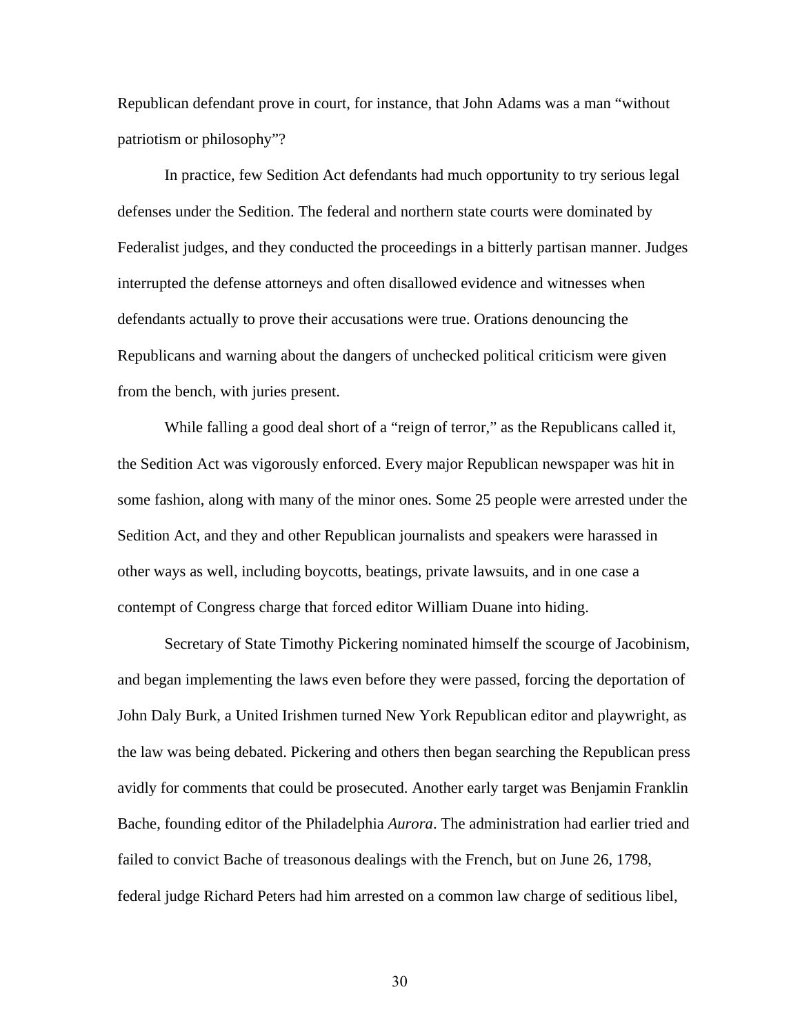Republican defendant prove in court, for instance, that John Adams was a man "without patriotism or philosophy"?

In practice, few Sedition Act defendants had much opportunity to try serious legal defenses under the Sedition. The federal and northern state courts were dominated by Federalist judges, and they conducted the proceedings in a bitterly partisan manner. Judges interrupted the defense attorneys and often disallowed evidence and witnesses when defendants actually to prove their accusations were true. Orations denouncing the Republicans and warning about the dangers of unchecked political criticism were given from the bench, with juries present.

While falling a good deal short of a "reign of terror," as the Republicans called it, the Sedition Act was vigorously enforced. Every major Republican newspaper was hit in some fashion, along with many of the minor ones. Some 25 people were arrested under the Sedition Act, and they and other Republican journalists and speakers were harassed in other ways as well, including boycotts, beatings, private lawsuits, and in one case a contempt of Congress charge that forced editor William Duane into hiding.

Secretary of State Timothy Pickering nominated himself the scourge of Jacobinism, and began implementing the laws even before they were passed, forcing the deportation of John Daly Burk, a United Irishmen turned New York Republican editor and playwright, as the law was being debated. Pickering and others then began searching the Republican press avidly for comments that could be prosecuted. Another early target was Benjamin Franklin Bache, founding editor of the Philadelphia *Aurora*. The administration had earlier tried and failed to convict Bache of treasonous dealings with the French, but on June 26, 1798, federal judge Richard Peters had him arrested on a common law charge of seditious libel,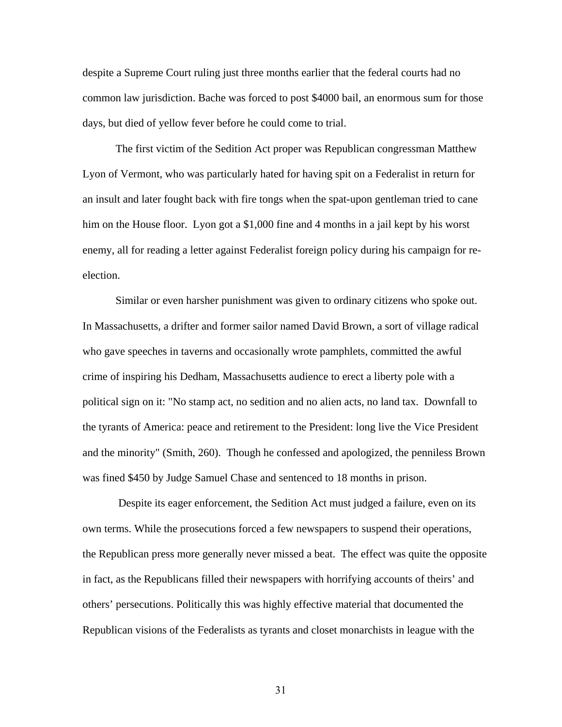despite a Supreme Court ruling just three months earlier that the federal courts had no common law jurisdiction. Bache was forced to post $4000 bail, an enormous sum for those days, but died of yellow fever before he could come to trial.

The first victim of the Sedition Act proper was Republican congressman Matthew Lyon of Vermont, who was particularly hated for having spit on a Federalist in return for an insult and later fought back with fire tongs when the spat-upon gentleman tried to cane him on the House floor. Lyon got a $1,000 fine and 4 months in a jail kept by his worst enemy, all for reading a letter against Federalist foreign policy during his campaign for re-election.

Similar or even harsher punishment was given to ordinary citizens who spoke out. In Massachusetts, a drifter and former sailor named David Brown, a sort of village radical who gave speeches in taverns and occasionally wrote pamphlets, committed the awful crime of inspiring his Dedham, Massachusetts audience to erect a liberty pole with a political sign on it: "No stamp act, no sedition and no alien acts, no land tax. Downfall to the tyrants of America: peace and retirement to the President: long live the Vice President and the minority" (Smith, 260). Though he confessed and apologized, the penniless Brown was fined $450 by Judge Samuel Chase and sentenced to 18 months in prison.

Despite its eager enforcement, the Sedition Act must judged a failure, even on its own terms. While the prosecutions forced a few newspapers to suspend their operations, the Republican press more generally never missed a beat. The effect was quite the opposite in fact, as the Republicans filled their newspapers with horrifying accounts of theirs' and others' persecutions. Politically this was highly effective material that documented the Republican visions of the Federalists as tyrants and closet monarchists in league with the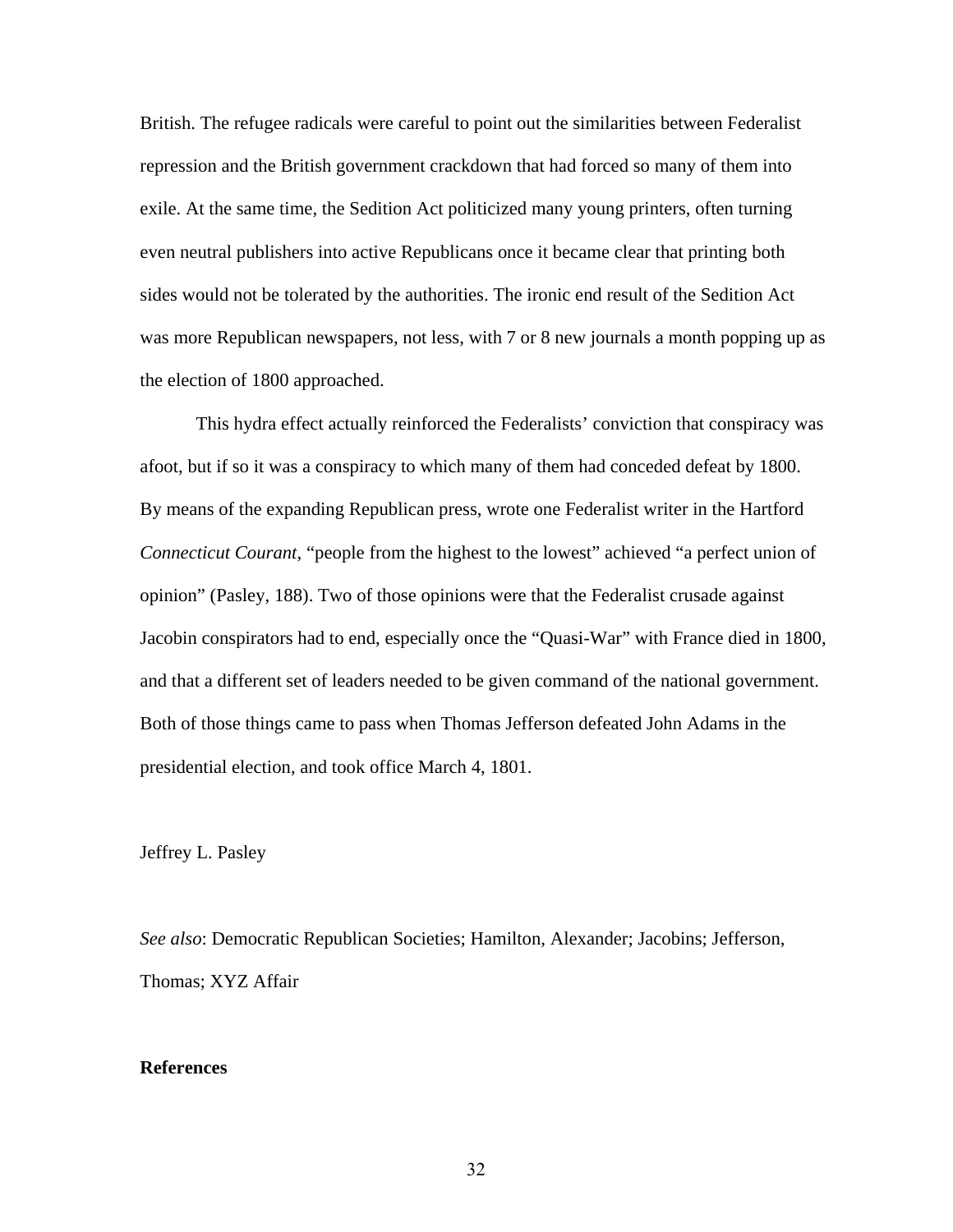British. The refugee radicals were careful to point out the similarities between Federalist repression and the British government crackdown that had forced so many of them into exile. At the same time, the Sedition Act politicized many young printers, often turning even neutral publishers into active Republicans once it became clear that printing both sides would not be tolerated by the authorities. The ironic end result of the Sedition Act was more Republican newspapers, not less, with 7 or 8 new journals a month popping up as the election of 1800 approached.

This hydra effect actually reinforced the Federalists' conviction that conspiracy was afoot, but if so it was a conspiracy to which many of them had conceded defeat by 1800. By means of the expanding Republican press, wrote one Federalist writer in the Hartford *Connecticut Courant*, "people from the highest to the lowest" achieved "a perfect union of opinion" (Pasley, 188). Two of those opinions were that the Federalist crusade against Jacobin conspirators had to end, especially once the "Quasi-War" with France died in 1800, and that a different set of leaders needed to be given command of the national government. Both of those things came to pass when Thomas Jefferson defeated John Adams in the presidential election, and took office March 4, 1801.

Jeffrey L. Pasley

*See also*: Democratic Republican Societies; Hamilton, Alexander; Jacobins; Jefferson, Thomas; XYZ Affair

**References**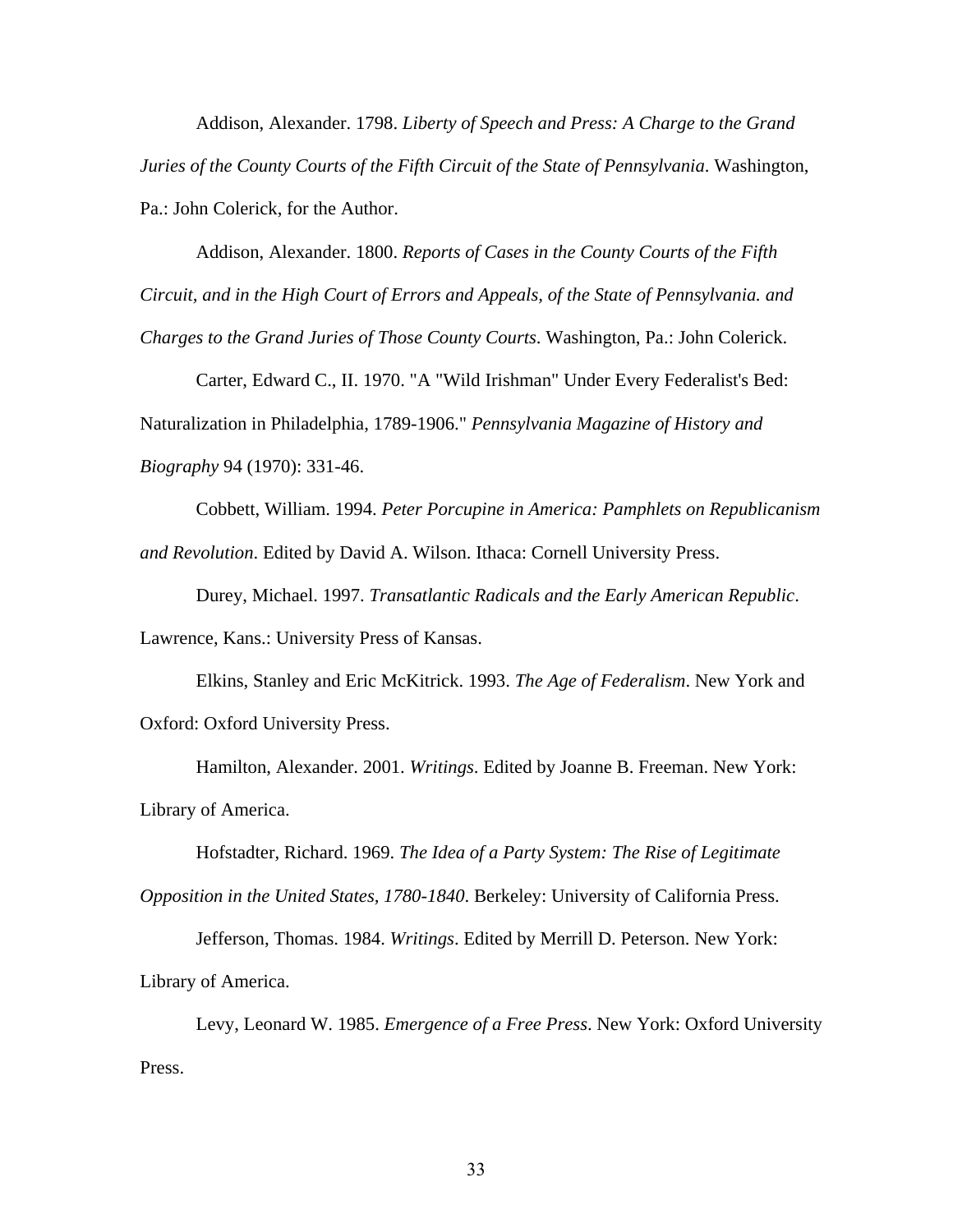Addison, Alexander. 1798. *Liberty of Speech and Press: A Charge to the Grand Juries of the County Courts of the Fifth Circuit of the State of Pennsylvania*. Washington, Pa.: John Colerick, for the Author.

Addison, Alexander. 1800. *Reports of Cases in the County Courts of the Fifth Circuit, and in the High Court of Errors and Appeals, of the State of Pennsylvania. and Charges to the Grand Juries of Those County Courts*. Washington, Pa.: John Colerick.

Carter, Edward C., II. 1970. "A "Wild Irishman" Under Every Federalist's Bed: Naturalization in Philadelphia, 1789-1906." *Pennsylvania Magazine of History and Biography* 94 (1970): 331-46.

Cobbett, William. 1994. *Peter Porcupine in America: Pamphlets on Republicanism and Revolution*. Edited by David A. Wilson. Ithaca: Cornell University Press.

Durey, Michael. 1997. *Transatlantic Radicals and the Early American Republic*. Lawrence, Kans.: University Press of Kansas.

Elkins, Stanley and Eric McKitrick. 1993. *The Age of Federalism*. New York and Oxford: Oxford University Press.

Hamilton, Alexander. 2001. *Writings*. Edited by Joanne B. Freeman. New York: Library of America.

Hofstadter, Richard. 1969. *The Idea of a Party System: The Rise of Legitimate Opposition in the United States, 1780-1840*. Berkeley: University of California Press.

Jefferson, Thomas. 1984. *Writings*. Edited by Merrill D. Peterson. New York: Library of America.

Levy, Leonard W. 1985. *Emergence of a Free Press*. New York: Oxford University Press.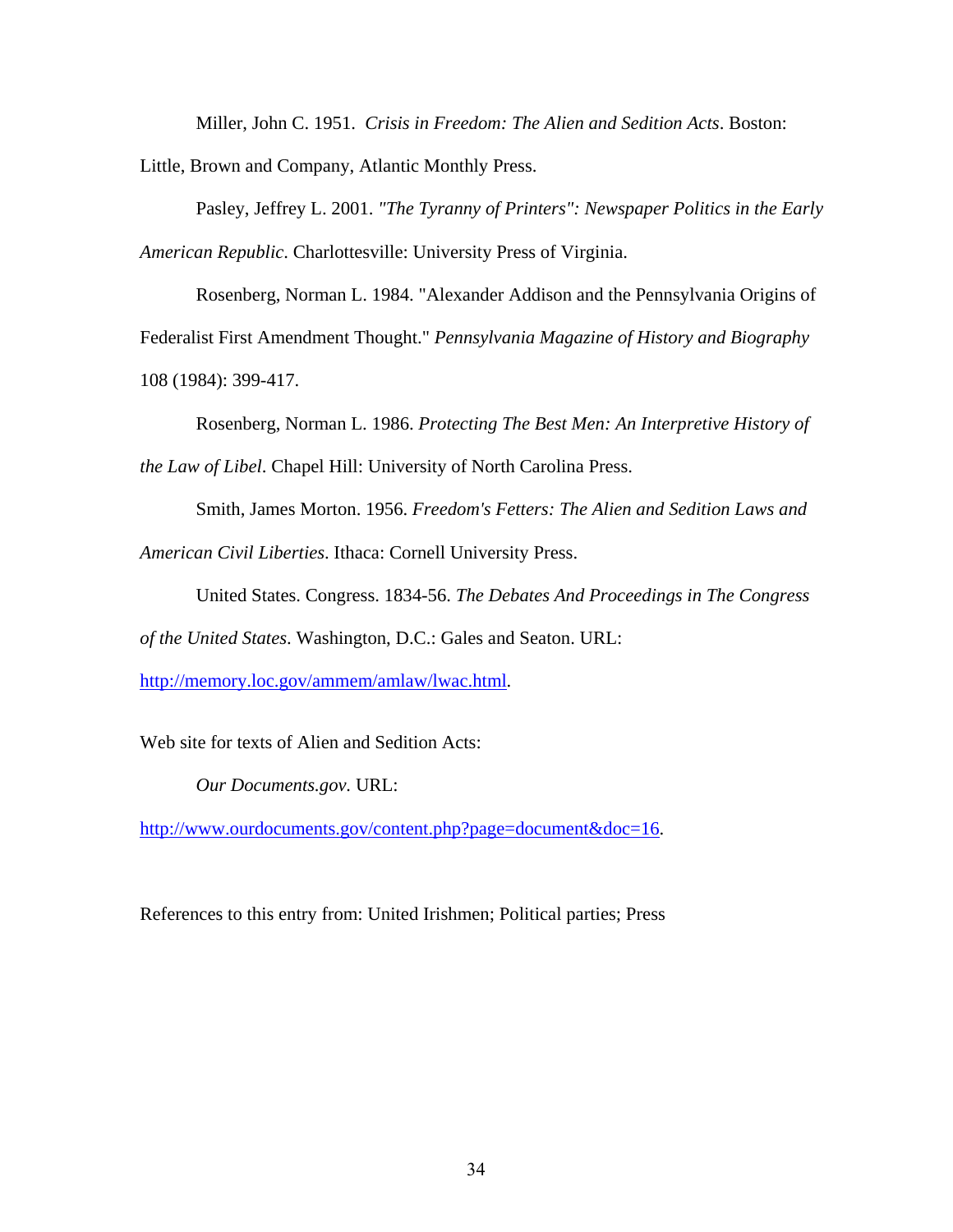Miller, John C. 1951. *Crisis in Freedom: The Alien and Sedition Acts*. Boston: Little, Brown and Company, Atlantic Monthly Press.

Pasley, Jeffrey L. 2001. *"The Tyranny of Printers": Newspaper Politics in the Early American Republic*. Charlottesville: University Press of Virginia.

Rosenberg, Norman L. 1984. "Alexander Addison and the Pennsylvania Origins of Federalist First Amendment Thought." *Pennsylvania Magazine of History and Biography* 108 (1984): 399-417.

Rosenberg, Norman L. 1986. *Protecting The Best Men: An Interpretive History of the Law of Libel*. Chapel Hill: University of North Carolina Press.

Smith, James Morton. 1956. *Freedom's Fetters: The Alien and Sedition Laws and American Civil Liberties*. Ithaca: Cornell University Press.

United States. Congress. 1834-56. *The Debates And Proceedings in The Congress of the United States*. Washington, D.C.: Gales and Seaton. URL: http://memory.loc.gov/ammem/amlaw/lwac.html.

Web site for texts of Alien and Sedition Acts:

*Our Documents.gov*. URL: http://www.ourdocuments.gov/content.php?page=document&doc=16.

References to this entry from: United Irishmen; Political parties; Press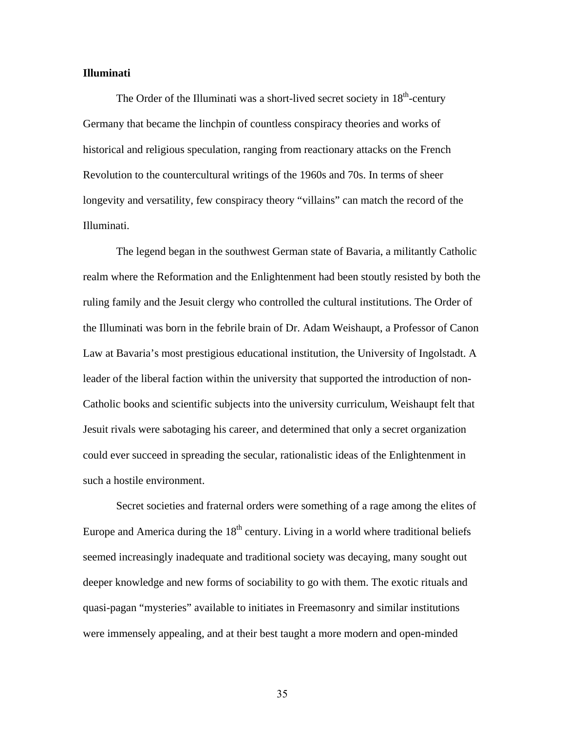**Illuminati**

The Order of the Illuminati was a short-lived secret society in 18th-century Germany that became the linchpin of countless conspiracy theories and works of historical and religious speculation, ranging from reactionary attacks on the French Revolution to the countercultural writings of the 1960s and 70s. In terms of sheer longevity and versatility, few conspiracy theory "villains" can match the record of the Illuminati.

The legend began in the southwest German state of Bavaria, a militantly Catholic realm where the Reformation and the Enlightenment had been stoutly resisted by both the ruling family and the Jesuit clergy who controlled the cultural institutions. The Order of the Illuminati was born in the febrile brain of Dr. Adam Weishaupt, a Professor of Canon Law at Bavaria's most prestigious educational institution, the University of Ingolstadt. A leader of the liberal faction within the university that supported the introduction of non-Catholic books and scientific subjects into the university curriculum, Weishaupt felt that Jesuit rivals were sabotaging his career, and determined that only a secret organization could ever succeed in spreading the secular, rationalistic ideas of the Enlightenment in such a hostile environment.

Secret societies and fraternal orders were something of a rage among the elites of Europe and America during the 18th century. Living in a world where traditional beliefs seemed increasingly inadequate and traditional society was decaying, many sought out deeper knowledge and new forms of sociability to go with them. The exotic rituals and quasi-pagan "mysteries" available to initiates in Freemasonry and similar institutions were immensely appealing, and at their best taught a more modern and open-minded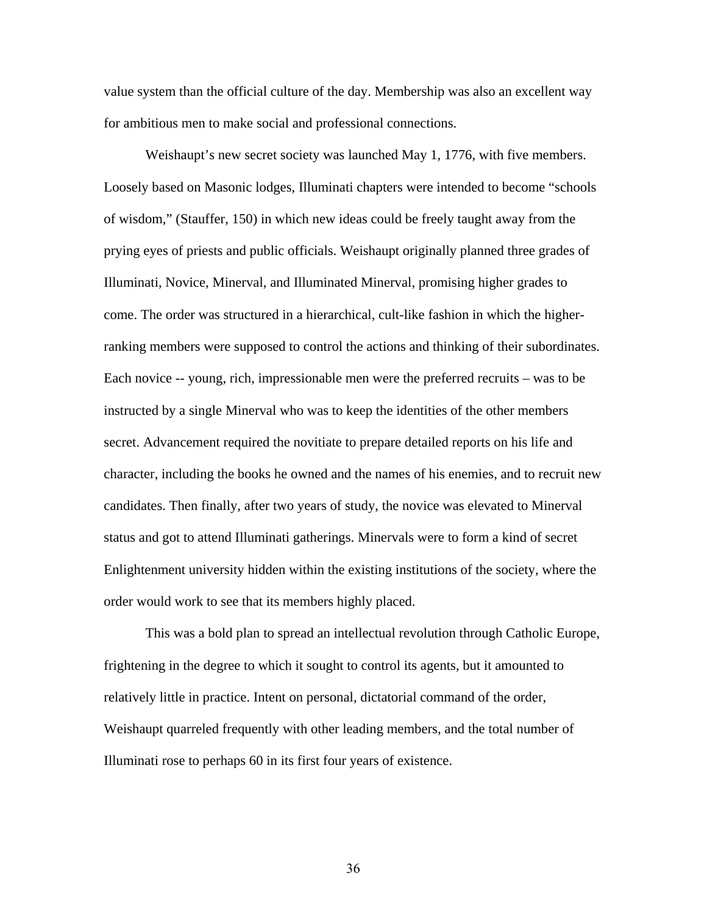value system than the official culture of the day. Membership was also an excellent way for ambitious men to make social and professional connections.

Weishaupt's new secret society was launched May 1, 1776, with five members. Loosely based on Masonic lodges, Illuminati chapters were intended to become "schools of wisdom," (Stauffer, 150) in which new ideas could be freely taught away from the prying eyes of priests and public officials. Weishaupt originally planned three grades of Illuminati, Novice, Minerval, and Illuminated Minerval, promising higher grades to come. The order was structured in a hierarchical, cult-like fashion in which the higher-ranking members were supposed to control the actions and thinking of their subordinates. Each novice -- young, rich, impressionable men were the preferred recruits – was to be instructed by a single Minerval who was to keep the identities of the other members secret. Advancement required the novitiate to prepare detailed reports on his life and character, including the books he owned and the names of his enemies, and to recruit new candidates. Then finally, after two years of study, the novice was elevated to Minerval status and got to attend Illuminati gatherings. Minervals were to form a kind of secret Enlightenment university hidden within the existing institutions of the society, where the order would work to see that its members highly placed.

This was a bold plan to spread an intellectual revolution through Catholic Europe, frightening in the degree to which it sought to control its agents, but it amounted to relatively little in practice. Intent on personal, dictatorial command of the order, Weishaupt quarreled frequently with other leading members, and the total number of Illuminati rose to perhaps 60 in its first four years of existence.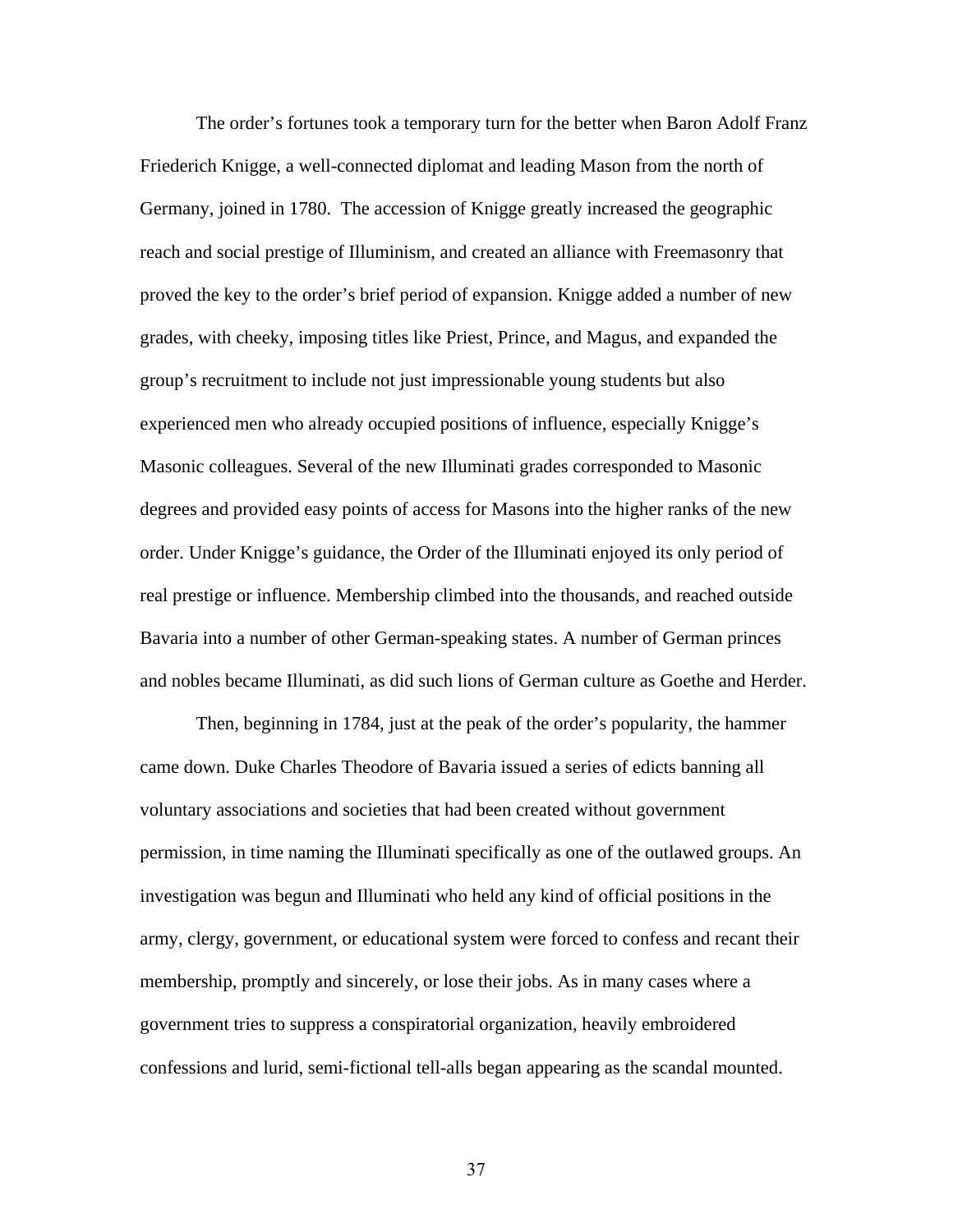The order's fortunes took a temporary turn for the better when Baron Adolf Franz Friederich Knigge, a well-connected diplomat and leading Mason from the north of Germany, joined in 1780. The accession of Knigge greatly increased the geographic reach and social prestige of Illuminism, and created an alliance with Freemasonry that proved the key to the order's brief period of expansion. Knigge added a number of new grades, with cheeky, imposing titles like Priest, Prince, and Magus, and expanded the group's recruitment to include not just impressionable young students but also experienced men who already occupied positions of influence, especially Knigge's Masonic colleagues. Several of the new Illuminati grades corresponded to Masonic degrees and provided easy points of access for Masons into the higher ranks of the new order. Under Knigge's guidance, the Order of the Illuminati enjoyed its only period of real prestige or influence. Membership climbed into the thousands, and reached outside Bavaria into a number of other German-speaking states. A number of German princes and nobles became Illuminati, as did such lions of German culture as Goethe and Herder.

Then, beginning in 1784, just at the peak of the order's popularity, the hammer came down. Duke Charles Theodore of Bavaria issued a series of edicts banning all voluntary associations and societies that had been created without government permission, in time naming the Illuminati specifically as one of the outlawed groups. An investigation was begun and Illuminati who held any kind of official positions in the army, clergy, government, or educational system were forced to confess and recant their membership, promptly and sincerely, or lose their jobs. As in many cases where a government tries to suppress a conspiratorial organization, heavily embroidered confessions and lurid, semi-fictional tell-alls began appearing as the scandal mounted.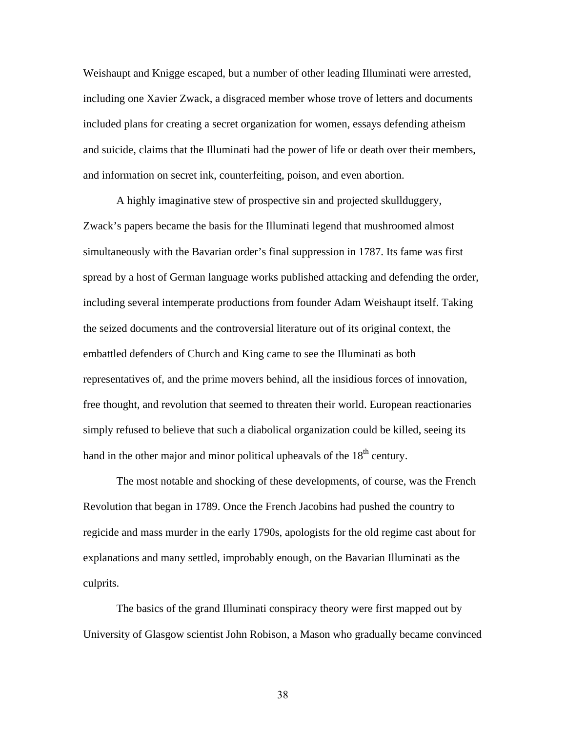Weishaupt and Knigge escaped, but a number of other leading Illuminati were arrested, including one Xavier Zwack, a disgraced member whose trove of letters and documents included plans for creating a secret organization for women, essays defending atheism and suicide, claims that the Illuminati had the power of life or death over their members, and information on secret ink, counterfeiting, poison, and even abortion.

A highly imaginative stew of prospective sin and projected skullduggery, Zwack's papers became the basis for the Illuminati legend that mushroomed almost simultaneously with the Bavarian order's final suppression in 1787. Its fame was first spread by a host of German language works published attacking and defending the order, including several intemperate productions from founder Adam Weishaupt itself. Taking the seized documents and the controversial literature out of its original context, the embattled defenders of Church and King came to see the Illuminati as both representatives of, and the prime movers behind, all the insidious forces of innovation, free thought, and revolution that seemed to threaten their world. European reactionaries simply refused to believe that such a diabolical organization could be killed, seeing its hand in the other major and minor political upheavals of the 18th century.

The most notable and shocking of these developments, of course, was the French Revolution that began in 1789. Once the French Jacobins had pushed the country to regicide and mass murder in the early 1790s, apologists for the old regime cast about for explanations and many settled, improbably enough, on the Bavarian Illuminati as the culprits.

The basics of the grand Illuminati conspiracy theory were first mapped out by University of Glasgow scientist John Robison, a Mason who gradually became convinced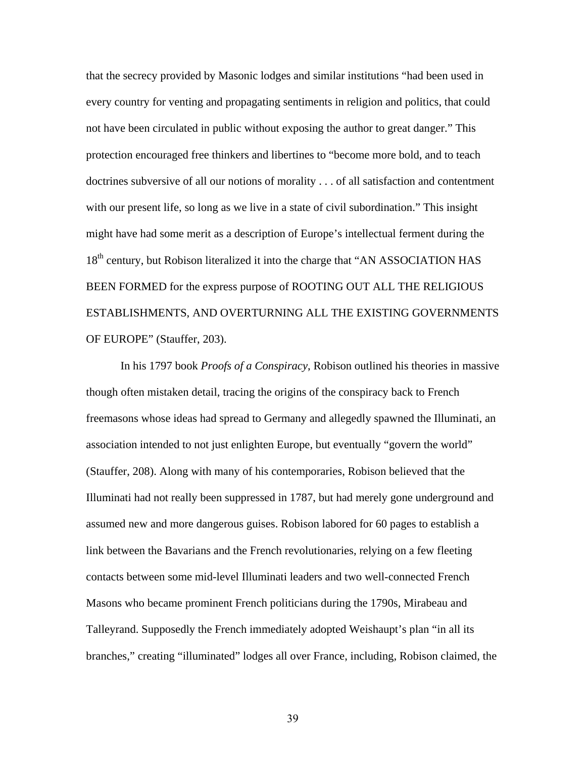that the secrecy provided by Masonic lodges and similar institutions "had been used in every country for venting and propagating sentiments in religion and politics, that could not have been circulated in public without exposing the author to great danger." This protection encouraged free thinkers and libertines to "become more bold, and to teach doctrines subversive of all our notions of morality . . . of all satisfaction and contentment with our present life, so long as we live in a state of civil subordination." This insight might have had some merit as a description of Europe's intellectual ferment during the 18th century, but Robison literalized it into the charge that "AN ASSOCIATION HAS BEEN FORMED for the express purpose of ROOTING OUT ALL THE RELIGIOUS ESTABLISHMENTS, AND OVERTURNING ALL THE EXISTING GOVERNMENTS OF EUROPE" (Stauffer, 203).

In his 1797 book *Proofs of a Conspiracy*, Robison outlined his theories in massive though often mistaken detail, tracing the origins of the conspiracy back to French freemasons whose ideas had spread to Germany and allegedly spawned the Illuminati, an association intended to not just enlighten Europe, but eventually "govern the world" (Stauffer, 208). Along with many of his contemporaries, Robison believed that the Illuminati had not really been suppressed in 1787, but had merely gone underground and assumed new and more dangerous guises. Robison labored for 60 pages to establish a link between the Bavarians and the French revolutionaries, relying on a few fleeting contacts between some mid-level Illuminati leaders and two well-connected French Masons who became prominent French politicians during the 1790s, Mirabeau and Talleyrand. Supposedly the French immediately adopted Weishaupt's plan "in all its branches," creating "illuminated" lodges all over France, including, Robison claimed, the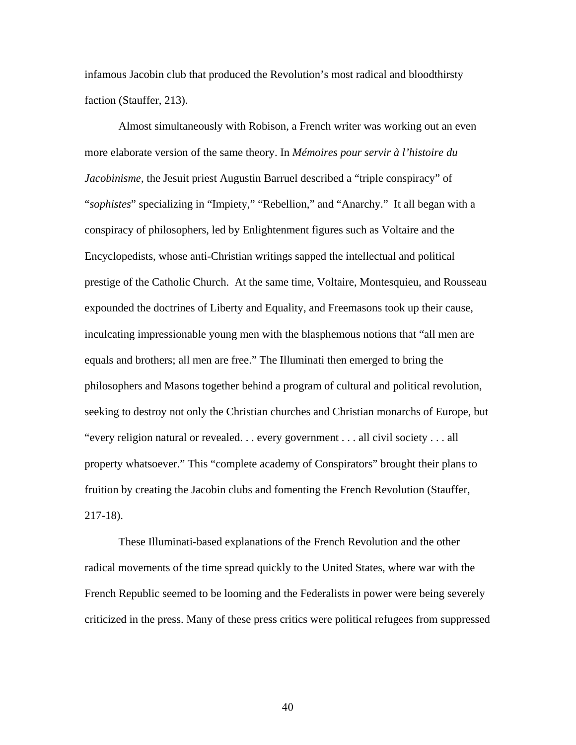infamous Jacobin club that produced the Revolution's most radical and bloodthirsty faction (Stauffer, 213).

Almost simultaneously with Robison, a French writer was working out an even more elaborate version of the same theory. In *Mémoires pour servir à l'histoire du Jacobinisme*, the Jesuit priest Augustin Barruel described a "triple conspiracy" of "*sophistes*" specializing in "Impiety," "Rebellion," and "Anarchy." It all began with a conspiracy of philosophers, led by Enlightenment figures such as Voltaire and the Encyclopedists, whose anti-Christian writings sapped the intellectual and political prestige of the Catholic Church. At the same time, Voltaire, Montesquieu, and Rousseau expounded the doctrines of Liberty and Equality, and Freemasons took up their cause, inculcating impressionable young men with the blasphemous notions that "all men are equals and brothers; all men are free." The Illuminati then emerged to bring the philosophers and Masons together behind a program of cultural and political revolution, seeking to destroy not only the Christian churches and Christian monarchs of Europe, but "every religion natural or revealed. . . every government . . . all civil society . . . all property whatsoever." This "complete academy of Conspirators" brought their plans to fruition by creating the Jacobin clubs and fomenting the French Revolution (Stauffer, 217-18).

These Illuminati-based explanations of the French Revolution and the other radical movements of the time spread quickly to the United States, where war with the French Republic seemed to be looming and the Federalists in power were being severely criticized in the press. Many of these press critics were political refugees from suppressed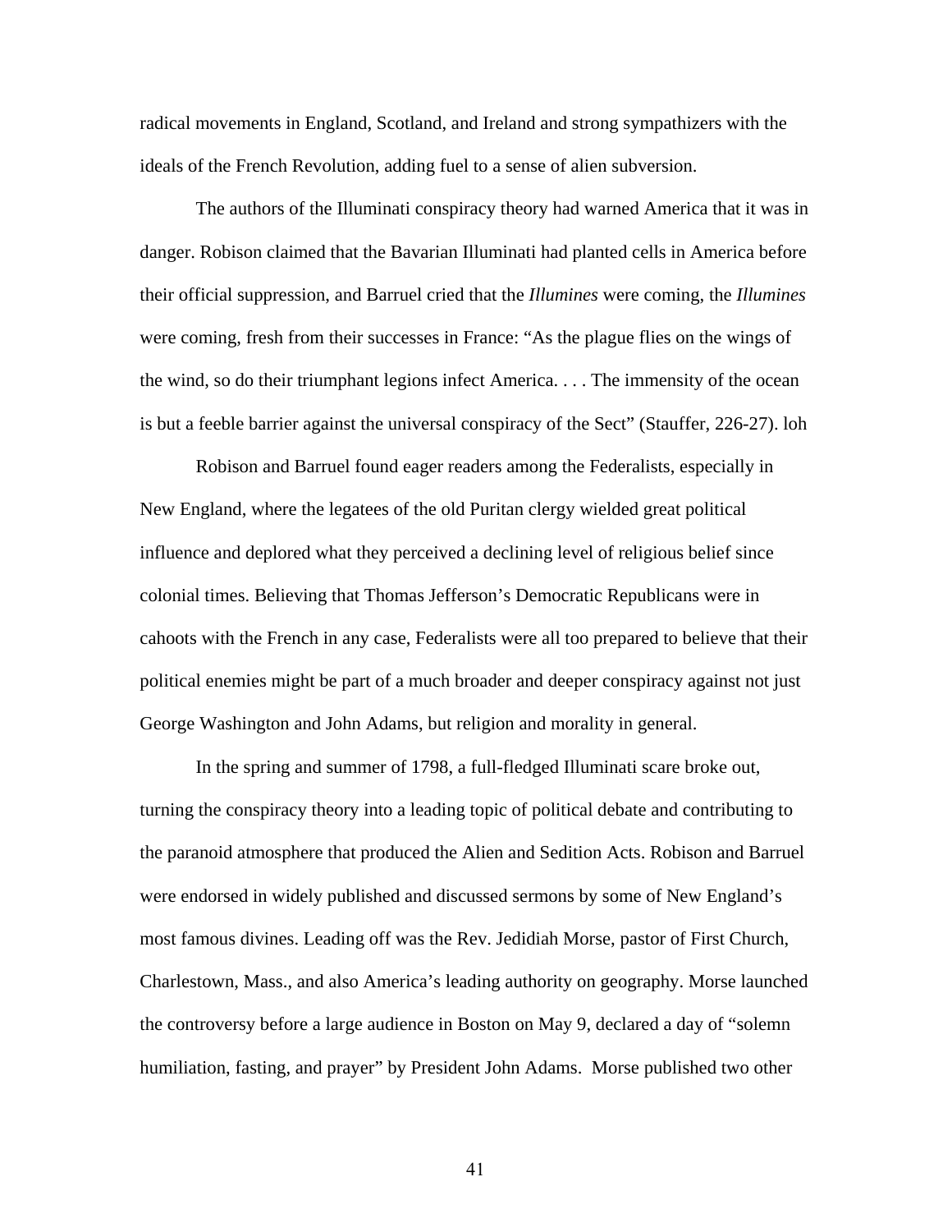radical movements in England, Scotland, and Ireland and strong sympathizers with the ideals of the French Revolution, adding fuel to a sense of alien subversion.

The authors of the Illuminati conspiracy theory had warned America that it was in danger. Robison claimed that the Bavarian Illuminati had planted cells in America before their official suppression, and Barruel cried that the *Illumines* were coming, the *Illumines* were coming, fresh from their successes in France: “As the plague flies on the wings of the wind, so do their triumphant legions infect America. . . . The immensity of the ocean is but a feeble barrier against the universal conspiracy of the Sect” (Stauffer, 226-27). loh

Robison and Barruel found eager readers among the Federalists, especially in New England, where the legatees of the old Puritan clergy wielded great political influence and deplored what they perceived a declining level of religious belief since colonial times. Believing that Thomas Jefferson’s Democratic Republicans were in cahoots with the French in any case, Federalists were all too prepared to believe that their political enemies might be part of a much broader and deeper conspiracy against not just George Washington and John Adams, but religion and morality in general.

In the spring and summer of 1798, a full-fledged Illuminati scare broke out, turning the conspiracy theory into a leading topic of political debate and contributing to the paranoid atmosphere that produced the Alien and Sedition Acts. Robison and Barruel were endorsed in widely published and discussed sermons by some of New England’s most famous divines. Leading off was the Rev. Jedidiah Morse, pastor of First Church, Charlestown, Mass., and also America’s leading authority on geography. Morse launched the controversy before a large audience in Boston on May 9, declared a day of “solemn humiliation, fasting, and prayer” by President John Adams. Morse published two other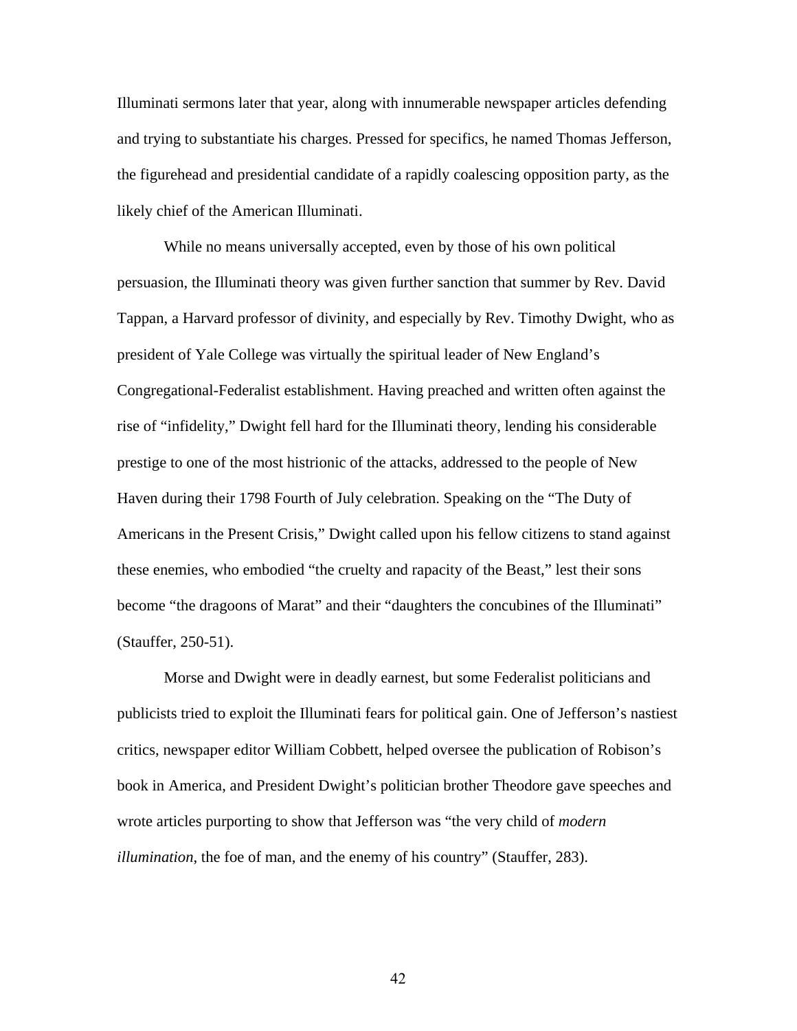Illuminati sermons later that year, along with innumerable newspaper articles defending and trying to substantiate his charges. Pressed for specifics, he named Thomas Jefferson, the figurehead and presidential candidate of a rapidly coalescing opposition party, as the likely chief of the American Illuminati.

While no means universally accepted, even by those of his own political persuasion, the Illuminati theory was given further sanction that summer by Rev. David Tappan, a Harvard professor of divinity, and especially by Rev. Timothy Dwight, who as president of Yale College was virtually the spiritual leader of New England's Congregational-Federalist establishment. Having preached and written often against the rise of "infidelity," Dwight fell hard for the Illuminati theory, lending his considerable prestige to one of the most histrionic of the attacks, addressed to the people of New Haven during their 1798 Fourth of July celebration. Speaking on the "The Duty of Americans in the Present Crisis," Dwight called upon his fellow citizens to stand against these enemies, who embodied "the cruelty and rapacity of the Beast," lest their sons become "the dragoons of Marat" and their "daughters the concubines of the Illuminati" (Stauffer, 250-51).

Morse and Dwight were in deadly earnest, but some Federalist politicians and publicists tried to exploit the Illuminati fears for political gain. One of Jefferson's nastiest critics, newspaper editor William Cobbett, helped oversee the publication of Robison's book in America, and President Dwight's politician brother Theodore gave speeches and wrote articles purporting to show that Jefferson was "the very child of *modern illumination*, the foe of man, and the enemy of his country" (Stauffer, 283).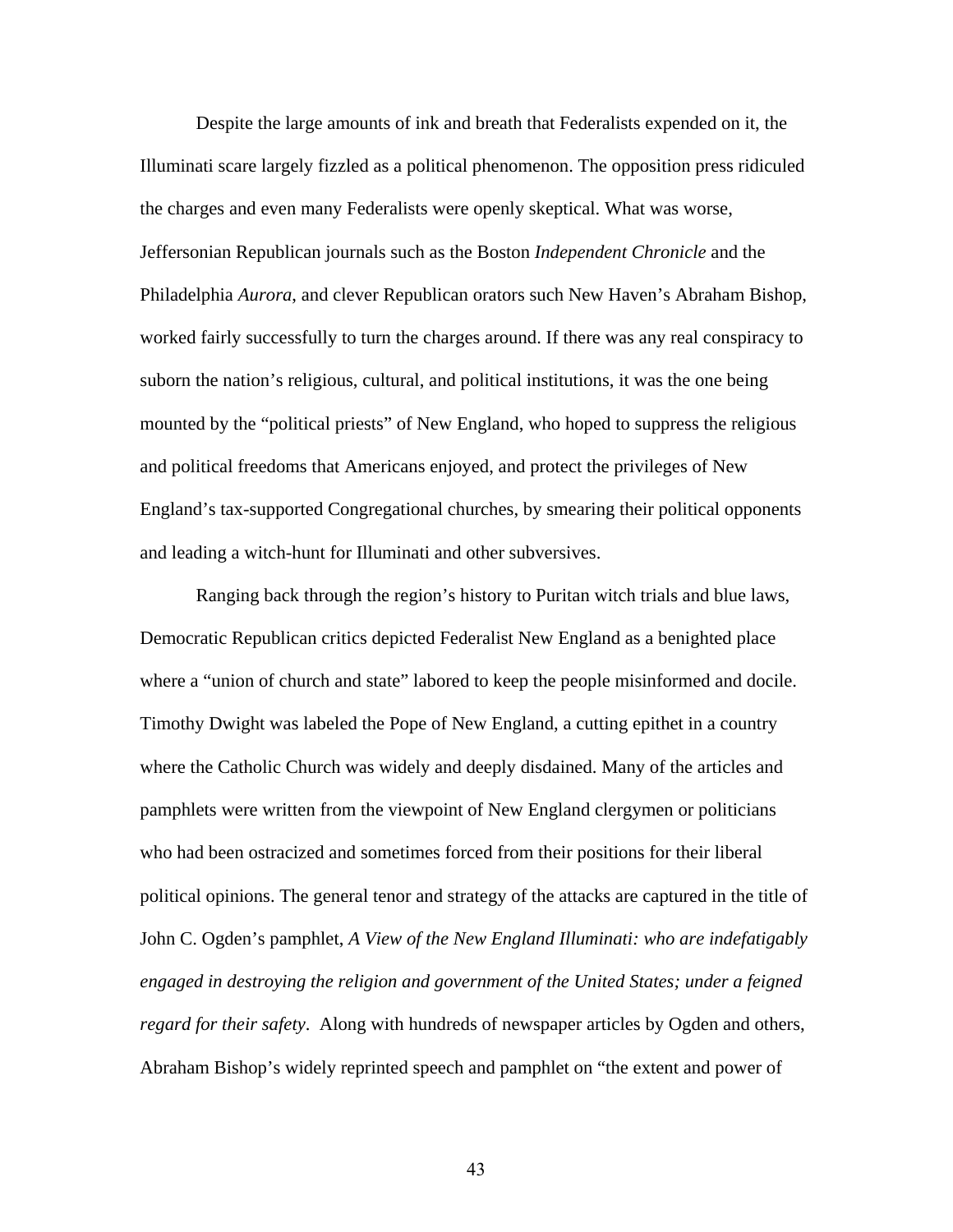Despite the large amounts of ink and breath that Federalists expended on it, the Illuminati scare largely fizzled as a political phenomenon. The opposition press ridiculed the charges and even many Federalists were openly skeptical. What was worse, Jeffersonian Republican journals such as the Boston *Independent Chronicle* and the Philadelphia *Aurora*, and clever Republican orators such New Haven's Abraham Bishop, worked fairly successfully to turn the charges around. If there was any real conspiracy to suborn the nation's religious, cultural, and political institutions, it was the one being mounted by the "political priests" of New England, who hoped to suppress the religious and political freedoms that Americans enjoyed, and protect the privileges of New England's tax-supported Congregational churches, by smearing their political opponents and leading a witch-hunt for Illuminati and other subversives.

Ranging back through the region's history to Puritan witch trials and blue laws, Democratic Republican critics depicted Federalist New England as a benighted place where a "union of church and state" labored to keep the people misinformed and docile. Timothy Dwight was labeled the Pope of New England, a cutting epithet in a country where the Catholic Church was widely and deeply disdained. Many of the articles and pamphlets were written from the viewpoint of New England clergymen or politicians who had been ostracized and sometimes forced from their positions for their liberal political opinions. The general tenor and strategy of the attacks are captured in the title of John C. Ogden's pamphlet, *A View of the New England Illuminati: who are indefatigably engaged in destroying the religion and government of the United States; under a feigned regard for their safety*. Along with hundreds of newspaper articles by Ogden and others, Abraham Bishop's widely reprinted speech and pamphlet on "the extent and power of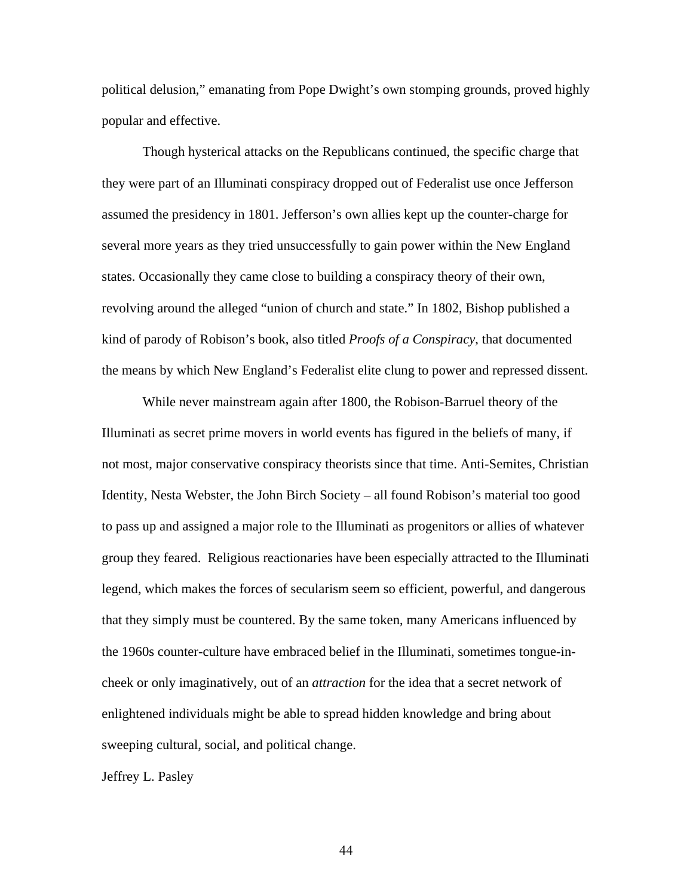political delusion," emanating from Pope Dwight's own stomping grounds, proved highly popular and effective.

Though hysterical attacks on the Republicans continued, the specific charge that they were part of an Illuminati conspiracy dropped out of Federalist use once Jefferson assumed the presidency in 1801. Jefferson's own allies kept up the counter-charge for several more years as they tried unsuccessfully to gain power within the New England states. Occasionally they came close to building a conspiracy theory of their own, revolving around the alleged "union of church and state." In 1802, Bishop published a kind of parody of Robison's book, also titled *Proofs of a Conspiracy*, that documented the means by which New England's Federalist elite clung to power and repressed dissent.

While never mainstream again after 1800, the Robison-Barruel theory of the Illuminati as secret prime movers in world events has figured in the beliefs of many, if not most, major conservative conspiracy theorists since that time. Anti-Semites, Christian Identity, Nesta Webster, the John Birch Society – all found Robison's material too good to pass up and assigned a major role to the Illuminati as progenitors or allies of whatever group they feared. Religious reactionaries have been especially attracted to the Illuminati legend, which makes the forces of secularism seem so efficient, powerful, and dangerous that they simply must be countered. By the same token, many Americans influenced by the 1960s counter-culture have embraced belief in the Illuminati, sometimes tongue-in-cheek or only imaginatively, out of an *attraction* for the idea that a secret network of enlightened individuals might be able to spread hidden knowledge and bring about sweeping cultural, social, and political change.

Jeffrey L. Pasley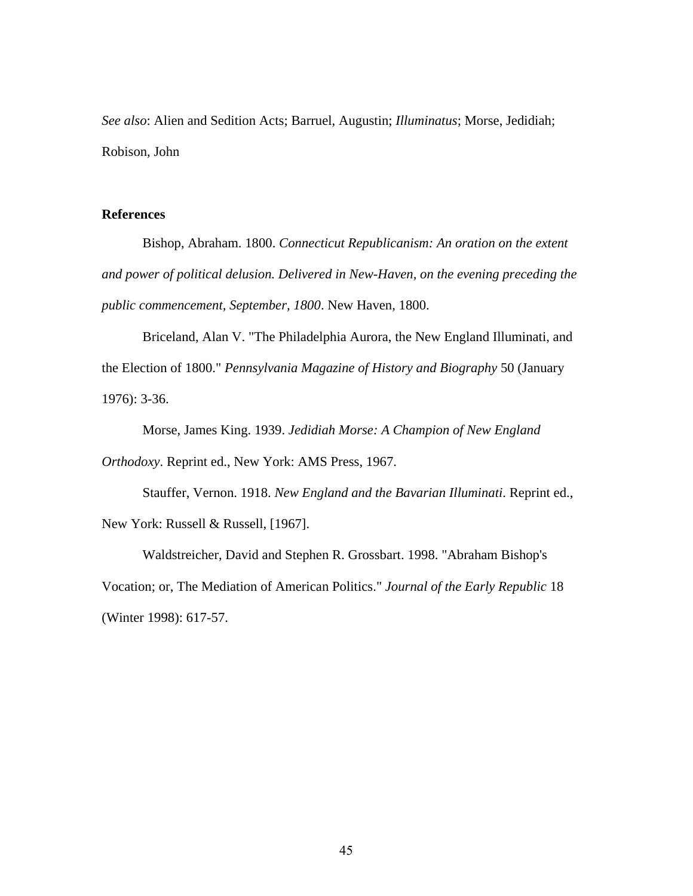*See also*: Alien and Sedition Acts; Barruel, Augustin; *Illuminatus*; Morse, Jedidiah; Robison, John

**References**

Bishop, Abraham. 1800. *Connecticut Republicanism: An oration on the extent and power of political delusion. Delivered in New-Haven, on the evening preceding the public commencement, September, 1800*. New Haven, 1800.

Briceland, Alan V. "The Philadelphia Aurora, the New England Illuminati, and the Election of 1800." *Pennsylvania Magazine of History and Biography* 50 (January 1976): 3-36.

Morse, James King. 1939. *Jedidiah Morse: A Champion of New England Orthodoxy*. Reprint ed., New York: AMS Press, 1967.

Stauffer, Vernon. 1918. *New England and the Bavarian Illuminati*. Reprint ed., New York: Russell & Russell, [1967].

Waldstreicher, David and Stephen R. Grossbart. 1998. "Abraham Bishop's Vocation; or, The Mediation of American Politics." *Journal of the Early Republic* 18 (Winter 1998): 617-57.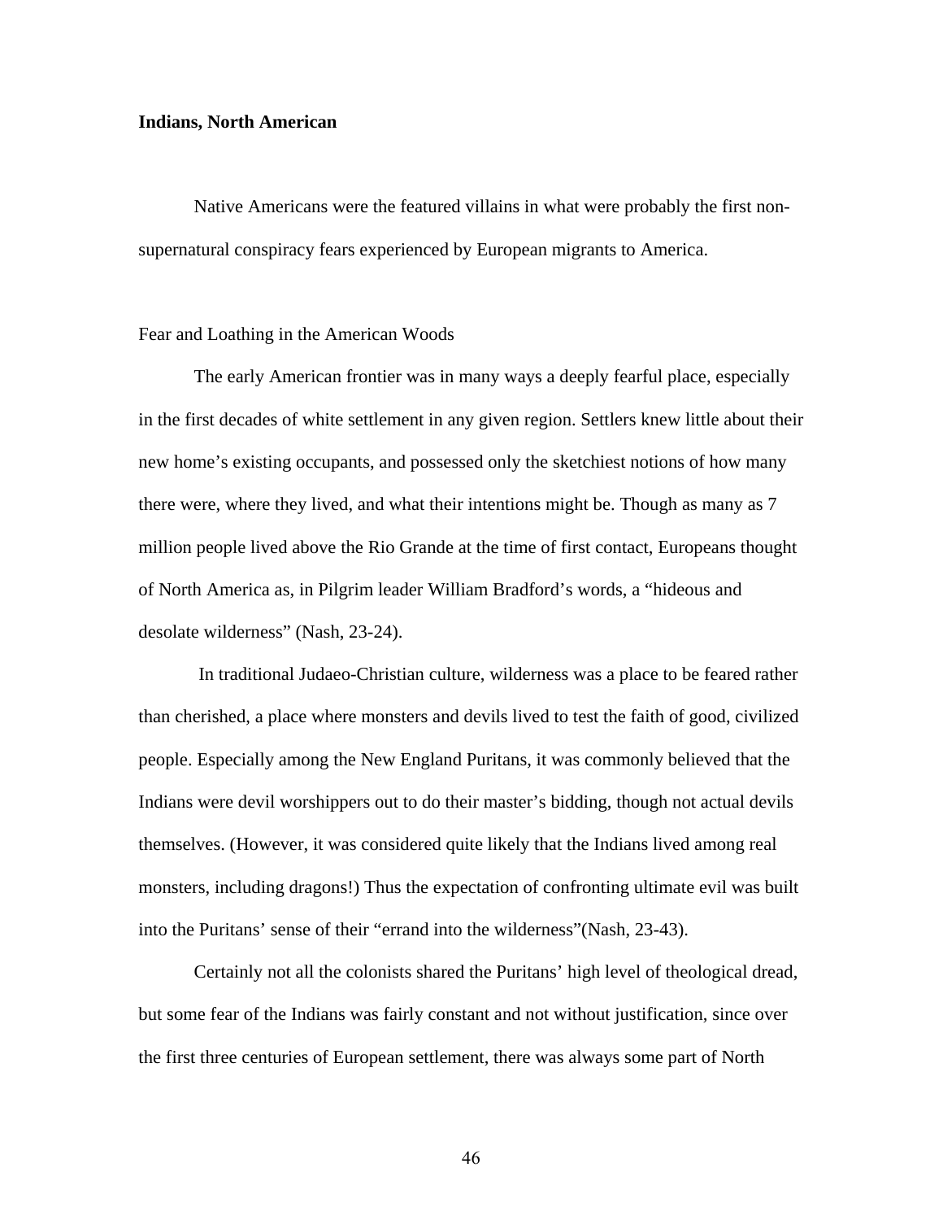**Indians, North American**

Native Americans were the featured villains in what were probably the first non-supernatural conspiracy fears experienced by European migrants to America.

Fear and Loathing in the American Woods

The early American frontier was in many ways a deeply fearful place, especially in the first decades of white settlement in any given region. Settlers knew little about their new home's existing occupants, and possessed only the sketchiest notions of how many there were, where they lived, and what their intentions might be. Though as many as 7 million people lived above the Rio Grande at the time of first contact, Europeans thought of North America as, in Pilgrim leader William Bradford's words, a "hideous and desolate wilderness" (Nash, 23-24).

In traditional Judaeo-Christian culture, wilderness was a place to be feared rather than cherished, a place where monsters and devils lived to test the faith of good, civilized people. Especially among the New England Puritans, it was commonly believed that the Indians were devil worshippers out to do their master's bidding, though not actual devils themselves. (However, it was considered quite likely that the Indians lived among real monsters, including dragons!) Thus the expectation of confronting ultimate evil was built into the Puritans' sense of their "errand into the wilderness"(Nash, 23-43).

Certainly not all the colonists shared the Puritans' high level of theological dread, but some fear of the Indians was fairly constant and not without justification, since over the first three centuries of European settlement, there was always some part of North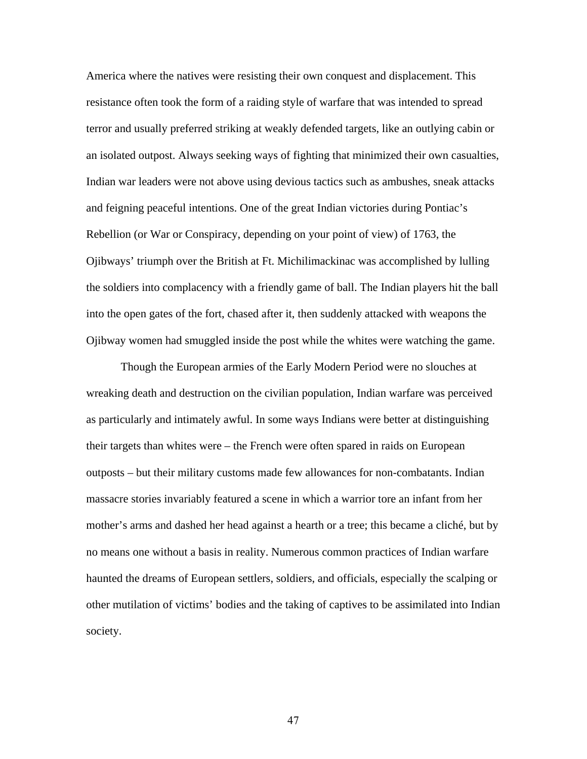America where the natives were resisting their own conquest and displacement. This resistance often took the form of a raiding style of warfare that was intended to spread terror and usually preferred striking at weakly defended targets, like an outlying cabin or an isolated outpost. Always seeking ways of fighting that minimized their own casualties, Indian war leaders were not above using devious tactics such as ambushes, sneak attacks and feigning peaceful intentions. One of the great Indian victories during Pontiac's Rebellion (or War or Conspiracy, depending on your point of view) of 1763, the Ojibways' triumph over the British at Ft. Michilimackinac was accomplished by lulling the soldiers into complacency with a friendly game of ball. The Indian players hit the ball into the open gates of the fort, chased after it, then suddenly attacked with weapons the Ojibway women had smuggled inside the post while the whites were watching the game.

Though the European armies of the Early Modern Period were no slouches at wreaking death and destruction on the civilian population, Indian warfare was perceived as particularly and intimately awful. In some ways Indians were better at distinguishing their targets than whites were – the French were often spared in raids on European outposts – but their military customs made few allowances for non-combatants. Indian massacre stories invariably featured a scene in which a warrior tore an infant from her mother's arms and dashed her head against a hearth or a tree; this became a cliché, but by no means one without a basis in reality. Numerous common practices of Indian warfare haunted the dreams of European settlers, soldiers, and officials, especially the scalping or other mutilation of victims' bodies and the taking of captives to be assimilated into Indian society.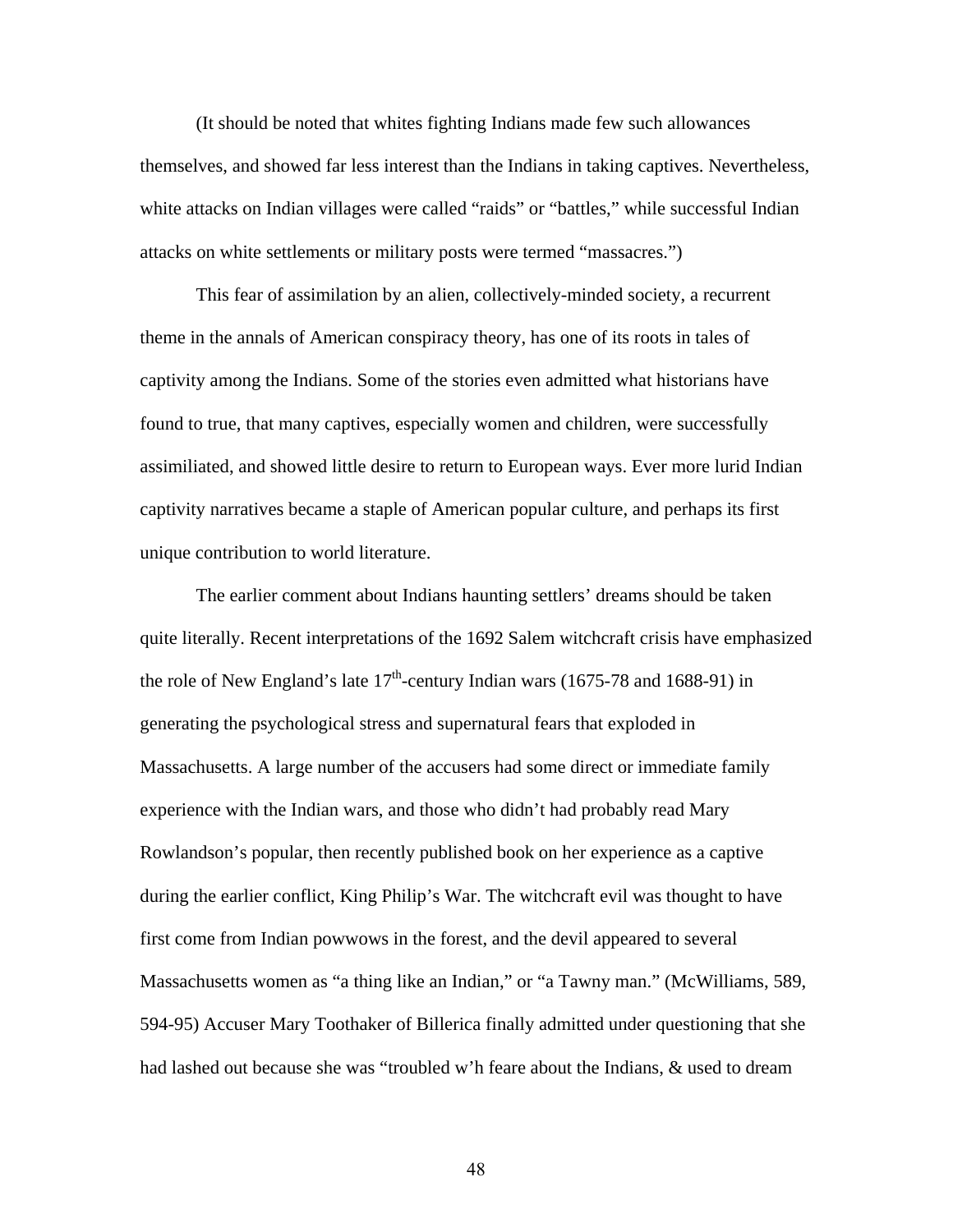(It should be noted that whites fighting Indians made few such allowances themselves, and showed far less interest than the Indians in taking captives. Nevertheless, white attacks on Indian villages were called "raids" or "battles," while successful Indian attacks on white settlements or military posts were termed "massacres.")

This fear of assimilation by an alien, collectively-minded society, a recurrent theme in the annals of American conspiracy theory, has one of its roots in tales of captivity among the Indians. Some of the stories even admitted what historians have found to true, that many captives, especially women and children, were successfully assimiliated, and showed little desire to return to European ways. Ever more lurid Indian captivity narratives became a staple of American popular culture, and perhaps its first unique contribution to world literature.

The earlier comment about Indians haunting settlers' dreams should be taken quite literally. Recent interpretations of the 1692 Salem witchcraft crisis have emphasized the role of New England's late 17th-century Indian wars (1675-78 and 1688-91) in generating the psychological stress and supernatural fears that exploded in Massachusetts. A large number of the accusers had some direct or immediate family experience with the Indian wars, and those who didn't had probably read Mary Rowlandson's popular, then recently published book on her experience as a captive during the earlier conflict, King Philip's War. The witchcraft evil was thought to have first come from Indian powwows in the forest, and the devil appeared to several Massachusetts women as "a thing like an Indian," or "a Tawny man." (McWilliams, 589, 594-95) Accuser Mary Toothaker of Billerica finally admitted under questioning that she had lashed out because she was "troubled w'h feare about the Indians, & used to dream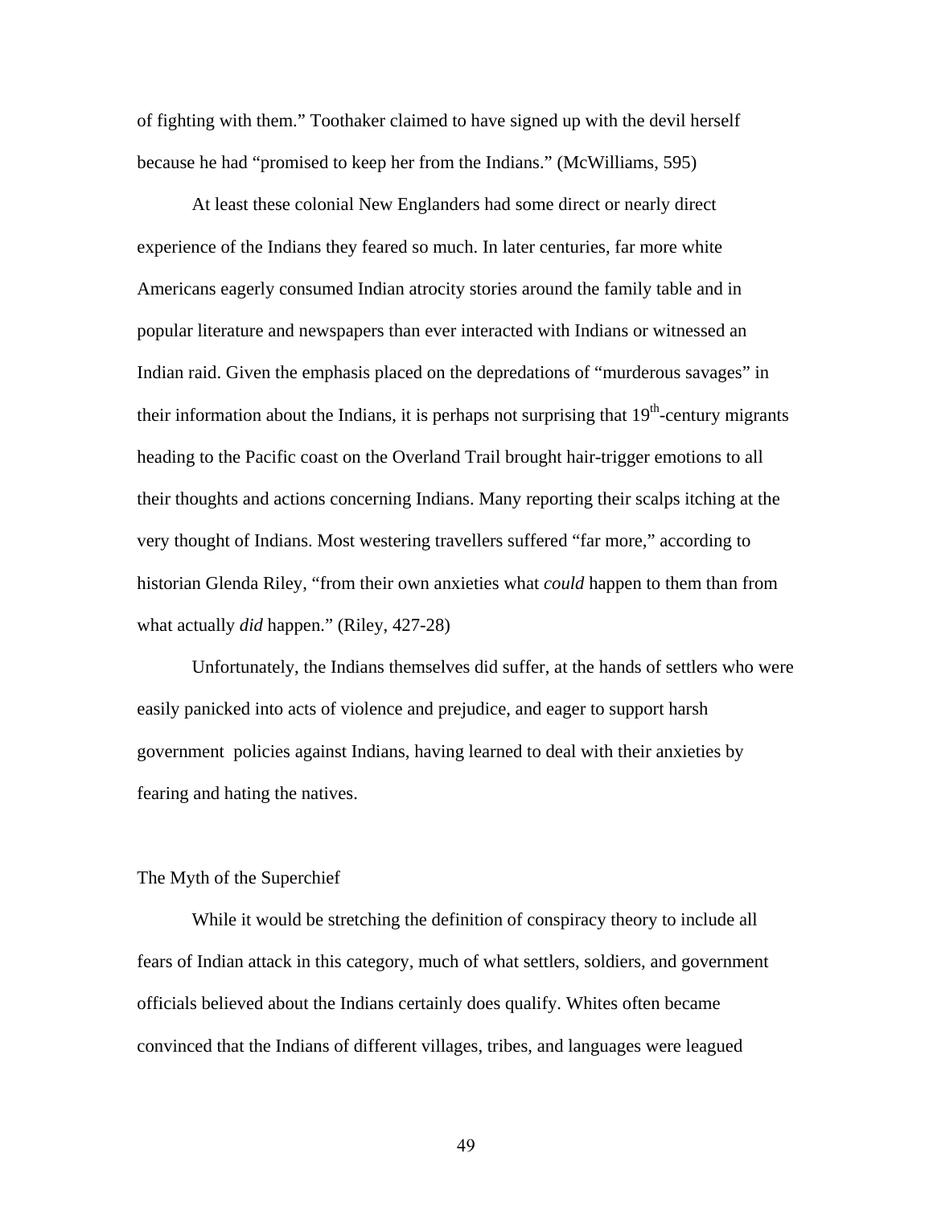of fighting with them." Toothaker claimed to have signed up with the devil herself because he had "promised to keep her from the Indians." (McWilliams, 595)

At least these colonial New Englanders had some direct or nearly direct experience of the Indians they feared so much. In later centuries, far more white Americans eagerly consumed Indian atrocity stories around the family table and in popular literature and newspapers than ever interacted with Indians or witnessed an Indian raid. Given the emphasis placed on the depredations of "murderous savages" in their information about the Indians, it is perhaps not surprising that 19th-century migrants heading to the Pacific coast on the Overland Trail brought hair-trigger emotions to all their thoughts and actions concerning Indians. Many reporting their scalps itching at the very thought of Indians. Most westering travellers suffered "far more," according to historian Glenda Riley, "from their own anxieties what *could* happen to them than from what actually *did* happen." (Riley, 427-28)

Unfortunately, the Indians themselves did suffer, at the hands of settlers who were easily panicked into acts of violence and prejudice, and eager to support harsh government policies against Indians, having learned to deal with their anxieties by fearing and hating the natives.

## The Myth of the Superchief

While it would be stretching the definition of conspiracy theory to include all fears of Indian attack in this category, much of what settlers, soldiers, and government officials believed about the Indians certainly does qualify. Whites often became convinced that the Indians of different villages, tribes, and languages were leagued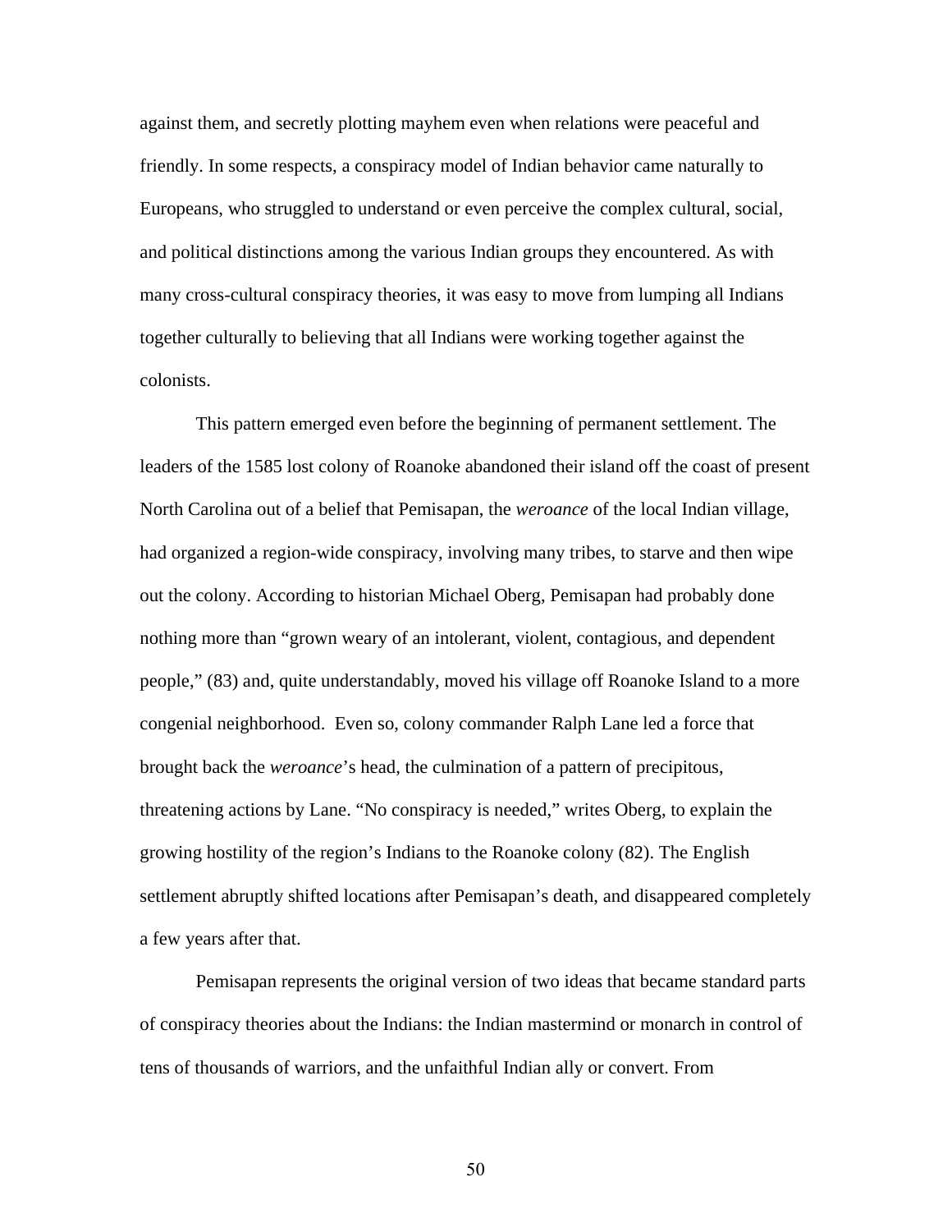against them, and secretly plotting mayhem even when relations were peaceful and friendly. In some respects, a conspiracy model of Indian behavior came naturally to Europeans, who struggled to understand or even perceive the complex cultural, social, and political distinctions among the various Indian groups they encountered. As with many cross-cultural conspiracy theories, it was easy to move from lumping all Indians together culturally to believing that all Indians were working together against the colonists.

This pattern emerged even before the beginning of permanent settlement. The leaders of the 1585 lost colony of Roanoke abandoned their island off the coast of present North Carolina out of a belief that Pemisapan, the *weroance* of the local Indian village, had organized a region-wide conspiracy, involving many tribes, to starve and then wipe out the colony. According to historian Michael Oberg, Pemisapan had probably done nothing more than "grown weary of an intolerant, violent, contagious, and dependent people," (83) and, quite understandably, moved his village off Roanoke Island to a more congenial neighborhood. Even so, colony commander Ralph Lane led a force that brought back the *weroance*'s head, the culmination of a pattern of precipitous, threatening actions by Lane. "No conspiracy is needed," writes Oberg, to explain the growing hostility of the region's Indians to the Roanoke colony (82). The English settlement abruptly shifted locations after Pemisapan's death, and disappeared completely a few years after that.

Pemisapan represents the original version of two ideas that became standard parts of conspiracy theories about the Indians: the Indian mastermind or monarch in control of tens of thousands of warriors, and the unfaithful Indian ally or convert. From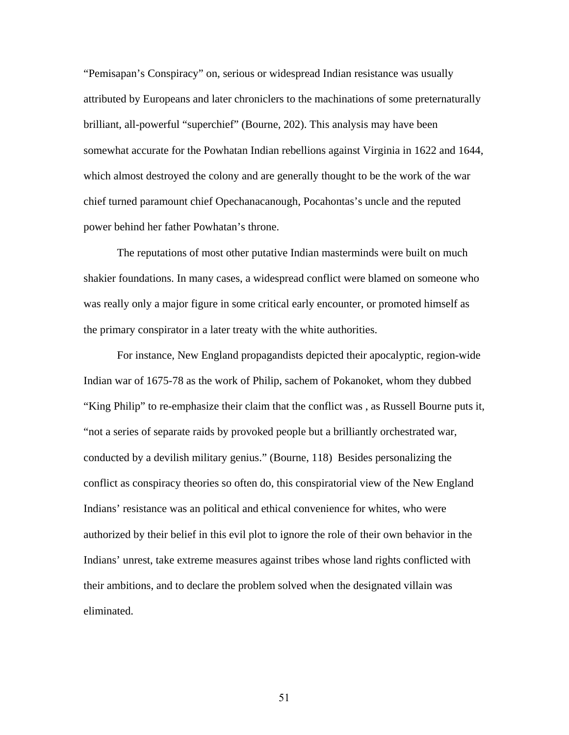"Pemisapan's Conspiracy" on, serious or widespread Indian resistance was usually attributed by Europeans and later chroniclers to the machinations of some preternaturally brilliant, all-powerful "superchief" (Bourne, 202). This analysis may have been somewhat accurate for the Powhatan Indian rebellions against Virginia in 1622 and 1644, which almost destroyed the colony and are generally thought to be the work of the war chief turned paramount chief Opechanacanough, Pocahontas's uncle and the reputed power behind her father Powhatan's throne.

The reputations of most other putative Indian masterminds were built on much shakier foundations. In many cases, a widespread conflict were blamed on someone who was really only a major figure in some critical early encounter, or promoted himself as the primary conspirator in a later treaty with the white authorities.

For instance, New England propagandists depicted their apocalyptic, region-wide Indian war of 1675-78 as the work of Philip, sachem of Pokanoket, whom they dubbed "King Philip" to re-emphasize their claim that the conflict was , as Russell Bourne puts it, "not a series of separate raids by provoked people but a brilliantly orchestrated war, conducted by a devilish military genius." (Bourne, 118) Besides personalizing the conflict as conspiracy theories so often do, this conspiratorial view of the New England Indians' resistance was an political and ethical convenience for whites, who were authorized by their belief in this evil plot to ignore the role of their own behavior in the Indians' unrest, take extreme measures against tribes whose land rights conflicted with their ambitions, and to declare the problem solved when the designated villain was eliminated.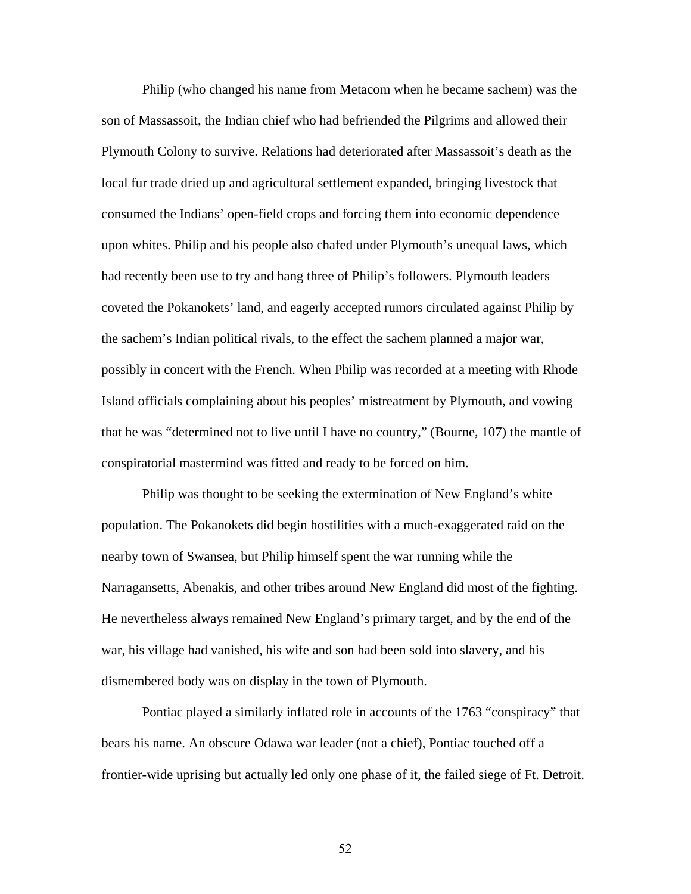Philip (who changed his name from Metacom when he became sachem) was the son of Massassoit, the Indian chief who had befriended the Pilgrims and allowed their Plymouth Colony to survive. Relations had deteriorated after Massassoit's death as the local fur trade dried up and agricultural settlement expanded, bringing livestock that consumed the Indians' open-field crops and forcing them into economic dependence upon whites. Philip and his people also chafed under Plymouth's unequal laws, which had recently been use to try and hang three of Philip's followers. Plymouth leaders coveted the Pokanokets' land, and eagerly accepted rumors circulated against Philip by the sachem's Indian political rivals, to the effect the sachem planned a major war, possibly in concert with the French. When Philip was recorded at a meeting with Rhode Island officials complaining about his peoples' mistreatment by Plymouth, and vowing that he was "determined not to live until I have no country," (Bourne, 107) the mantle of conspiratorial mastermind was fitted and ready to be forced on him.

Philip was thought to be seeking the extermination of New England's white population. The Pokanokets did begin hostilities with a much-exaggerated raid on the nearby town of Swansea, but Philip himself spent the war running while the Narragansetts, Abenakis, and other tribes around New England did most of the fighting. He nevertheless always remained New England's primary target, and by the end of the war, his village had vanished, his wife and son had been sold into slavery, and his dismembered body was on display in the town of Plymouth.

Pontiac played a similarly inflated role in accounts of the 1763 "conspiracy" that bears his name. An obscure Odawa war leader (not a chief), Pontiac touched off a frontier-wide uprising but actually led only one phase of it, the failed siege of Ft. Detroit.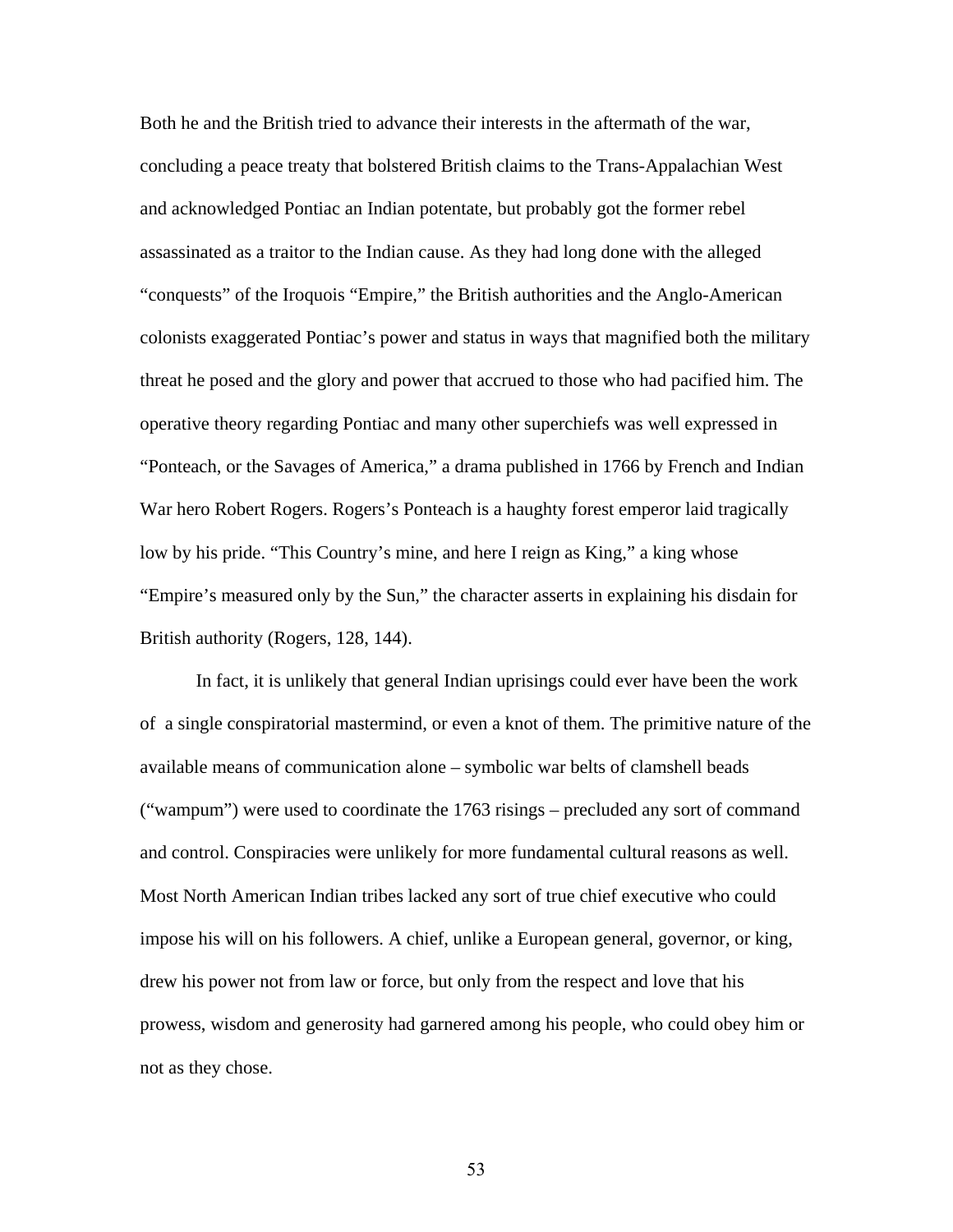Both he and the British tried to advance their interests in the aftermath of the war, concluding a peace treaty that bolstered British claims to the Trans-Appalachian West and acknowledged Pontiac an Indian potentate, but probably got the former rebel assassinated as a traitor to the Indian cause. As they had long done with the alleged "conquests" of the Iroquois "Empire," the British authorities and the Anglo-American colonists exaggerated Pontiac's power and status in ways that magnified both the military threat he posed and the glory and power that accrued to those who had pacified him. The operative theory regarding Pontiac and many other superchiefs was well expressed in "Ponteach, or the Savages of America," a drama published in 1766 by French and Indian War hero Robert Rogers. Rogers's Ponteach is a haughty forest emperor laid tragically low by his pride. "This Country's mine, and here I reign as King," a king whose "Empire's measured only by the Sun," the character asserts in explaining his disdain for British authority (Rogers, 128, 144).

In fact, it is unlikely that general Indian uprisings could ever have been the work of a single conspiratorial mastermind, or even a knot of them. The primitive nature of the available means of communication alone – symbolic war belts of clamshell beads ("wampum") were used to coordinate the 1763 risings – precluded any sort of command and control. Conspiracies were unlikely for more fundamental cultural reasons as well. Most North American Indian tribes lacked any sort of true chief executive who could impose his will on his followers. A chief, unlike a European general, governor, or king, drew his power not from law or force, but only from the respect and love that his prowess, wisdom and generosity had garnered among his people, who could obey him or not as they chose.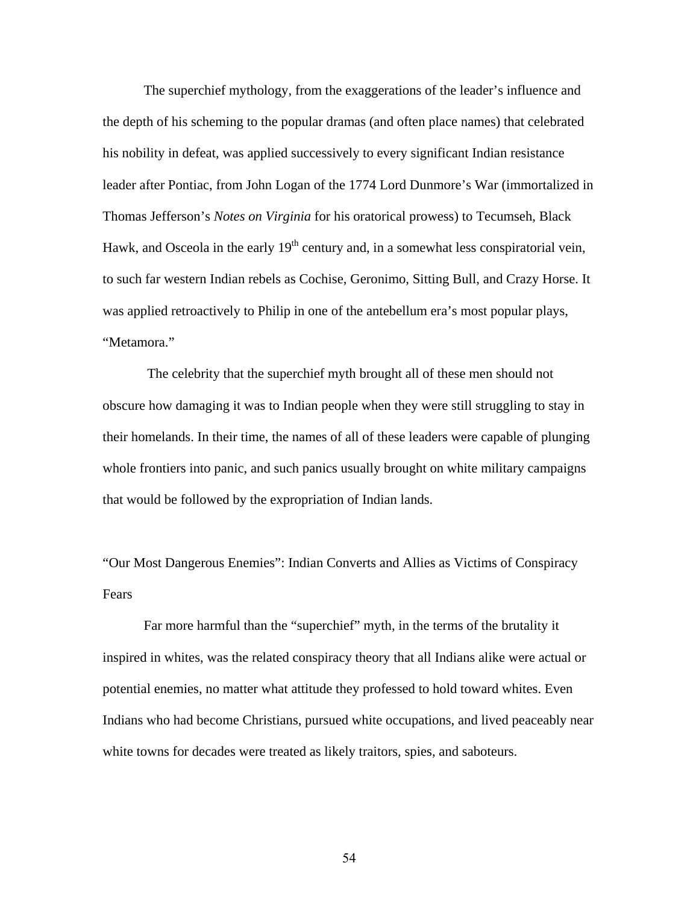The superchief mythology, from the exaggerations of the leader's influence and the depth of his scheming to the popular dramas (and often place names) that celebrated his nobility in defeat, was applied successively to every significant Indian resistance leader after Pontiac, from John Logan of the 1774 Lord Dunmore's War (immortalized in Thomas Jefferson's *Notes on Virginia* for his oratorical prowess) to Tecumseh, Black Hawk, and Osceola in the early 19th century and, in a somewhat less conspiratorial vein, to such far western Indian rebels as Cochise, Geronimo, Sitting Bull, and Crazy Horse. It was applied retroactively to Philip in one of the antebellum era's most popular plays, "Metamora."

The celebrity that the superchief myth brought all of these men should not obscure how damaging it was to Indian people when they were still struggling to stay in their homelands. In their time, the names of all of these leaders were capable of plunging whole frontiers into panic, and such panics usually brought on white military campaigns that would be followed by the expropriation of Indian lands.

## "Our Most Dangerous Enemies": Indian Converts and Allies as Victims of Conspiracy Fears

Far more harmful than the "superchief" myth, in the terms of the brutality it inspired in whites, was the related conspiracy theory that all Indians alike were actual or potential enemies, no matter what attitude they professed to hold toward whites. Even Indians who had become Christians, pursued white occupations, and lived peaceably near white towns for decades were treated as likely traitors, spies, and saboteurs.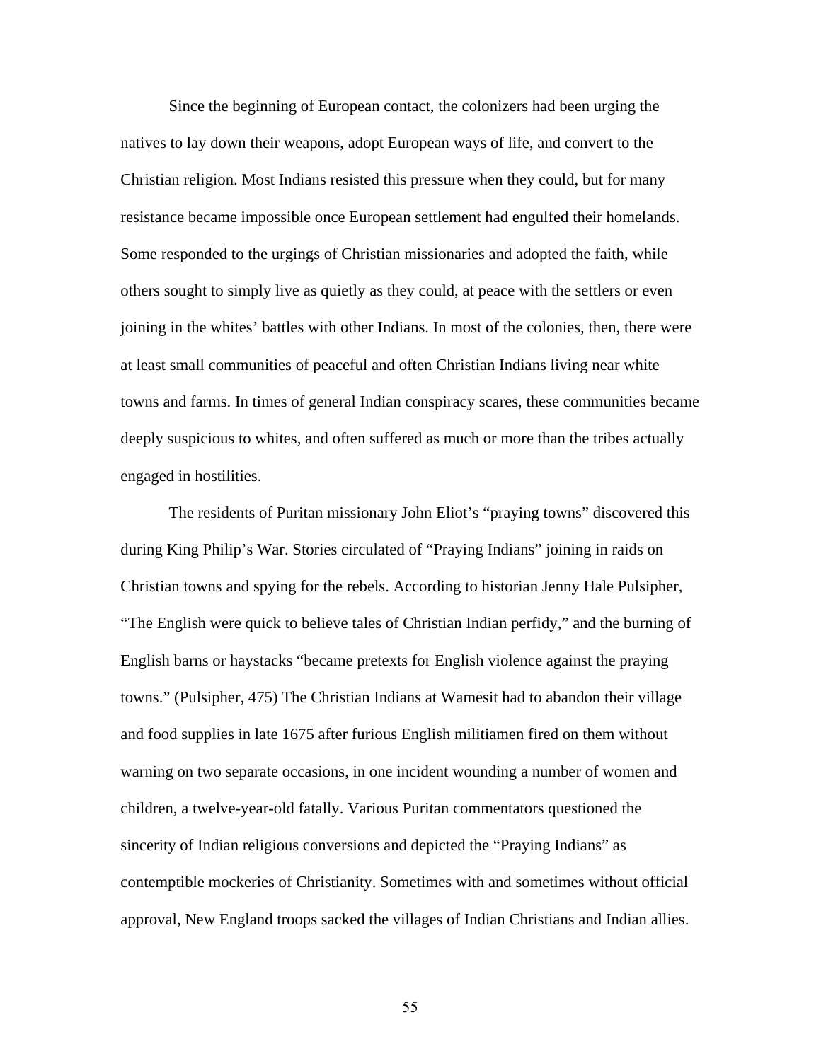Since the beginning of European contact, the colonizers had been urging the natives to lay down their weapons, adopt European ways of life, and convert to the Christian religion. Most Indians resisted this pressure when they could, but for many resistance became impossible once European settlement had engulfed their homelands. Some responded to the urgings of Christian missionaries and adopted the faith, while others sought to simply live as quietly as they could, at peace with the settlers or even joining in the whites' battles with other Indians. In most of the colonies, then, there were at least small communities of peaceful and often Christian Indians living near white towns and farms. In times of general Indian conspiracy scares, these communities became deeply suspicious to whites, and often suffered as much or more than the tribes actually engaged in hostilities.

The residents of Puritan missionary John Eliot's "praying towns" discovered this during King Philip's War. Stories circulated of "Praying Indians" joining in raids on Christian towns and spying for the rebels. According to historian Jenny Hale Pulsipher, "The English were quick to believe tales of Christian Indian perfidy," and the burning of English barns or haystacks "became pretexts for English violence against the praying towns." (Pulsipher, 475) The Christian Indians at Wamesit had to abandon their village and food supplies in late 1675 after furious English militiamen fired on them without warning on two separate occasions, in one incident wounding a number of women and children, a twelve-year-old fatally. Various Puritan commentators questioned the sincerity of Indian religious conversions and depicted the "Praying Indians" as contemptible mockeries of Christianity. Sometimes with and sometimes without official approval, New England troops sacked the villages of Indian Christians and Indian allies.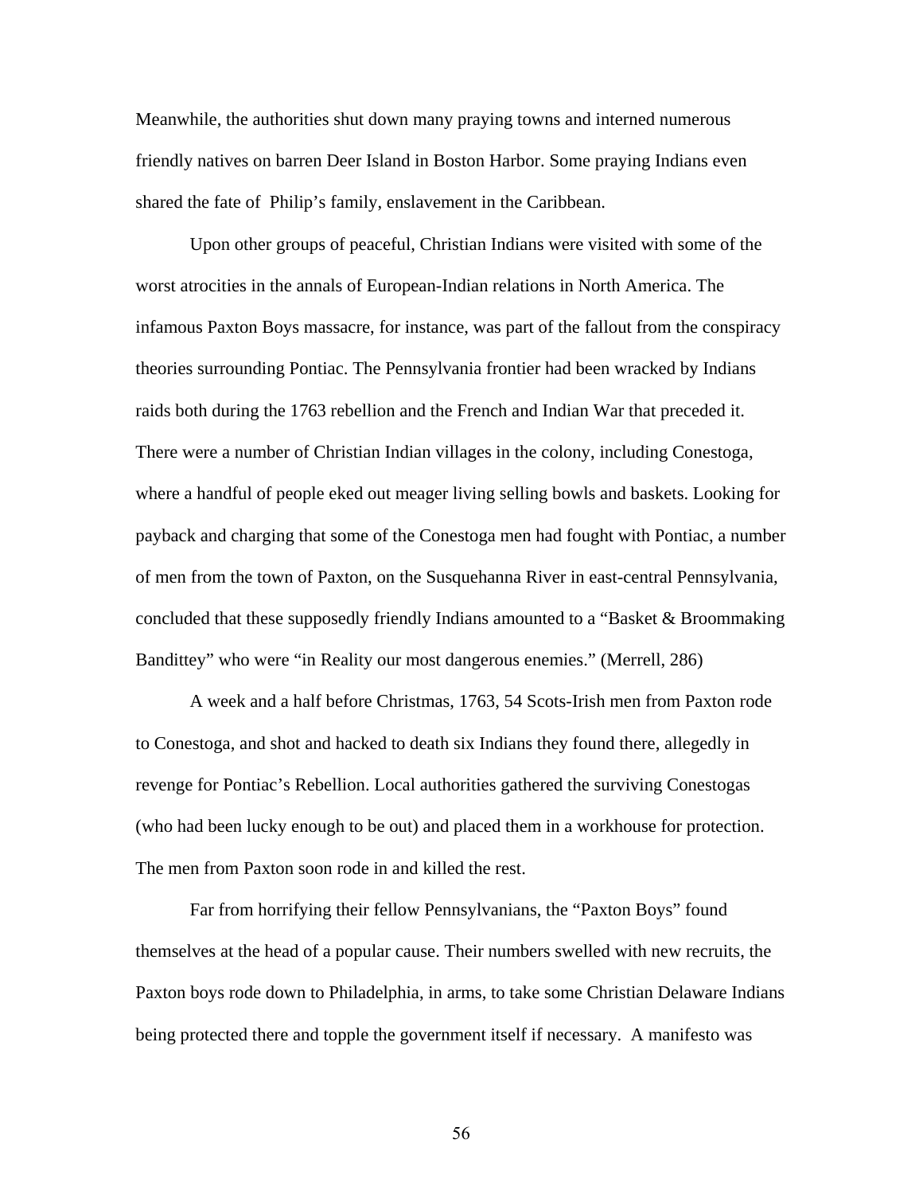Meanwhile, the authorities shut down many praying towns and interned numerous friendly natives on barren Deer Island in Boston Harbor. Some praying Indians even shared the fate of  Philip's family, enslavement in the Caribbean.

Upon other groups of peaceful, Christian Indians were visited with some of the worst atrocities in the annals of European-Indian relations in North America. The infamous Paxton Boys massacre, for instance, was part of the fallout from the conspiracy theories surrounding Pontiac. The Pennsylvania frontier had been wracked by Indians raids both during the 1763 rebellion and the French and Indian War that preceded it. There were a number of Christian Indian villages in the colony, including Conestoga, where a handful of people eked out meager living selling bowls and baskets. Looking for payback and charging that some of the Conestoga men had fought with Pontiac, a number of men from the town of Paxton, on the Susquehanna River in east-central Pennsylvania, concluded that these supposedly friendly Indians amounted to a "Basket & Broommaking Bandittey" who were "in Reality our most dangerous enemies." (Merrell, 286)

A week and a half before Christmas, 1763, 54 Scots-Irish men from Paxton rode to Conestoga, and shot and hacked to death six Indians they found there, allegedly in revenge for Pontiac's Rebellion. Local authorities gathered the surviving Conestogas (who had been lucky enough to be out) and placed them in a workhouse for protection. The men from Paxton soon rode in and killed the rest.

Far from horrifying their fellow Pennsylvanians, the "Paxton Boys" found themselves at the head of a popular cause. Their numbers swelled with new recruits, the Paxton boys rode down to Philadelphia, in arms, to take some Christian Delaware Indians being protected there and topple the government itself if necessary.  A manifesto was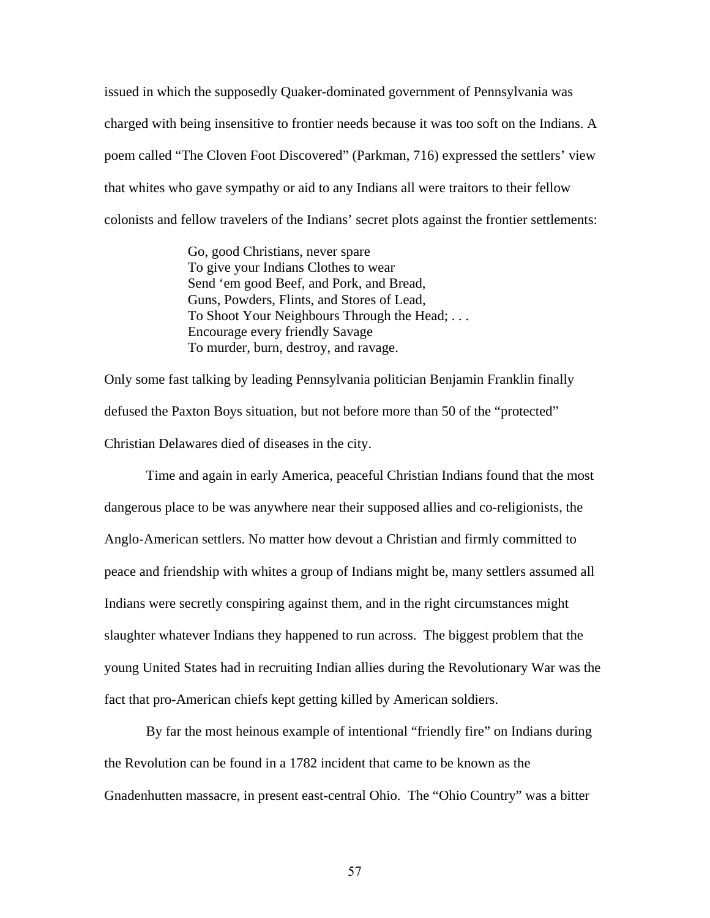issued in which the supposedly Quaker-dominated government of Pennsylvania was charged with being insensitive to frontier needs because it was too soft on the Indians. A poem called "The Cloven Foot Discovered" (Parkman, 716) expressed the settlers' view that whites who gave sympathy or aid to any Indians all were traitors to their fellow colonists and fellow travelers of the Indians' secret plots against the frontier settlements:

> Go, good Christians, never spare
> To give your Indians Clothes to wear
> Send 'em good Beef, and Pork, and Bread,
> Guns, Powders, Flints, and Stores of Lead,
> To Shoot Your Neighbours Through the Head; . . .
> Encourage every friendly Savage
> To murder, burn, destroy, and ravage.

Only some fast talking by leading Pennsylvania politician Benjamin Franklin finally defused the Paxton Boys situation, but not before more than 50 of the "protected" Christian Delawares died of diseases in the city.

Time and again in early America, peaceful Christian Indians found that the most dangerous place to be was anywhere near their supposed allies and co-religionists, the Anglo-American settlers. No matter how devout a Christian and firmly committed to peace and friendship with whites a group of Indians might be, many settlers assumed all Indians were secretly conspiring against them, and in the right circumstances might slaughter whatever Indians they happened to run across. The biggest problem that the young United States had in recruiting Indian allies during the Revolutionary War was the fact that pro-American chiefs kept getting killed by American soldiers.

By far the most heinous example of intentional "friendly fire" on Indians during the Revolution can be found in a 1782 incident that came to be known as the Gnadenhutten massacre, in present east-central Ohio. The "Ohio Country" was a bitter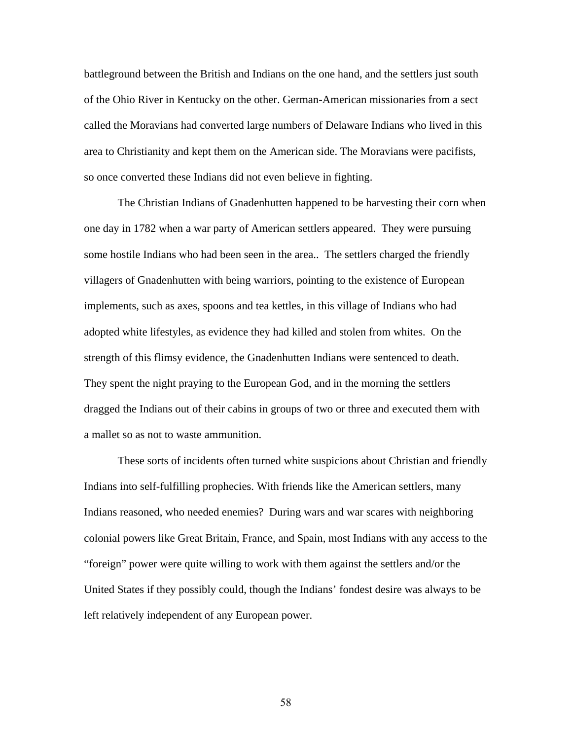battleground between the British and Indians on the one hand, and the settlers just south of the Ohio River in Kentucky on the other. German-American missionaries from a sect called the Moravians had converted large numbers of Delaware Indians who lived in this area to Christianity and kept them on the American side. The Moravians were pacifists, so once converted these Indians did not even believe in fighting.

The Christian Indians of Gnadenhutten happened to be harvesting their corn when one day in 1782 when a war party of American settlers appeared. They were pursuing some hostile Indians who had been seen in the area.. The settlers charged the friendly villagers of Gnadenhutten with being warriors, pointing to the existence of European implements, such as axes, spoons and tea kettles, in this village of Indians who had adopted white lifestyles, as evidence they had killed and stolen from whites. On the strength of this flimsy evidence, the Gnadenhutten Indians were sentenced to death. They spent the night praying to the European God, and in the morning the settlers dragged the Indians out of their cabins in groups of two or three and executed them with a mallet so as not to waste ammunition.

These sorts of incidents often turned white suspicions about Christian and friendly Indians into self-fulfilling prophecies. With friends like the American settlers, many Indians reasoned, who needed enemies? During wars and war scares with neighboring colonial powers like Great Britain, France, and Spain, most Indians with any access to the "foreign" power were quite willing to work with them against the settlers and/or the United States if they possibly could, though the Indians' fondest desire was always to be left relatively independent of any European power.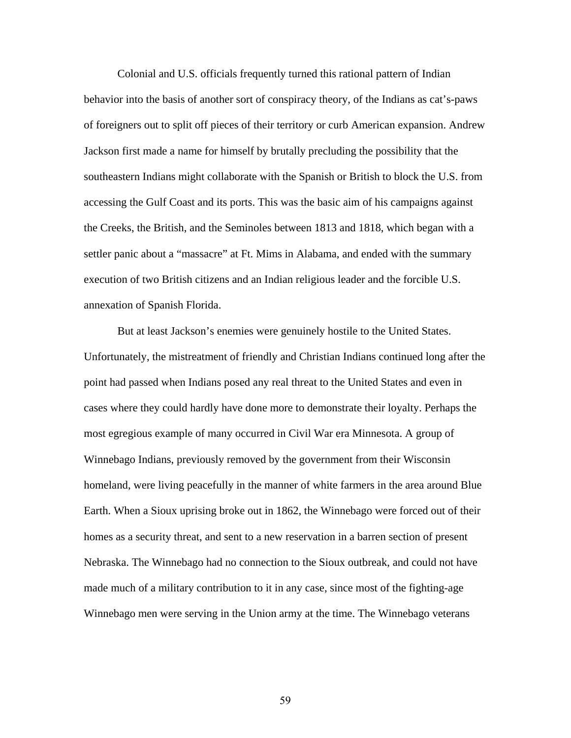Colonial and U.S. officials frequently turned this rational pattern of Indian behavior into the basis of another sort of conspiracy theory, of the Indians as cat's-paws of foreigners out to split off pieces of their territory or curb American expansion. Andrew Jackson first made a name for himself by brutally precluding the possibility that the southeastern Indians might collaborate with the Spanish or British to block the U.S. from accessing the Gulf Coast and its ports. This was the basic aim of his campaigns against the Creeks, the British, and the Seminoles between 1813 and 1818, which began with a settler panic about a "massacre" at Ft. Mims in Alabama, and ended with the summary execution of two British citizens and an Indian religious leader and the forcible U.S. annexation of Spanish Florida.

But at least Jackson's enemies were genuinely hostile to the United States. Unfortunately, the mistreatment of friendly and Christian Indians continued long after the point had passed when Indians posed any real threat to the United States and even in cases where they could hardly have done more to demonstrate their loyalty. Perhaps the most egregious example of many occurred in Civil War era Minnesota. A group of Winnebago Indians, previously removed by the government from their Wisconsin homeland, were living peacefully in the manner of white farmers in the area around Blue Earth. When a Sioux uprising broke out in 1862, the Winnebago were forced out of their homes as a security threat, and sent to a new reservation in a barren section of present Nebraska. The Winnebago had no connection to the Sioux outbreak, and could not have made much of a military contribution to it in any case, since most of the fighting-age Winnebago men were serving in the Union army at the time. The Winnebago veterans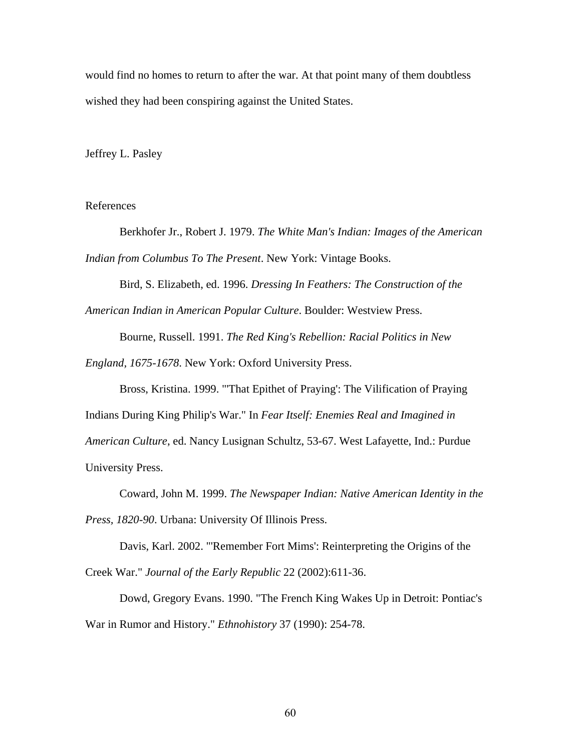would find no homes to return to after the war. At that point many of them doubtless wished they had been conspiring against the United States.

Jeffrey L. Pasley

References

Berkhofer Jr., Robert J. 1979. *The White Man's Indian: Images of the American Indian from Columbus To The Present*. New York: Vintage Books.

Bird, S. Elizabeth, ed. 1996. *Dressing In Feathers: The Construction of the American Indian in American Popular Culture*. Boulder: Westview Press.

Bourne, Russell. 1991. *The Red King's Rebellion: Racial Politics in New England, 1675-1678*. New York: Oxford University Press.

Bross, Kristina. 1999. "'That Epithet of Praying': The Vilification of Praying Indians During King Philip's War." In *Fear Itself: Enemies Real and Imagined in American Culture*, ed. Nancy Lusignan Schultz, 53-67. West Lafayette, Ind.: Purdue University Press.

Coward, John M. 1999. *The Newspaper Indian: Native American Identity in the Press, 1820-90*. Urbana: University Of Illinois Press.

Davis, Karl. 2002. "'Remember Fort Mims': Reinterpreting the Origins of the Creek War." *Journal of the Early Republic* 22 (2002):611-36.

Dowd, Gregory Evans. 1990. "The French King Wakes Up in Detroit: Pontiac's War in Rumor and History." *Ethnohistory* 37 (1990): 254-78.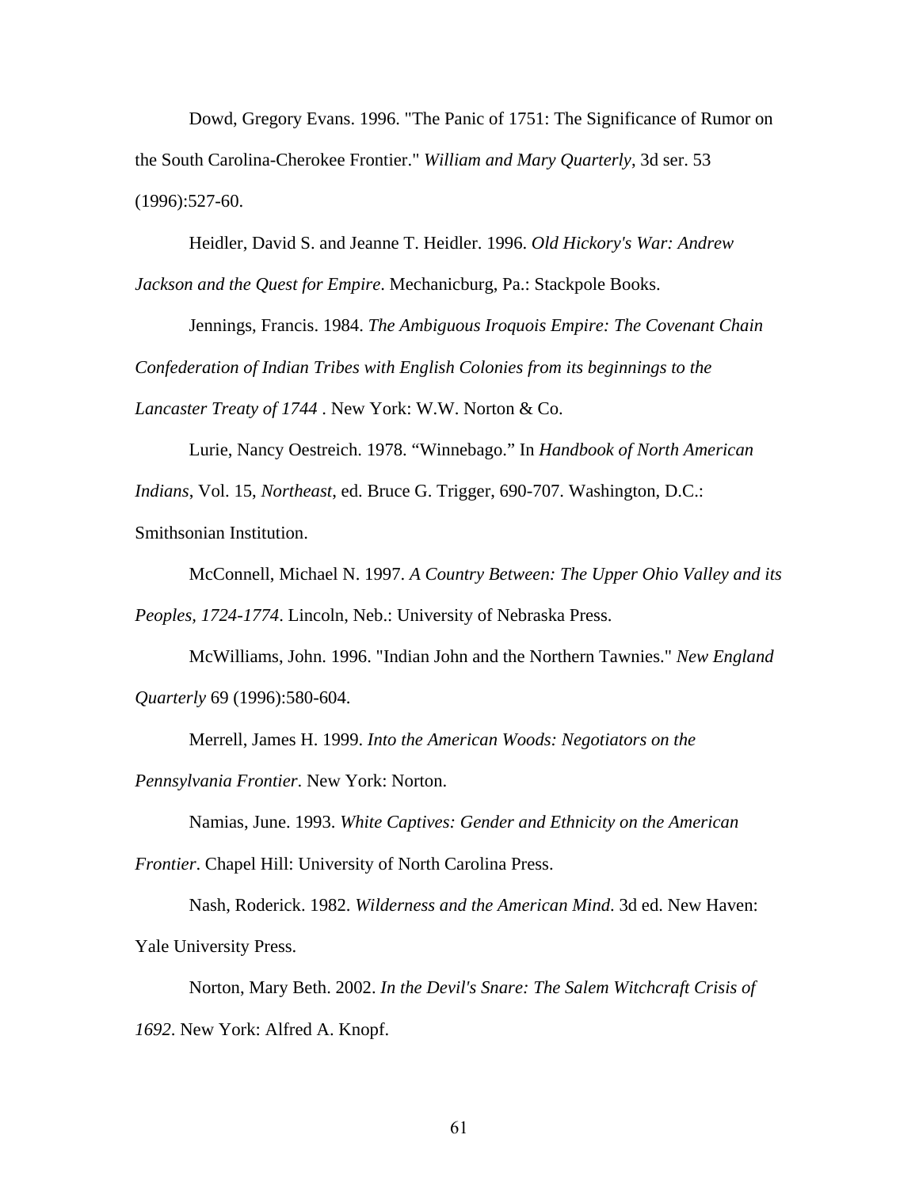Dowd, Gregory Evans. 1996. "The Panic of 1751: The Significance of Rumor on the South Carolina-Cherokee Frontier." *William and Mary Quarterly*, 3d ser. 53 (1996):527-60.

Heidler, David S. and Jeanne T. Heidler. 1996. *Old Hickory's War: Andrew Jackson and the Quest for Empire*. Mechanicburg, Pa.: Stackpole Books.

Jennings, Francis. 1984. *The Ambiguous Iroquois Empire: The Covenant Chain Confederation of Indian Tribes with English Colonies from its beginnings to the Lancaster Treaty of 1744* . New York: W.W. Norton & Co.

Lurie, Nancy Oestreich. 1978. "Winnebago." In *Handbook of North American Indians*, Vol. 15, *Northeast*, ed. Bruce G. Trigger, 690-707. Washington, D.C.: Smithsonian Institution.

McConnell, Michael N. 1997. *A Country Between: The Upper Ohio Valley and its Peoples, 1724-1774*. Lincoln, Neb.: University of Nebraska Press.

McWilliams, John. 1996. "Indian John and the Northern Tawnies." *New England Quarterly* 69 (1996):580-604.

Merrell, James H. 1999. *Into the American Woods: Negotiators on the Pennsylvania Frontier*. New York: Norton.

Namias, June. 1993. *White Captives: Gender and Ethnicity on the American Frontier*. Chapel Hill: University of North Carolina Press.

Nash, Roderick. 1982. *Wilderness and the American Mind*. 3d ed. New Haven: Yale University Press.

Norton, Mary Beth. 2002. *In the Devil's Snare: The Salem Witchcraft Crisis of 1692*. New York: Alfred A. Knopf.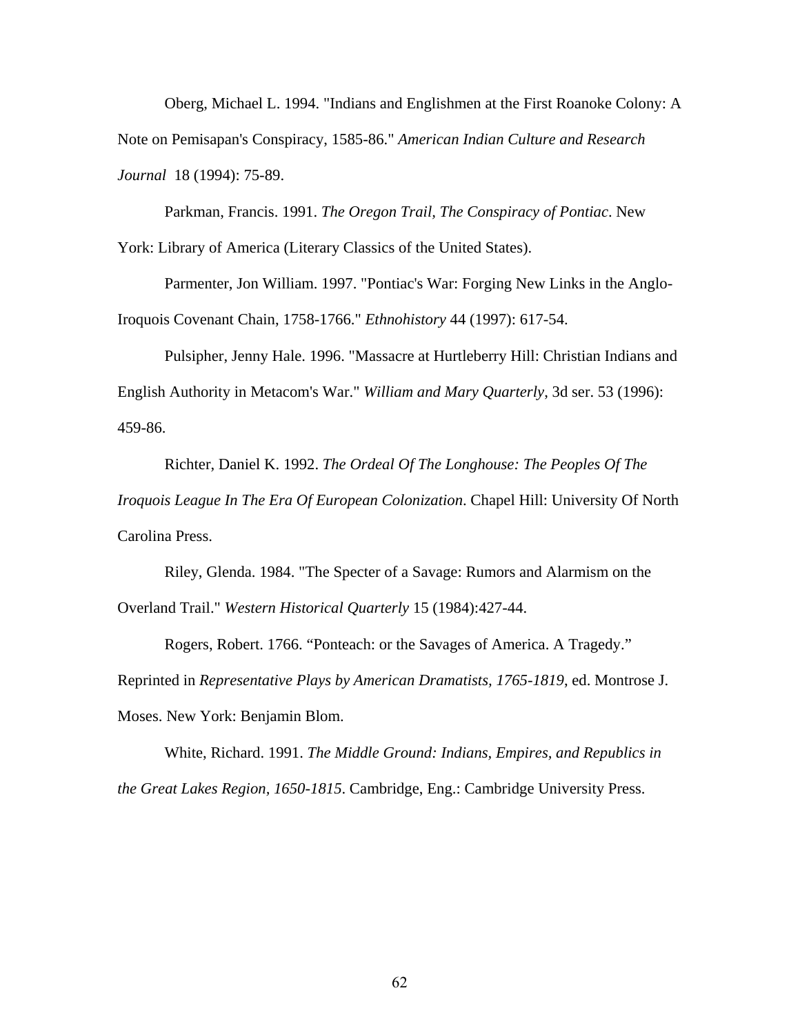Oberg, Michael L. 1994. "Indians and Englishmen at the First Roanoke Colony: A Note on Pemisapan's Conspiracy, 1585-86." *American Indian Culture and Research Journal* 18 (1994): 75-89.

Parkman, Francis. 1991. *The Oregon Trail, The Conspiracy of Pontiac*. New York: Library of America (Literary Classics of the United States).

Parmenter, Jon William. 1997. "Pontiac's War: Forging New Links in the Anglo-Iroquois Covenant Chain, 1758-1766." *Ethnohistory* 44 (1997): 617-54.

Pulsipher, Jenny Hale. 1996. "Massacre at Hurtleberry Hill: Christian Indians and English Authority in Metacom's War." *William and Mary Quarterly*, 3d ser. 53 (1996): 459-86.

Richter, Daniel K. 1992. *The Ordeal Of The Longhouse: The Peoples Of The Iroquois League In The Era Of European Colonization*. Chapel Hill: University Of North Carolina Press.

Riley, Glenda. 1984. "The Specter of a Savage: Rumors and Alarmism on the Overland Trail." *Western Historical Quarterly* 15 (1984):427-44.

Rogers, Robert. 1766. "Ponteach: or the Savages of America. A Tragedy." Reprinted in *Representative Plays by American Dramatists, 1765-1819*, ed. Montrose J. Moses. New York: Benjamin Blom.

White, Richard. 1991. *The Middle Ground: Indians, Empires, and Republics in the Great Lakes Region, 1650-1815*. Cambridge, Eng.: Cambridge University Press.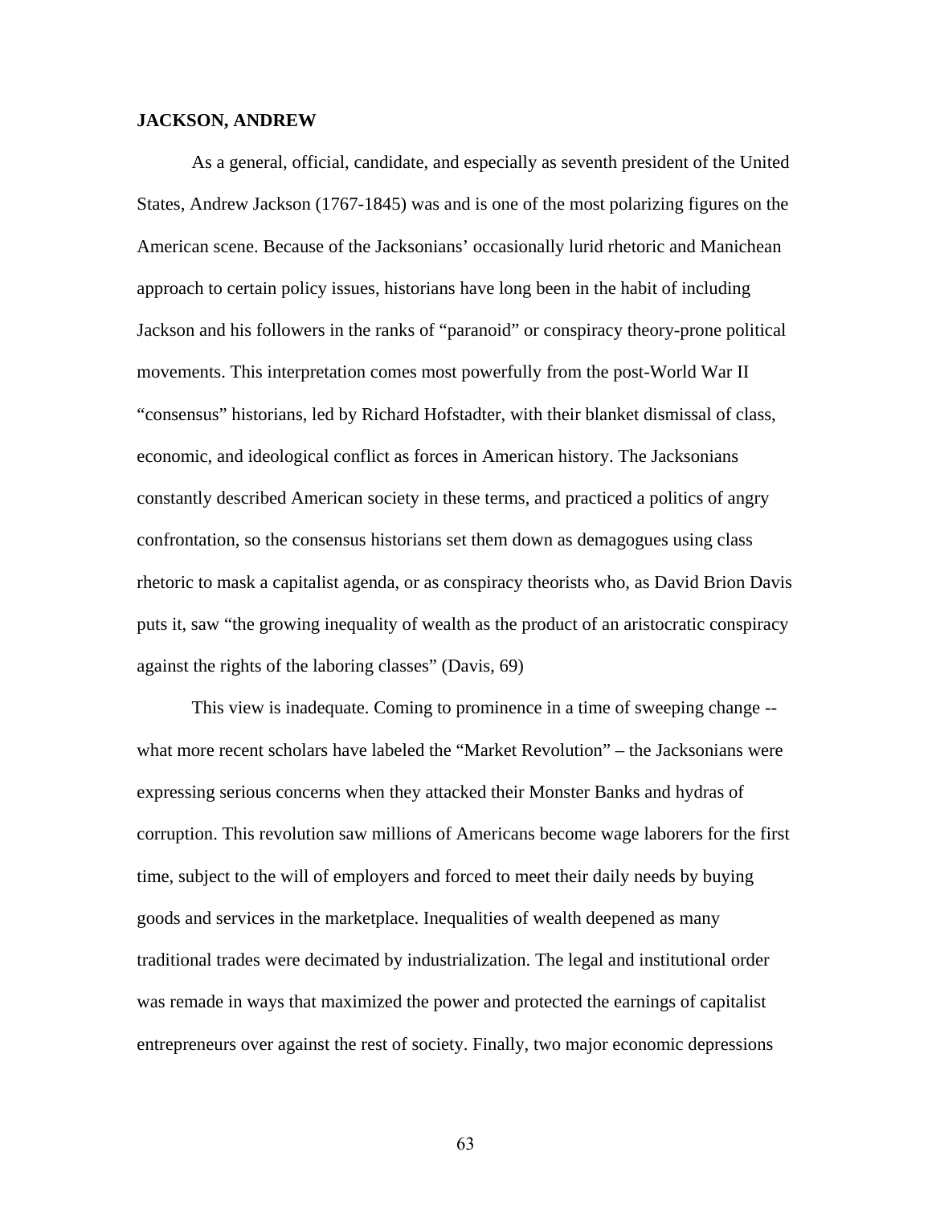**JACKSON, ANDREW**

As a general, official, candidate, and especially as seventh president of the United States, Andrew Jackson (1767-1845) was and is one of the most polarizing figures on the American scene. Because of the Jacksonians' occasionally lurid rhetoric and Manichean approach to certain policy issues, historians have long been in the habit of including Jackson and his followers in the ranks of "paranoid" or conspiracy theory-prone political movements. This interpretation comes most powerfully from the post-World War II "consensus" historians, led by Richard Hofstadter, with their blanket dismissal of class, economic, and ideological conflict as forces in American history. The Jacksonians constantly described American society in these terms, and practiced a politics of angry confrontation, so the consensus historians set them down as demagogues using class rhetoric to mask a capitalist agenda, or as conspiracy theorists who, as David Brion Davis puts it, saw "the growing inequality of wealth as the product of an aristocratic conspiracy against the rights of the laboring classes" (Davis, 69)

This view is inadequate. Coming to prominence in a time of sweeping change -- what more recent scholars have labeled the "Market Revolution" – the Jacksonians were expressing serious concerns when they attacked their Monster Banks and hydras of corruption. This revolution saw millions of Americans become wage laborers for the first time, subject to the will of employers and forced to meet their daily needs by buying goods and services in the marketplace. Inequalities of wealth deepened as many traditional trades were decimated by industrialization. The legal and institutional order was remade in ways that maximized the power and protected the earnings of capitalist entrepreneurs over against the rest of society. Finally, two major economic depressions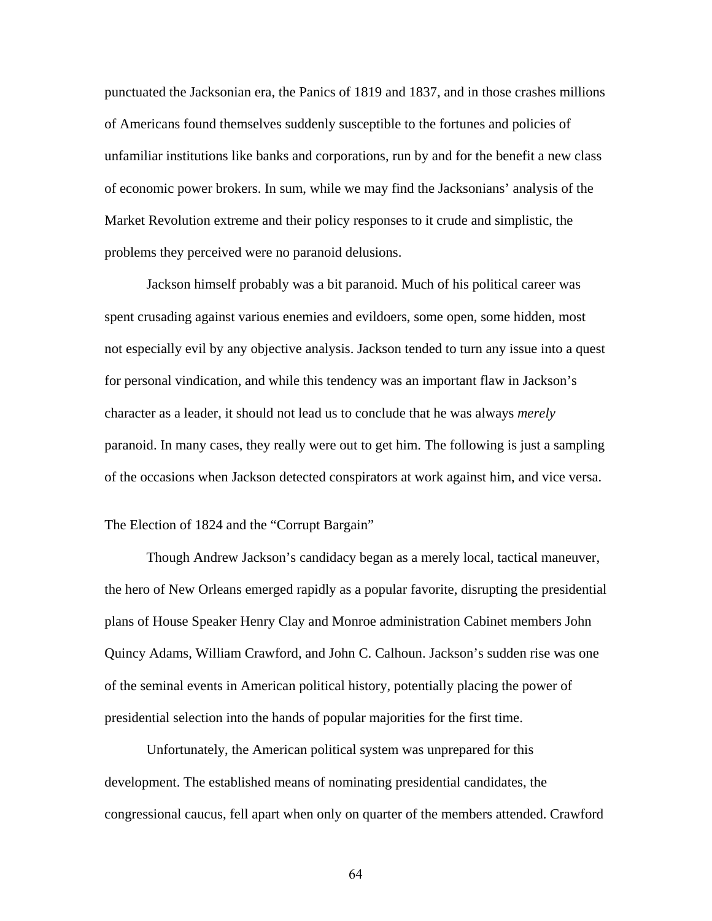punctuated the Jacksonian era, the Panics of 1819 and 1837, and in those crashes millions of Americans found themselves suddenly susceptible to the fortunes and policies of unfamiliar institutions like banks and corporations, run by and for the benefit a new class of economic power brokers. In sum, while we may find the Jacksonians' analysis of the Market Revolution extreme and their policy responses to it crude and simplistic, the problems they perceived were no paranoid delusions.

Jackson himself probably was a bit paranoid. Much of his political career was spent crusading against various enemies and evildoers, some open, some hidden, most not especially evil by any objective analysis. Jackson tended to turn any issue into a quest for personal vindication, and while this tendency was an important flaw in Jackson's character as a leader, it should not lead us to conclude that he was always *merely* paranoid. In many cases, they really were out to get him. The following is just a sampling of the occasions when Jackson detected conspirators at work against him, and vice versa.

## The Election of 1824 and the "Corrupt Bargain"

Though Andrew Jackson's candidacy began as a merely local, tactical maneuver, the hero of New Orleans emerged rapidly as a popular favorite, disrupting the presidential plans of House Speaker Henry Clay and Monroe administration Cabinet members John Quincy Adams, William Crawford, and John C. Calhoun. Jackson's sudden rise was one of the seminal events in American political history, potentially placing the power of presidential selection into the hands of popular majorities for the first time.

Unfortunately, the American political system was unprepared for this development. The established means of nominating presidential candidates, the congressional caucus, fell apart when only on quarter of the members attended. Crawford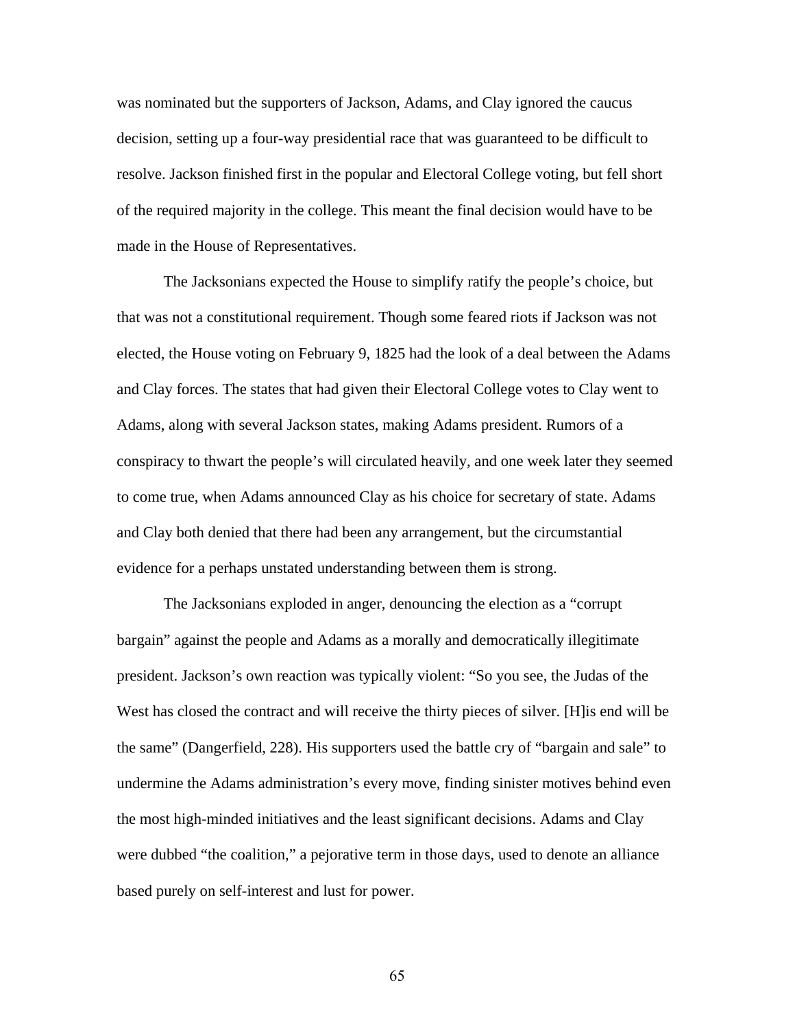was nominated but the supporters of Jackson, Adams, and Clay ignored the caucus decision, setting up a four-way presidential race that was guaranteed to be difficult to resolve. Jackson finished first in the popular and Electoral College voting, but fell short of the required majority in the college. This meant the final decision would have to be made in the House of Representatives.

The Jacksonians expected the House to simplify ratify the people's choice, but that was not a constitutional requirement. Though some feared riots if Jackson was not elected, the House voting on February 9, 1825 had the look of a deal between the Adams and Clay forces. The states that had given their Electoral College votes to Clay went to Adams, along with several Jackson states, making Adams president. Rumors of a conspiracy to thwart the people's will circulated heavily, and one week later they seemed to come true, when Adams announced Clay as his choice for secretary of state. Adams and Clay both denied that there had been any arrangement, but the circumstantial evidence for a perhaps unstated understanding between them is strong.

The Jacksonians exploded in anger, denouncing the election as a "corrupt bargain" against the people and Adams as a morally and democratically illegitimate president. Jackson's own reaction was typically violent: "So you see, the Judas of the West has closed the contract and will receive the thirty pieces of silver. [H]is end will be the same" (Dangerfield, 228). His supporters used the battle cry of "bargain and sale" to undermine the Adams administration's every move, finding sinister motives behind even the most high-minded initiatives and the least significant decisions. Adams and Clay were dubbed "the coalition," a pejorative term in those days, used to denote an alliance based purely on self-interest and lust for power.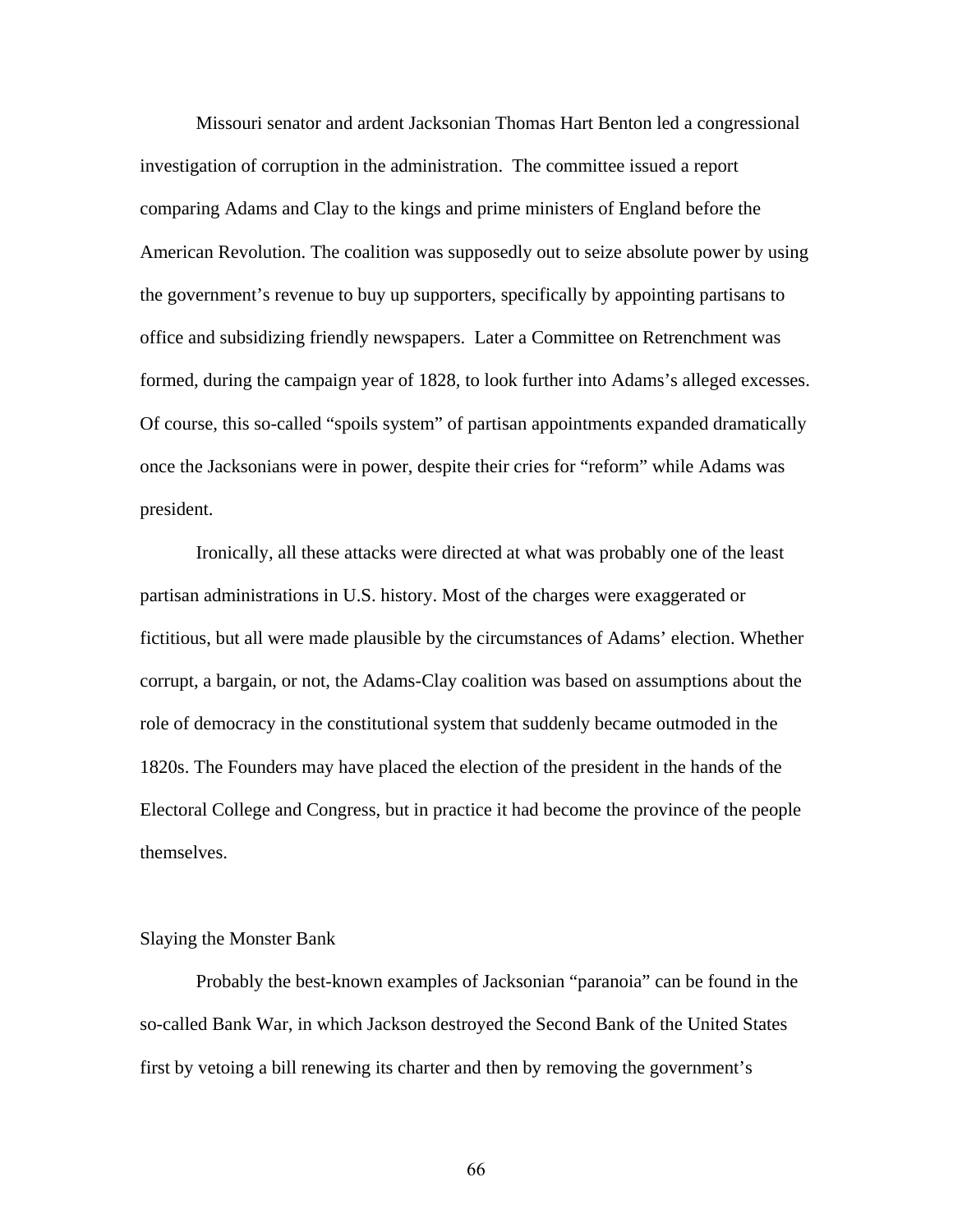Missouri senator and ardent Jacksonian Thomas Hart Benton led a congressional investigation of corruption in the administration. The committee issued a report comparing Adams and Clay to the kings and prime ministers of England before the American Revolution. The coalition was supposedly out to seize absolute power by using the government's revenue to buy up supporters, specifically by appointing partisans to office and subsidizing friendly newspapers. Later a Committee on Retrenchment was formed, during the campaign year of 1828, to look further into Adams's alleged excesses. Of course, this so-called "spoils system" of partisan appointments expanded dramatically once the Jacksonians were in power, despite their cries for "reform" while Adams was president.

Ironically, all these attacks were directed at what was probably one of the least partisan administrations in U.S. history. Most of the charges were exaggerated or fictitious, but all were made plausible by the circumstances of Adams' election. Whether corrupt, a bargain, or not, the Adams-Clay coalition was based on assumptions about the role of democracy in the constitutional system that suddenly became outmoded in the 1820s. The Founders may have placed the election of the president in the hands of the Electoral College and Congress, but in practice it had become the province of the people themselves.

## Slaying the Monster Bank

Probably the best-known examples of Jacksonian "paranoia" can be found in the so-called Bank War, in which Jackson destroyed the Second Bank of the United States first by vetoing a bill renewing its charter and then by removing the government's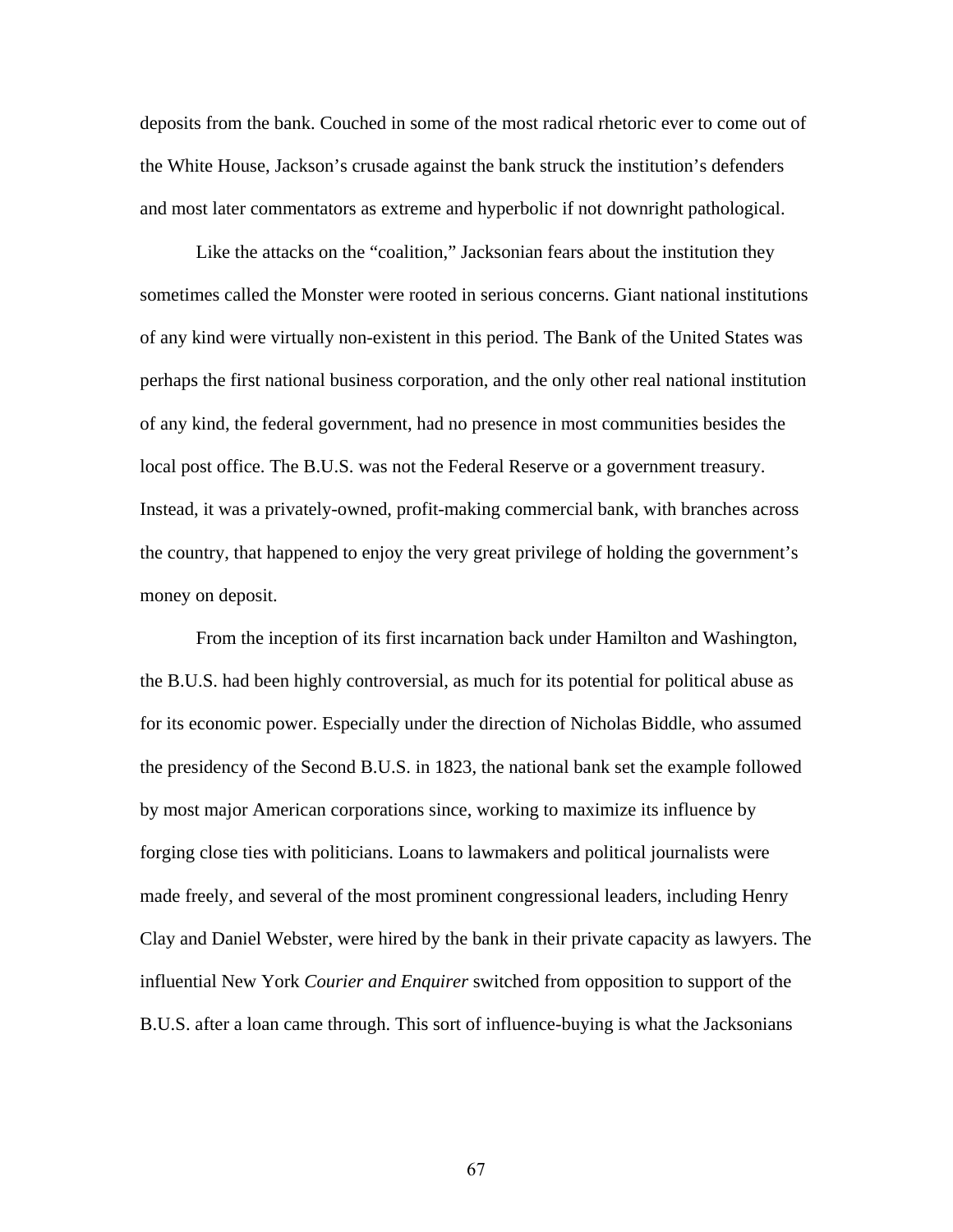deposits from the bank. Couched in some of the most radical rhetoric ever to come out of the White House, Jackson's crusade against the bank struck the institution's defenders and most later commentators as extreme and hyperbolic if not downright pathological.

Like the attacks on the "coalition," Jacksonian fears about the institution they sometimes called the Monster were rooted in serious concerns. Giant national institutions of any kind were virtually non-existent in this period. The Bank of the United States was perhaps the first national business corporation, and the only other real national institution of any kind, the federal government, had no presence in most communities besides the local post office. The B.U.S. was not the Federal Reserve or a government treasury. Instead, it was a privately-owned, profit-making commercial bank, with branches across the country, that happened to enjoy the very great privilege of holding the government's money on deposit.

From the inception of its first incarnation back under Hamilton and Washington, the B.U.S. had been highly controversial, as much for its potential for political abuse as for its economic power. Especially under the direction of Nicholas Biddle, who assumed the presidency of the Second B.U.S. in 1823, the national bank set the example followed by most major American corporations since, working to maximize its influence by forging close ties with politicians. Loans to lawmakers and political journalists were made freely, and several of the most prominent congressional leaders, including Henry Clay and Daniel Webster, were hired by the bank in their private capacity as lawyers. The influential New York *Courier and Enquirer* switched from opposition to support of the B.U.S. after a loan came through. This sort of influence-buying is what the Jacksonians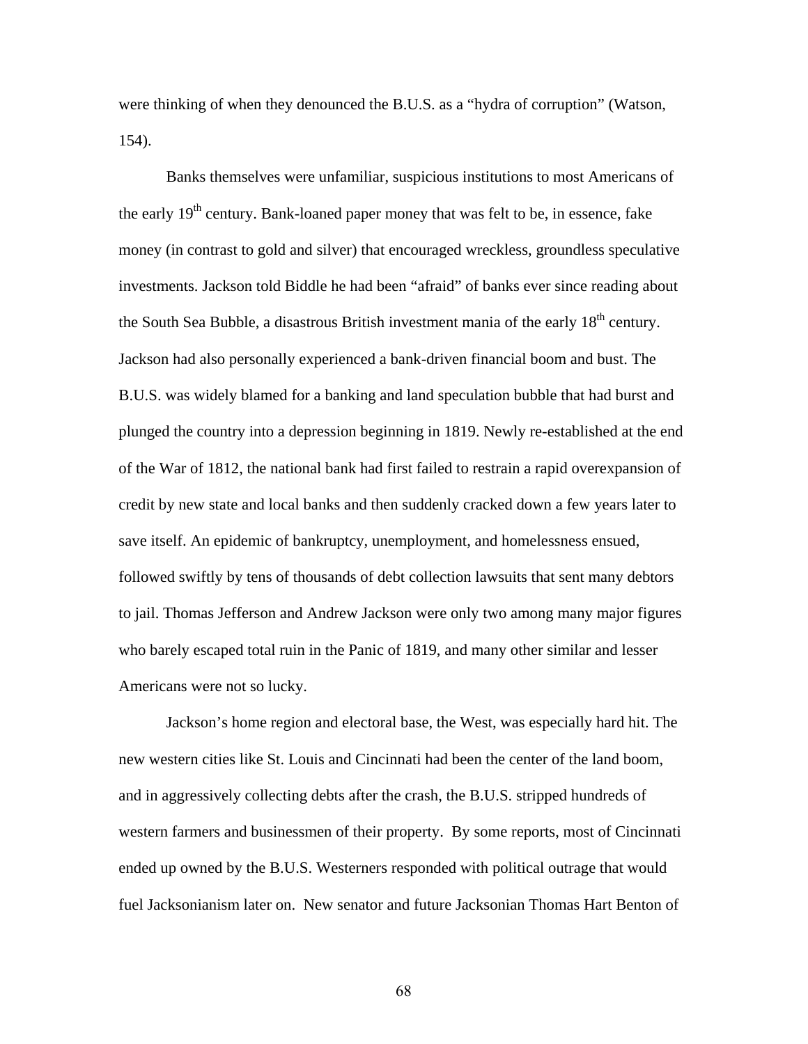were thinking of when they denounced the B.U.S. as a "hydra of corruption" (Watson, 154).

Banks themselves were unfamiliar, suspicious institutions to most Americans of the early 19th century. Bank-loaned paper money that was felt to be, in essence, fake money (in contrast to gold and silver) that encouraged wreckless, groundless speculative investments. Jackson told Biddle he had been "afraid" of banks ever since reading about the South Sea Bubble, a disastrous British investment mania of the early 18th century. Jackson had also personally experienced a bank-driven financial boom and bust. The B.U.S. was widely blamed for a banking and land speculation bubble that had burst and plunged the country into a depression beginning in 1819. Newly re-established at the end of the War of 1812, the national bank had first failed to restrain a rapid overexpansion of credit by new state and local banks and then suddenly cracked down a few years later to save itself. An epidemic of bankruptcy, unemployment, and homelessness ensued, followed swiftly by tens of thousands of debt collection lawsuits that sent many debtors to jail. Thomas Jefferson and Andrew Jackson were only two among many major figures who barely escaped total ruin in the Panic of 1819, and many other similar and lesser Americans were not so lucky.

Jackson's home region and electoral base, the West, was especially hard hit. The new western cities like St. Louis and Cincinnati had been the center of the land boom, and in aggressively collecting debts after the crash, the B.U.S. stripped hundreds of western farmers and businessmen of their property. By some reports, most of Cincinnati ended up owned by the B.U.S. Westerners responded with political outrage that would fuel Jacksonianism later on. New senator and future Jacksonian Thomas Hart Benton of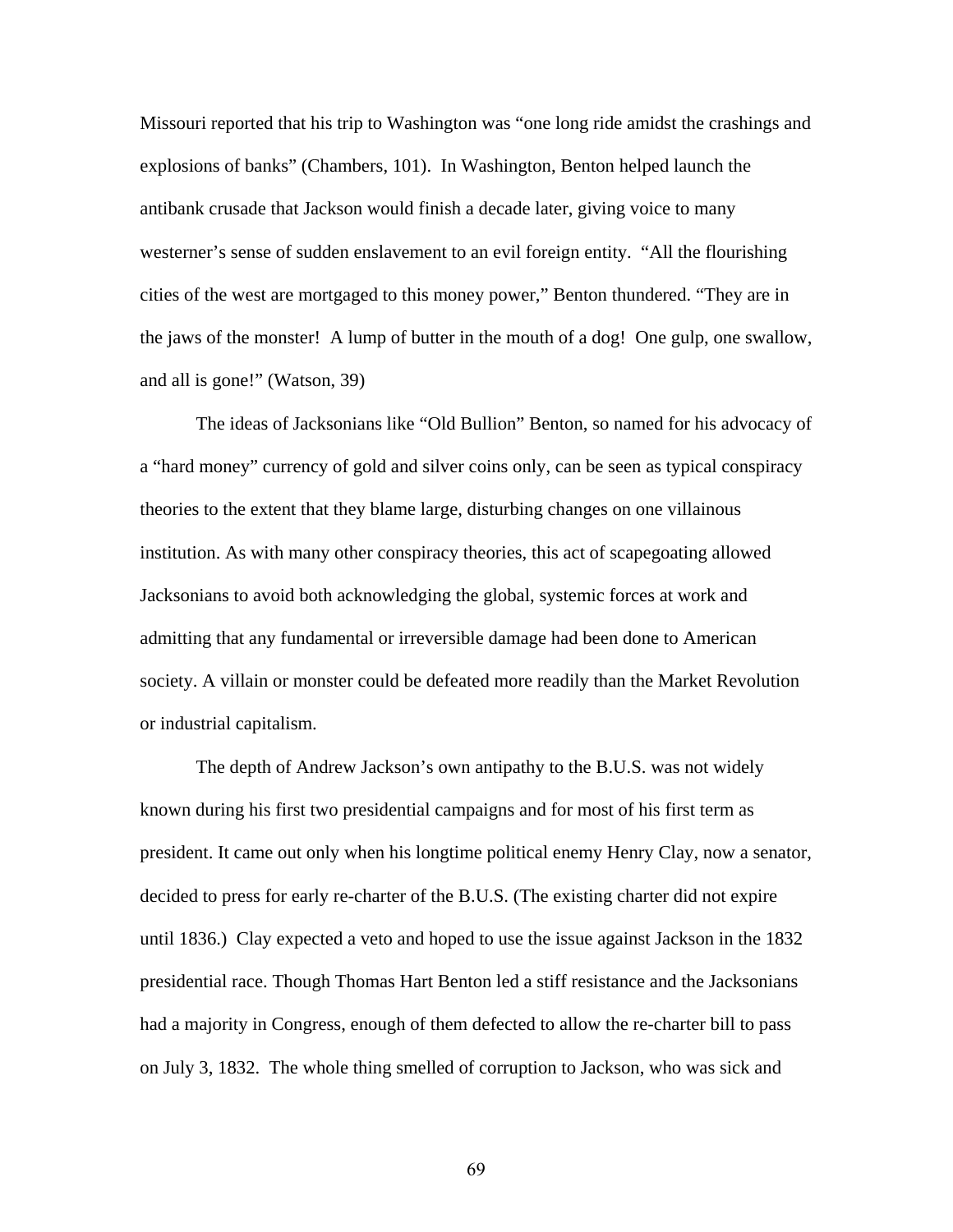Missouri reported that his trip to Washington was "one long ride amidst the crashings and explosions of banks" (Chambers, 101). In Washington, Benton helped launch the antibank crusade that Jackson would finish a decade later, giving voice to many westerner's sense of sudden enslavement to an evil foreign entity. "All the flourishing cities of the west are mortgaged to this money power," Benton thundered. "They are in the jaws of the monster! A lump of butter in the mouth of a dog! One gulp, one swallow, and all is gone!" (Watson, 39)

The ideas of Jacksonians like "Old Bullion" Benton, so named for his advocacy of a "hard money" currency of gold and silver coins only, can be seen as typical conspiracy theories to the extent that they blame large, disturbing changes on one villainous institution. As with many other conspiracy theories, this act of scapegoating allowed Jacksonians to avoid both acknowledging the global, systemic forces at work and admitting that any fundamental or irreversible damage had been done to American society. A villain or monster could be defeated more readily than the Market Revolution or industrial capitalism.

The depth of Andrew Jackson's own antipathy to the B.U.S. was not widely known during his first two presidential campaigns and for most of his first term as president. It came out only when his longtime political enemy Henry Clay, now a senator, decided to press for early re-charter of the B.U.S. (The existing charter did not expire until 1836.) Clay expected a veto and hoped to use the issue against Jackson in the 1832 presidential race. Though Thomas Hart Benton led a stiff resistance and the Jacksonians had a majority in Congress, enough of them defected to allow the re-charter bill to pass on July 3, 1832. The whole thing smelled of corruption to Jackson, who was sick and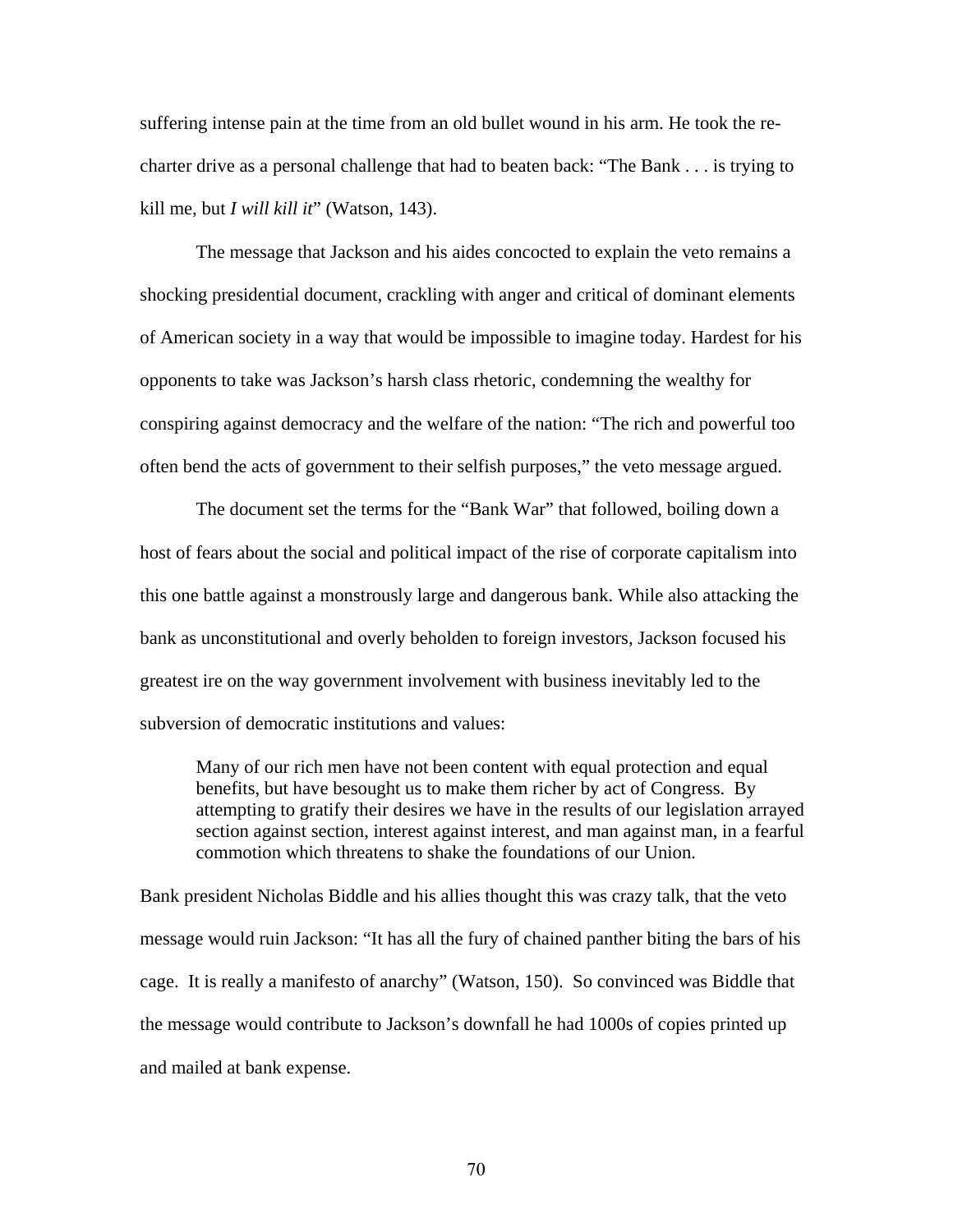suffering intense pain at the time from an old bullet wound in his arm. He took the re-charter drive as a personal challenge that had to beaten back: "The Bank . . . is trying to kill me, but *I will kill it*" (Watson, 143).

The message that Jackson and his aides concocted to explain the veto remains a shocking presidential document, crackling with anger and critical of dominant elements of American society in a way that would be impossible to imagine today. Hardest for his opponents to take was Jackson's harsh class rhetoric, condemning the wealthy for conspiring against democracy and the welfare of the nation: "The rich and powerful too often bend the acts of government to their selfish purposes," the veto message argued.

The document set the terms for the "Bank War" that followed, boiling down a host of fears about the social and political impact of the rise of corporate capitalism into this one battle against a monstrously large and dangerous bank. While also attacking the bank as unconstitutional and overly beholden to foreign investors, Jackson focused his greatest ire on the way government involvement with business inevitably led to the subversion of democratic institutions and values:

> Many of our rich men have not been content with equal protection and equal benefits, but have besought us to make them richer by act of Congress. By attempting to gratify their desires we have in the results of our legislation arrayed section against section, interest against interest, and man against man, in a fearful commotion which threatens to shake the foundations of our Union.

Bank president Nicholas Biddle and his allies thought this was crazy talk, that the veto message would ruin Jackson: "It has all the fury of chained panther biting the bars of his cage. It is really a manifesto of anarchy" (Watson, 150). So convinced was Biddle that the message would contribute to Jackson's downfall he had 1000s of copies printed up and mailed at bank expense.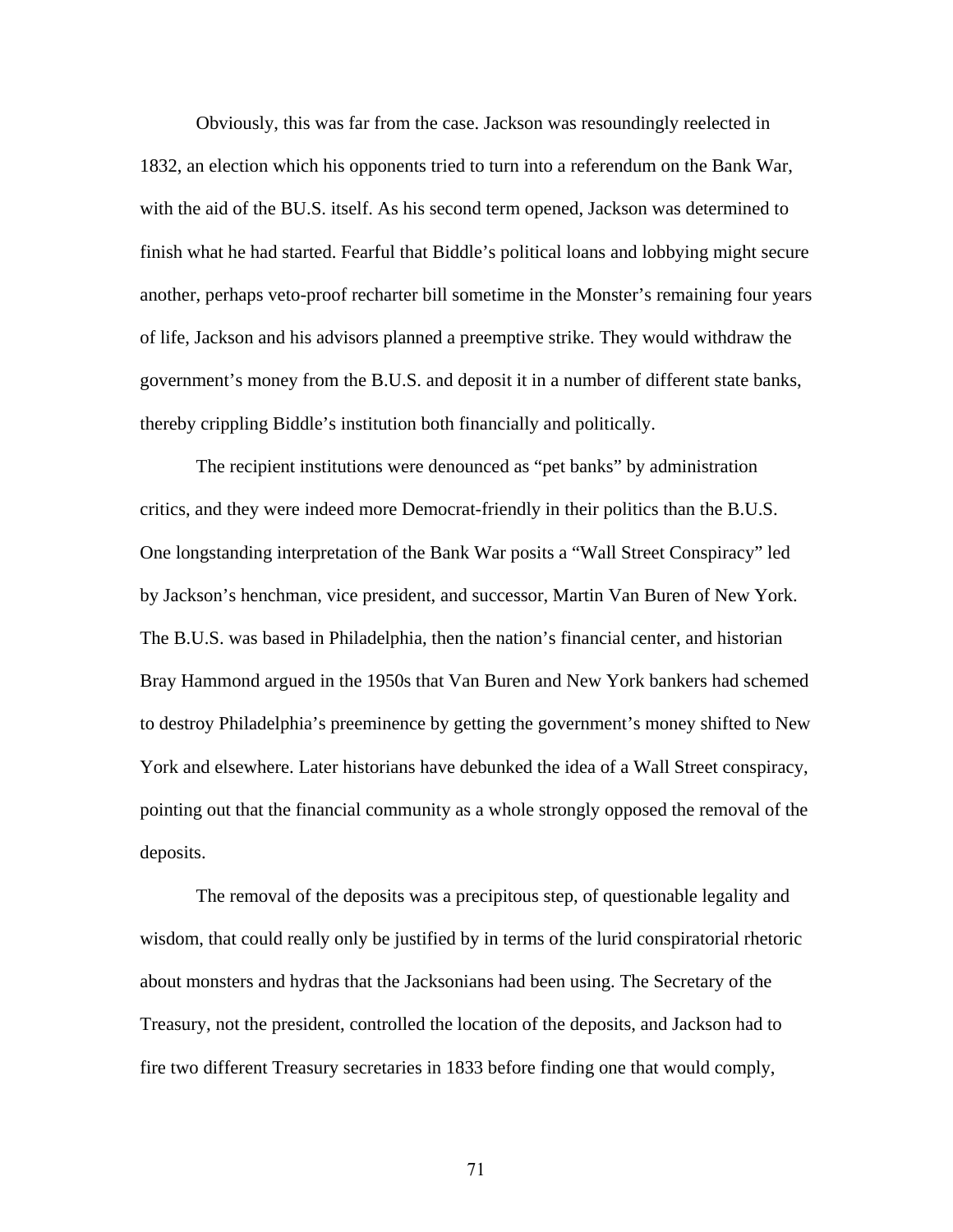Obviously, this was far from the case. Jackson was resoundingly reelected in 1832, an election which his opponents tried to turn into a referendum on the Bank War, with the aid of the BU.S. itself. As his second term opened, Jackson was determined to finish what he had started. Fearful that Biddle's political loans and lobbying might secure another, perhaps veto-proof recharter bill sometime in the Monster's remaining four years of life, Jackson and his advisors planned a preemptive strike. They would withdraw the government's money from the B.U.S. and deposit it in a number of different state banks, thereby crippling Biddle's institution both financially and politically.

The recipient institutions were denounced as "pet banks" by administration critics, and they were indeed more Democrat-friendly in their politics than the B.U.S. One longstanding interpretation of the Bank War posits a "Wall Street Conspiracy" led by Jackson's henchman, vice president, and successor, Martin Van Buren of New York. The B.U.S. was based in Philadelphia, then the nation's financial center, and historian Bray Hammond argued in the 1950s that Van Buren and New York bankers had schemed to destroy Philadelphia's preeminence by getting the government's money shifted to New York and elsewhere. Later historians have debunked the idea of a Wall Street conspiracy, pointing out that the financial community as a whole strongly opposed the removal of the deposits.

The removal of the deposits was a precipitous step, of questionable legality and wisdom, that could really only be justified by in terms of the lurid conspiratorial rhetoric about monsters and hydras that the Jacksonians had been using. The Secretary of the Treasury, not the president, controlled the location of the deposits, and Jackson had to fire two different Treasury secretaries in 1833 before finding one that would comply,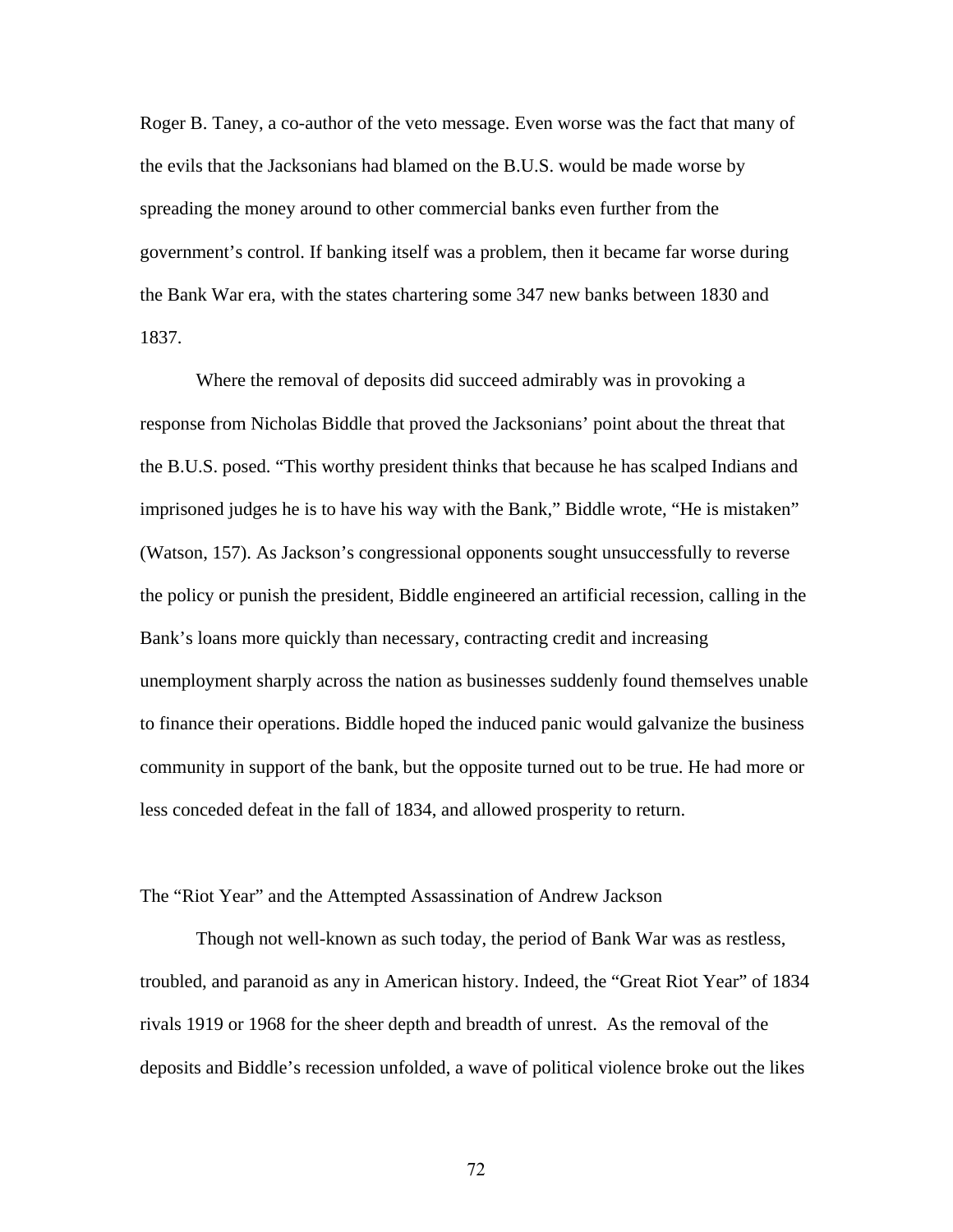Roger B. Taney, a co-author of the veto message. Even worse was the fact that many of the evils that the Jacksonians had blamed on the B.U.S. would be made worse by spreading the money around to other commercial banks even further from the government's control. If banking itself was a problem, then it became far worse during the Bank War era, with the states chartering some 347 new banks between 1830 and 1837.

Where the removal of deposits did succeed admirably was in provoking a response from Nicholas Biddle that proved the Jacksonians' point about the threat that the B.U.S. posed. "This worthy president thinks that because he has scalped Indians and imprisoned judges he is to have his way with the Bank," Biddle wrote, "He is mistaken" (Watson, 157). As Jackson's congressional opponents sought unsuccessfully to reverse the policy or punish the president, Biddle engineered an artificial recession, calling in the Bank's loans more quickly than necessary, contracting credit and increasing unemployment sharply across the nation as businesses suddenly found themselves unable to finance their operations. Biddle hoped the induced panic would galvanize the business community in support of the bank, but the opposite turned out to be true. He had more or less conceded defeat in the fall of 1834, and allowed prosperity to return.

## The "Riot Year" and the Attempted Assassination of Andrew Jackson

Though not well-known as such today, the period of Bank War was as restless, troubled, and paranoid as any in American history. Indeed, the "Great Riot Year" of 1834 rivals 1919 or 1968 for the sheer depth and breadth of unrest. As the removal of the deposits and Biddle's recession unfolded, a wave of political violence broke out the likes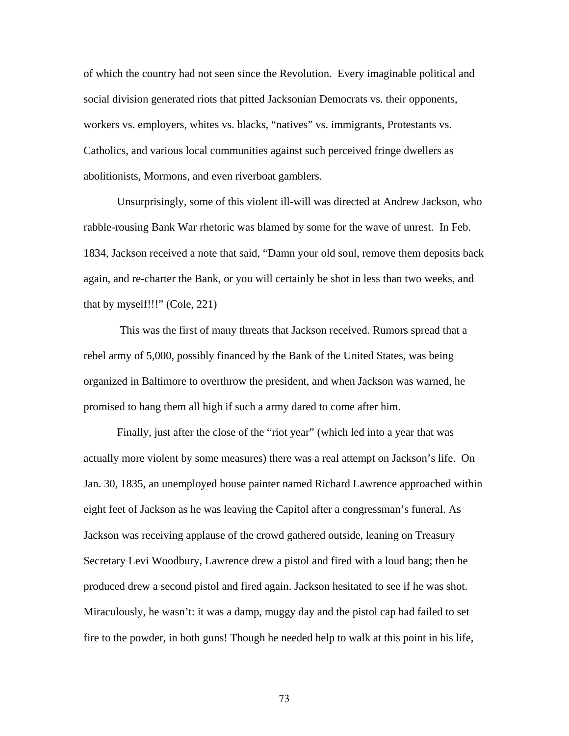of which the country had not seen since the Revolution. Every imaginable political and social division generated riots that pitted Jacksonian Democrats vs. their opponents, workers vs. employers, whites vs. blacks, "natives" vs. immigrants, Protestants vs. Catholics, and various local communities against such perceived fringe dwellers as abolitionists, Mormons, and even riverboat gamblers.

Unsurprisingly, some of this violent ill-will was directed at Andrew Jackson, who rabble-rousing Bank War rhetoric was blamed by some for the wave of unrest. In Feb. 1834, Jackson received a note that said, "Damn your old soul, remove them deposits back again, and re-charter the Bank, or you will certainly be shot in less than two weeks, and that by myself!!!" (Cole, 221)

This was the first of many threats that Jackson received. Rumors spread that a rebel army of 5,000, possibly financed by the Bank of the United States, was being organized in Baltimore to overthrow the president, and when Jackson was warned, he promised to hang them all high if such a army dared to come after him.

Finally, just after the close of the "riot year" (which led into a year that was actually more violent by some measures) there was a real attempt on Jackson's life. On Jan. 30, 1835, an unemployed house painter named Richard Lawrence approached within eight feet of Jackson as he was leaving the Capitol after a congressman's funeral. As Jackson was receiving applause of the crowd gathered outside, leaning on Treasury Secretary Levi Woodbury, Lawrence drew a pistol and fired with a loud bang; then he produced drew a second pistol and fired again. Jackson hesitated to see if he was shot. Miraculously, he wasn't: it was a damp, muggy day and the pistol cap had failed to set fire to the powder, in both guns! Though he needed help to walk at this point in his life,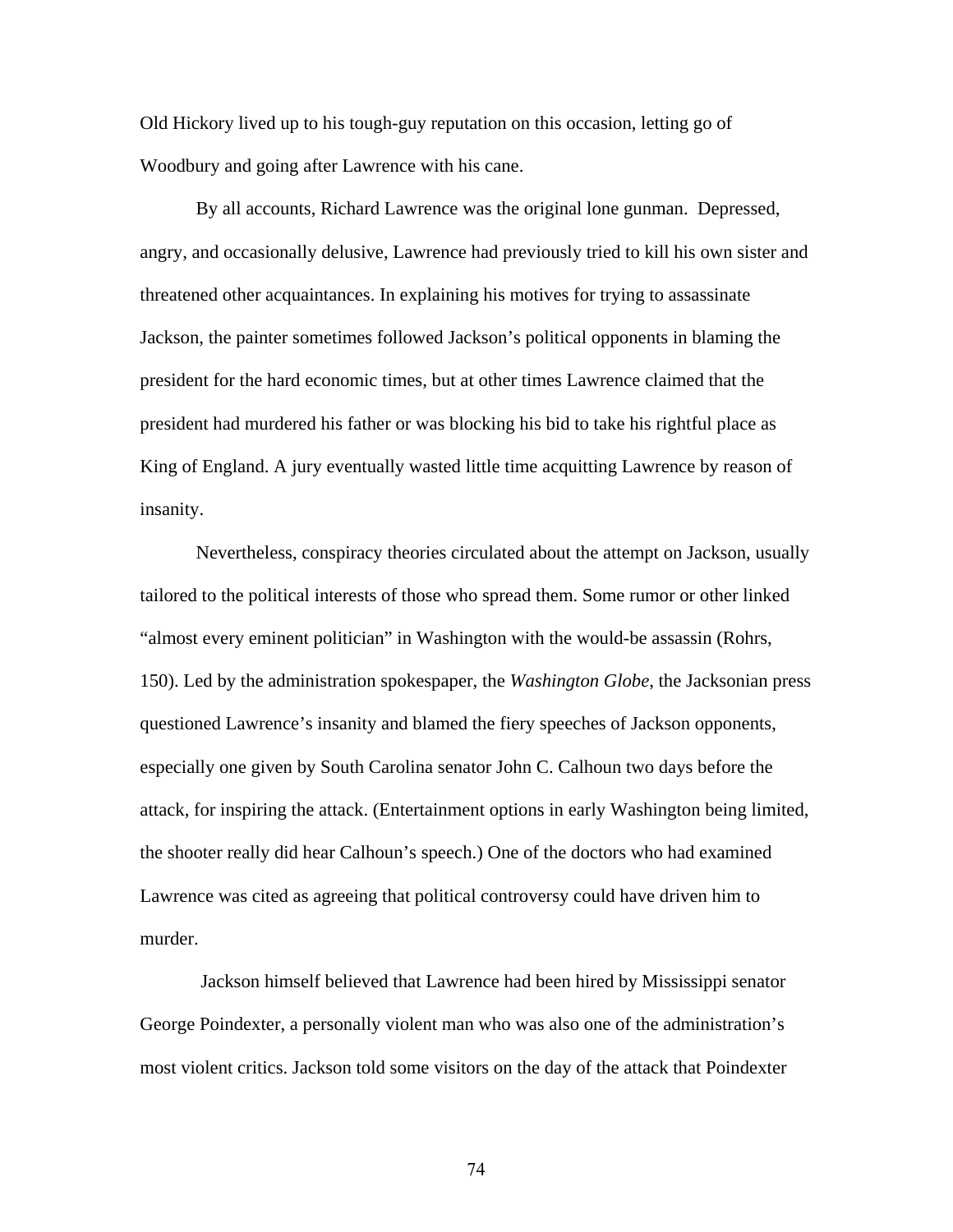Old Hickory lived up to his tough-guy reputation on this occasion, letting go of Woodbury and going after Lawrence with his cane.

By all accounts, Richard Lawrence was the original lone gunman. Depressed, angry, and occasionally delusive, Lawrence had previously tried to kill his own sister and threatened other acquaintances. In explaining his motives for trying to assassinate Jackson, the painter sometimes followed Jackson's political opponents in blaming the president for the hard economic times, but at other times Lawrence claimed that the president had murdered his father or was blocking his bid to take his rightful place as King of England. A jury eventually wasted little time acquitting Lawrence by reason of insanity.

Nevertheless, conspiracy theories circulated about the attempt on Jackson, usually tailored to the political interests of those who spread them. Some rumor or other linked "almost every eminent politician" in Washington with the would-be assassin (Rohrs, 150). Led by the administration spokespaper, the *Washington Globe*, the Jacksonian press questioned Lawrence's insanity and blamed the fiery speeches of Jackson opponents, especially one given by South Carolina senator John C. Calhoun two days before the attack, for inspiring the attack. (Entertainment options in early Washington being limited, the shooter really did hear Calhoun's speech.) One of the doctors who had examined Lawrence was cited as agreeing that political controversy could have driven him to murder.

Jackson himself believed that Lawrence had been hired by Mississippi senator George Poindexter, a personally violent man who was also one of the administration's most violent critics. Jackson told some visitors on the day of the attack that Poindexter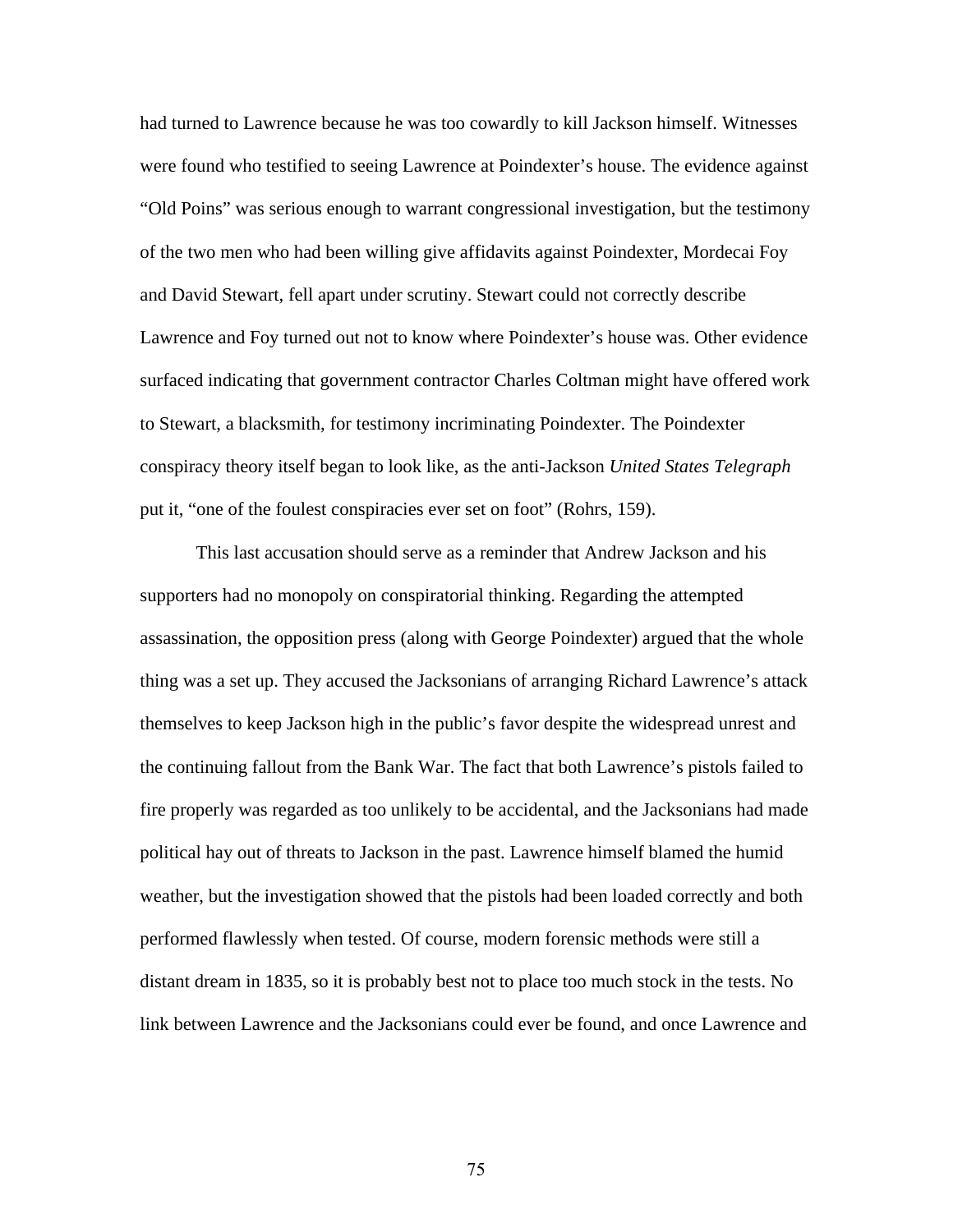had turned to Lawrence because he was too cowardly to kill Jackson himself. Witnesses were found who testified to seeing Lawrence at Poindexter's house. The evidence against "Old Poins" was serious enough to warrant congressional investigation, but the testimony of the two men who had been willing give affidavits against Poindexter, Mordecai Foy and David Stewart, fell apart under scrutiny. Stewart could not correctly describe Lawrence and Foy turned out not to know where Poindexter's house was. Other evidence surfaced indicating that government contractor Charles Coltman might have offered work to Stewart, a blacksmith, for testimony incriminating Poindexter. The Poindexter conspiracy theory itself began to look like, as the anti-Jackson *United States Telegraph* put it, "one of the foulest conspiracies ever set on foot" (Rohrs, 159).

This last accusation should serve as a reminder that Andrew Jackson and his supporters had no monopoly on conspiratorial thinking. Regarding the attempted assassination, the opposition press (along with George Poindexter) argued that the whole thing was a set up. They accused the Jacksonians of arranging Richard Lawrence's attack themselves to keep Jackson high in the public's favor despite the widespread unrest and the continuing fallout from the Bank War. The fact that both Lawrence's pistols failed to fire properly was regarded as too unlikely to be accidental, and the Jacksonians had made political hay out of threats to Jackson in the past. Lawrence himself blamed the humid weather, but the investigation showed that the pistols had been loaded correctly and both performed flawlessly when tested. Of course, modern forensic methods were still a distant dream in 1835, so it is probably best not to place too much stock in the tests. No link between Lawrence and the Jacksonians could ever be found, and once Lawrence and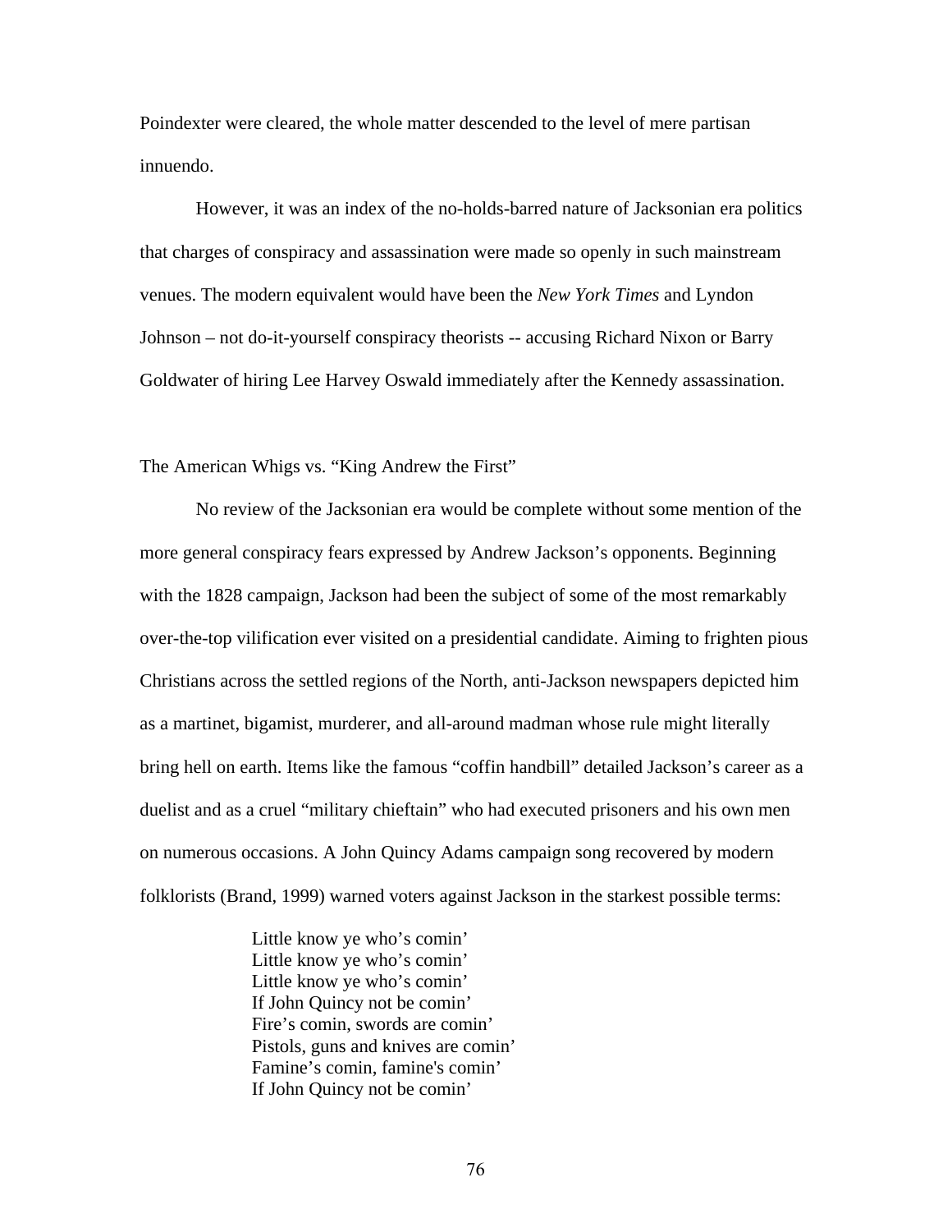Poindexter were cleared, the whole matter descended to the level of mere partisan innuendo.

However, it was an index of the no-holds-barred nature of Jacksonian era politics that charges of conspiracy and assassination were made so openly in such mainstream venues. The modern equivalent would have been the *New York Times* and Lyndon Johnson – not do-it-yourself conspiracy theorists -- accusing Richard Nixon or Barry Goldwater of hiring Lee Harvey Oswald immediately after the Kennedy assassination.

## The American Whigs vs. "King Andrew the First"

No review of the Jacksonian era would be complete without some mention of the more general conspiracy fears expressed by Andrew Jackson's opponents. Beginning with the 1828 campaign, Jackson had been the subject of some of the most remarkably over-the-top vilification ever visited on a presidential candidate. Aiming to frighten pious Christians across the settled regions of the North, anti-Jackson newspapers depicted him as a martinet, bigamist, murderer, and all-around madman whose rule might literally bring hell on earth. Items like the famous "coffin handbill" detailed Jackson's career as a duelist and as a cruel "military chieftain" who had executed prisoners and his own men on numerous occasions. A John Quincy Adams campaign song recovered by modern folklorists (Brand, 1999) warned voters against Jackson in the starkest possible terms:

> Little know ye who's comin'
> Little know ye who's comin'
> Little know ye who's comin'
> If John Quincy not be comin'
> Fire's comin, swords are comin'
> Pistols, guns and knives are comin'
> Famine's comin, famine's comin'
> If John Quincy not be comin'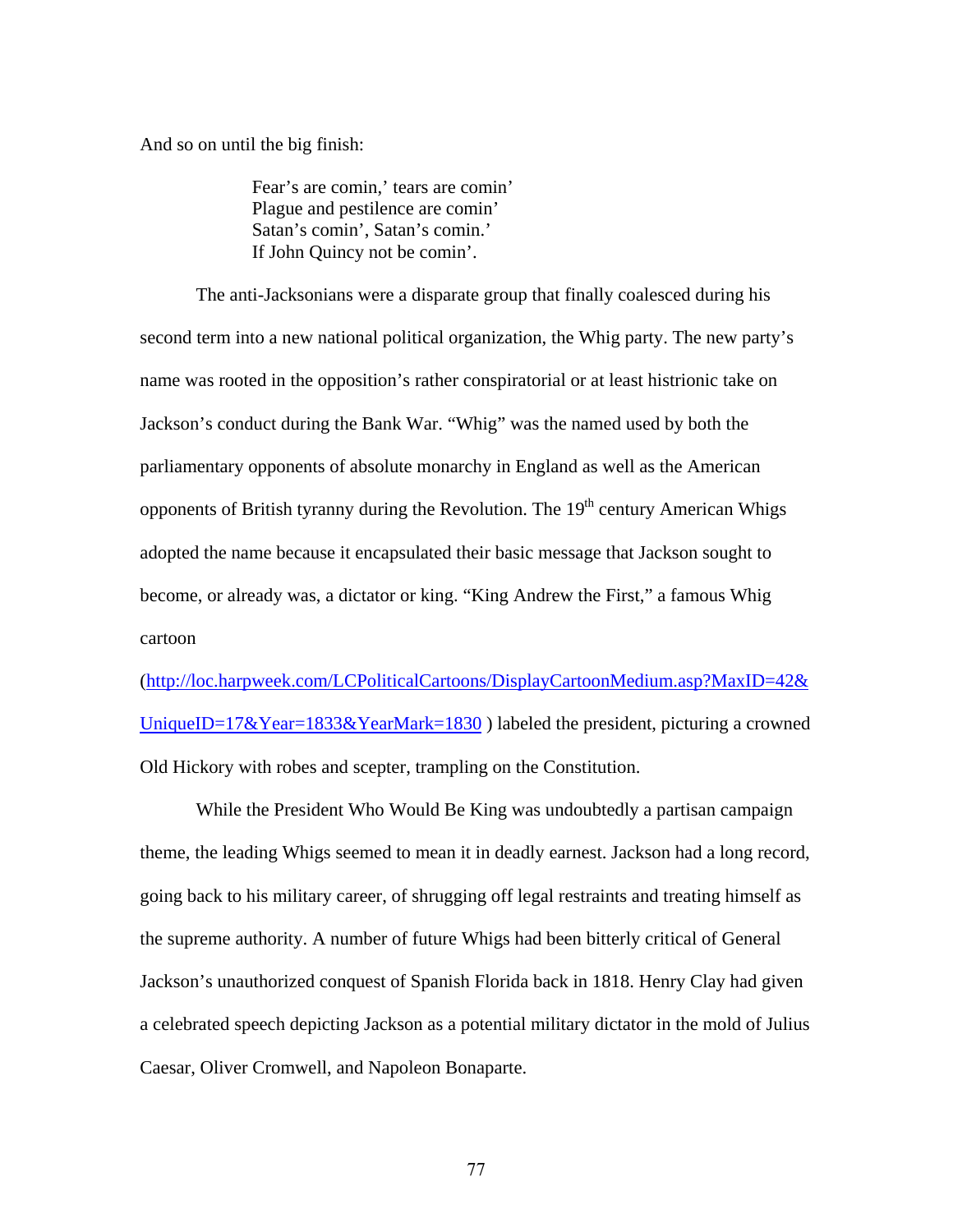And so on until the big finish:

> Fear's are comin,' tears are comin'
> Plague and pestilence are comin'
> Satan's comin', Satan's comin.'
> If John Quincy not be comin'.

The anti-Jacksonians were a disparate group that finally coalesced during his second term into a new national political organization, the Whig party. The new party's name was rooted in the opposition's rather conspiratorial or at least histrionic take on Jackson's conduct during the Bank War. "Whig" was the named used by both the parliamentary opponents of absolute monarchy in England as well as the American opponents of British tyranny during the Revolution. The 19th century American Whigs adopted the name because it encapsulated their basic message that Jackson sought to become, or already was, a dictator or king. "King Andrew the First," a famous Whig cartoon (http://loc.harpweek.com/LCPoliticalCartoons/DisplayCartoonMedium.asp?MaxID=42&UniqueID=17&Year=1833&YearMark=1830 ) labeled the president, picturing a crowned Old Hickory with robes and scepter, trampling on the Constitution.

While the President Who Would Be King was undoubtedly a partisan campaign theme, the leading Whigs seemed to mean it in deadly earnest. Jackson had a long record, going back to his military career, of shrugging off legal restraints and treating himself as the supreme authority. A number of future Whigs had been bitterly critical of General Jackson's unauthorized conquest of Spanish Florida back in 1818. Henry Clay had given a celebrated speech depicting Jackson as a potential military dictator in the mold of Julius Caesar, Oliver Cromwell, and Napoleon Bonaparte.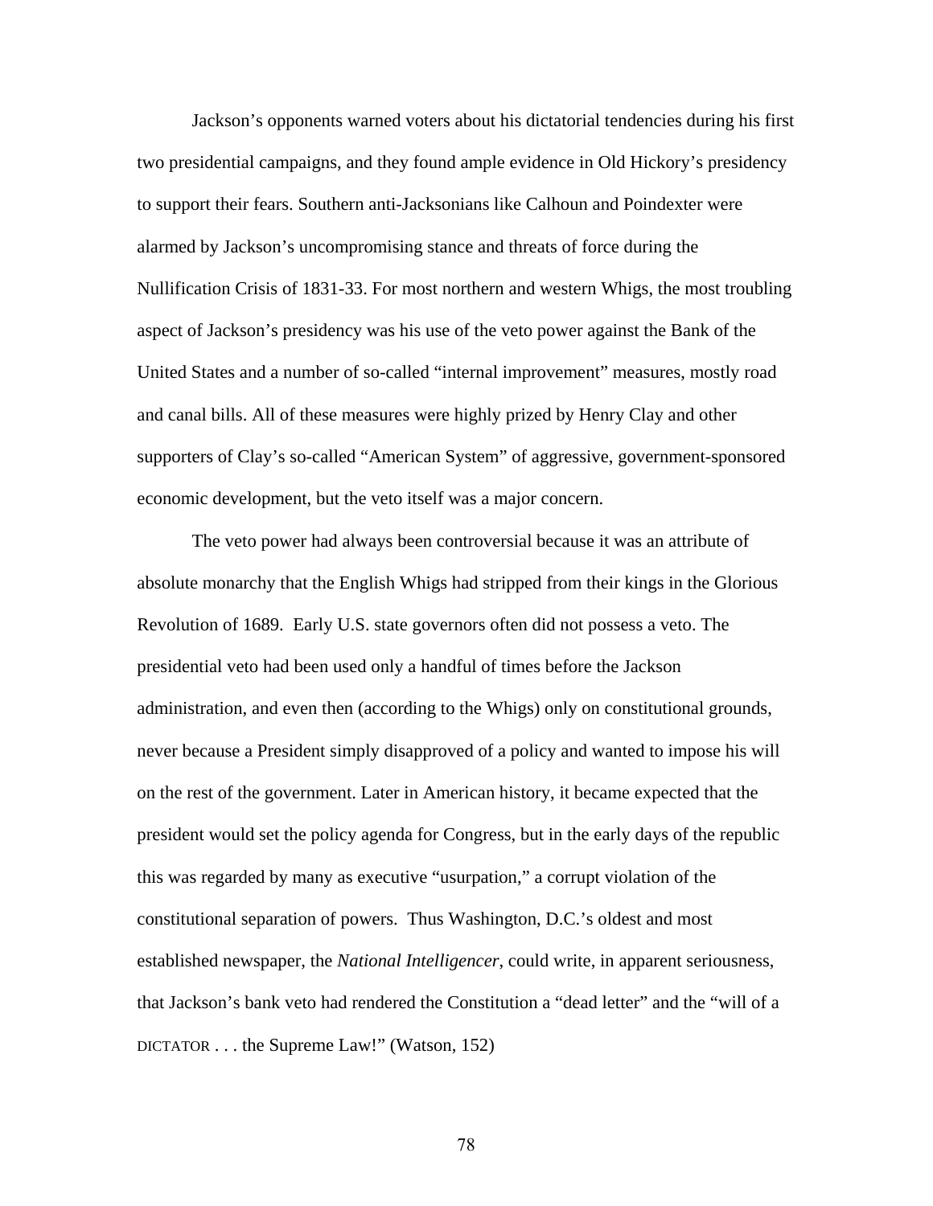Jackson's opponents warned voters about his dictatorial tendencies during his first two presidential campaigns, and they found ample evidence in Old Hickory's presidency to support their fears. Southern anti-Jacksonians like Calhoun and Poindexter were alarmed by Jackson's uncompromising stance and threats of force during the Nullification Crisis of 1831-33. For most northern and western Whigs, the most troubling aspect of Jackson's presidency was his use of the veto power against the Bank of the United States and a number of so-called "internal improvement" measures, mostly road and canal bills. All of these measures were highly prized by Henry Clay and other supporters of Clay's so-called "American System" of aggressive, government-sponsored economic development, but the veto itself was a major concern.

The veto power had always been controversial because it was an attribute of absolute monarchy that the English Whigs had stripped from their kings in the Glorious Revolution of 1689. Early U.S. state governors often did not possess a veto. The presidential veto had been used only a handful of times before the Jackson administration, and even then (according to the Whigs) only on constitutional grounds, never because a President simply disapproved of a policy and wanted to impose his will on the rest of the government. Later in American history, it became expected that the president would set the policy agenda for Congress, but in the early days of the republic this was regarded by many as executive "usurpation," a corrupt violation of the constitutional separation of powers. Thus Washington, D.C.'s oldest and most established newspaper, the *National Intelligencer*, could write, in apparent seriousness, that Jackson's bank veto had rendered the Constitution a "dead letter" and the "will of a DICTATOR . . . the Supreme Law!" (Watson, 152)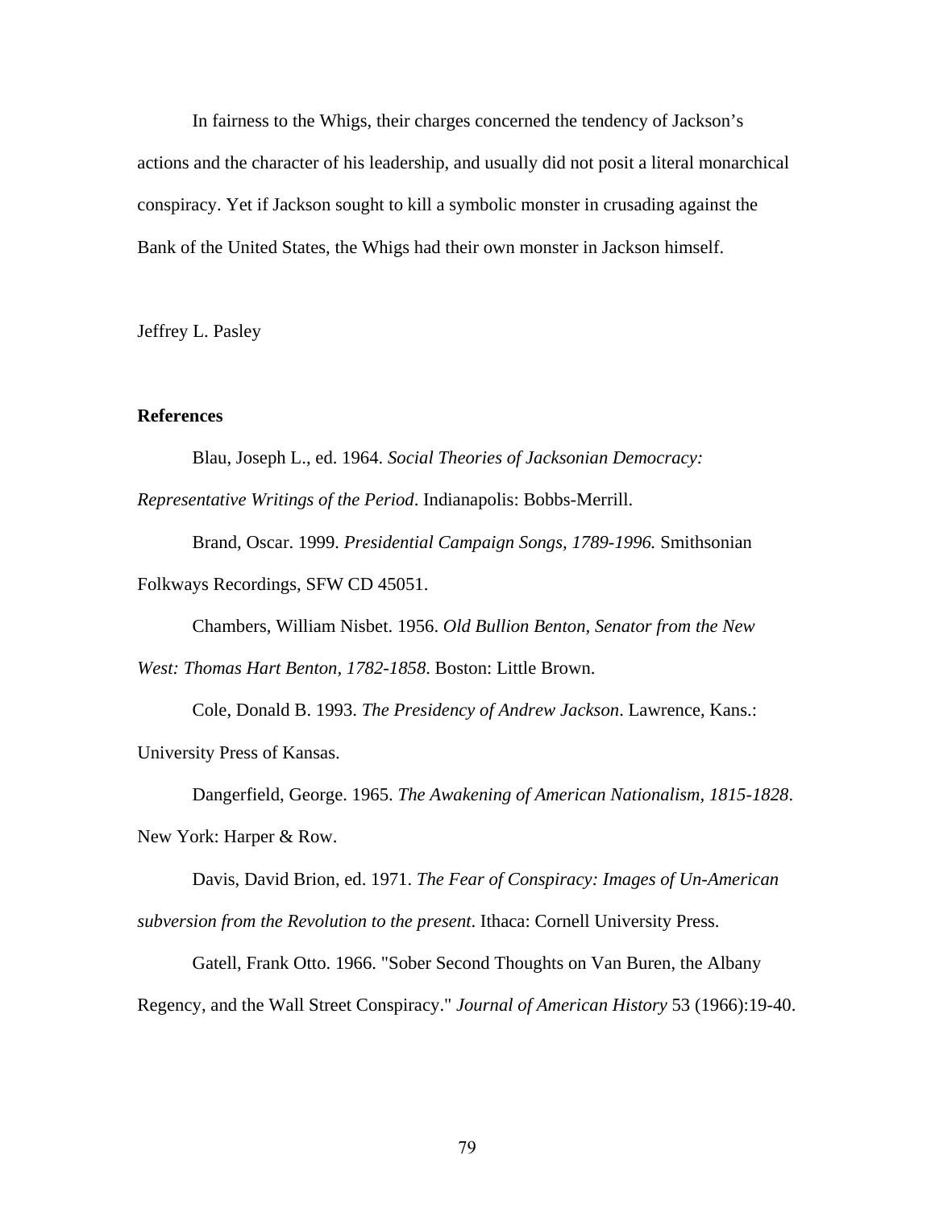In fairness to the Whigs, their charges concerned the tendency of Jackson's actions and the character of his leadership, and usually did not posit a literal monarchical conspiracy. Yet if Jackson sought to kill a symbolic monster in crusading against the Bank of the United States, the Whigs had their own monster in Jackson himself.

Jeffrey L. Pasley

**References**

Blau, Joseph L., ed. 1964. *Social Theories of Jacksonian Democracy: Representative Writings of the Period*. Indianapolis: Bobbs-Merrill.

Brand, Oscar. 1999. *Presidential Campaign Songs, 1789-1996.* Smithsonian Folkways Recordings, SFW CD 45051.

Chambers, William Nisbet. 1956. *Old Bullion Benton, Senator from the New West: Thomas Hart Benton, 1782-1858*. Boston: Little Brown.

Cole, Donald B. 1993. *The Presidency of Andrew Jackson*. Lawrence, Kans.: University Press of Kansas.

Dangerfield, George. 1965. *The Awakening of American Nationalism, 1815-1828*. New York: Harper & Row.

Davis, David Brion, ed. 1971. *The Fear of Conspiracy: Images of Un-American subversion from the Revolution to the present*. Ithaca: Cornell University Press.

Gatell, Frank Otto. 1966. "Sober Second Thoughts on Van Buren, the Albany Regency, and the Wall Street Conspiracy." *Journal of American History* 53 (1966):19-40.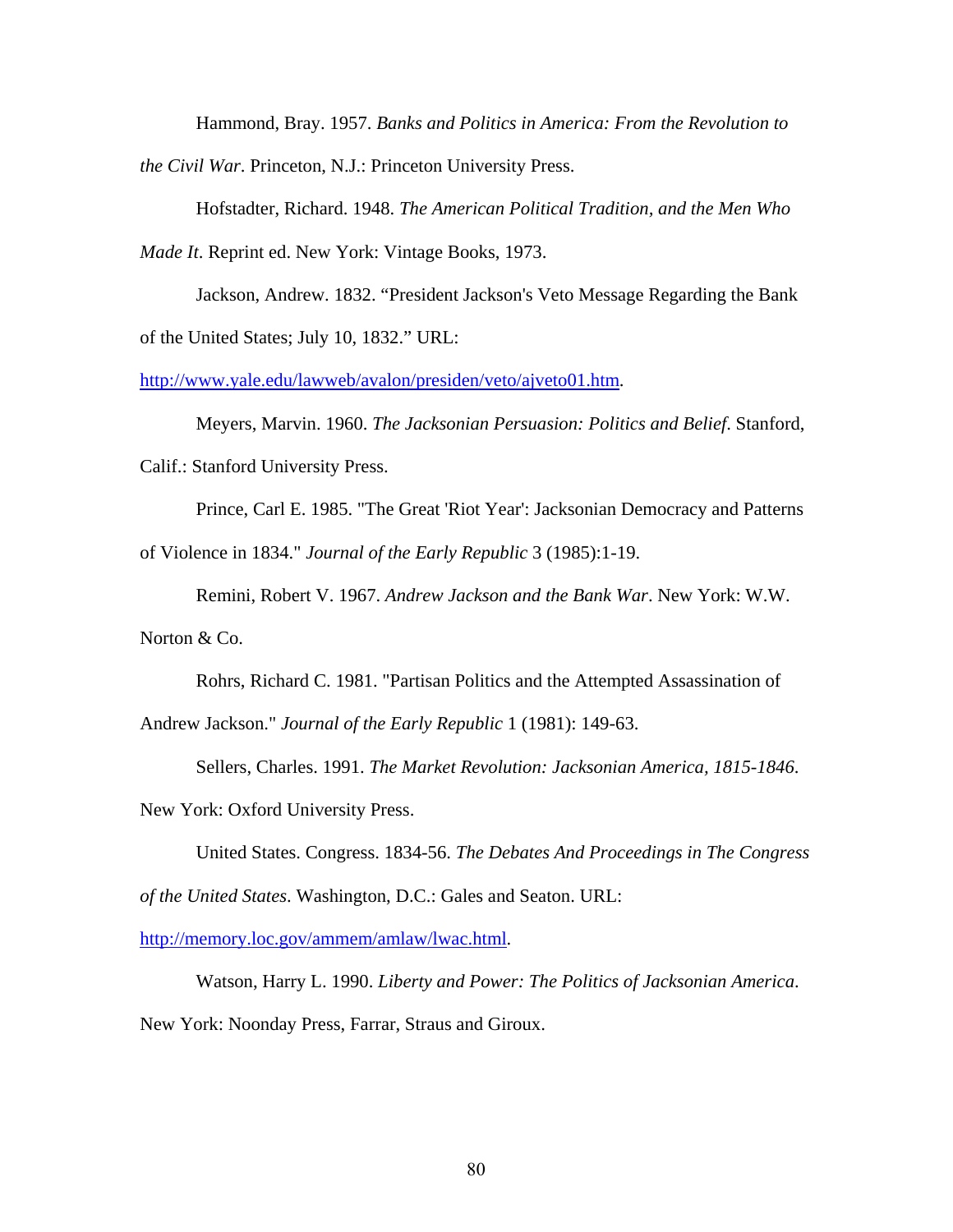Hammond, Bray. 1957. *Banks and Politics in America: From the Revolution to the Civil War*. Princeton, N.J.: Princeton University Press.

Hofstadter, Richard. 1948. *The American Political Tradition, and the Men Who Made It*. Reprint ed. New York: Vintage Books, 1973.

Jackson, Andrew. 1832. "President Jackson's Veto Message Regarding the Bank of the United States; July 10, 1832." URL: http://www.yale.edu/lawweb/avalon/presiden/veto/ajveto01.htm.

Meyers, Marvin. 1960. *The Jacksonian Persuasion: Politics and Belief*. Stanford, Calif.: Stanford University Press.

Prince, Carl E. 1985. "The Great 'Riot Year': Jacksonian Democracy and Patterns of Violence in 1834." *Journal of the Early Republic* 3 (1985):1-19.

Remini, Robert V. 1967. *Andrew Jackson and the Bank War*. New York: W.W. Norton & Co.

Rohrs, Richard C. 1981. "Partisan Politics and the Attempted Assassination of Andrew Jackson." *Journal of the Early Republic* 1 (1981): 149-63.

Sellers, Charles. 1991. *The Market Revolution: Jacksonian America, 1815-1846*. New York: Oxford University Press.

United States. Congress. 1834-56. *The Debates And Proceedings in The Congress of the United States*. Washington, D.C.: Gales and Seaton. URL: http://memory.loc.gov/ammem/amlaw/lwac.html.

Watson, Harry L. 1990. *Liberty and Power: The Politics of Jacksonian America*. New York: Noonday Press, Farrar, Straus and Giroux.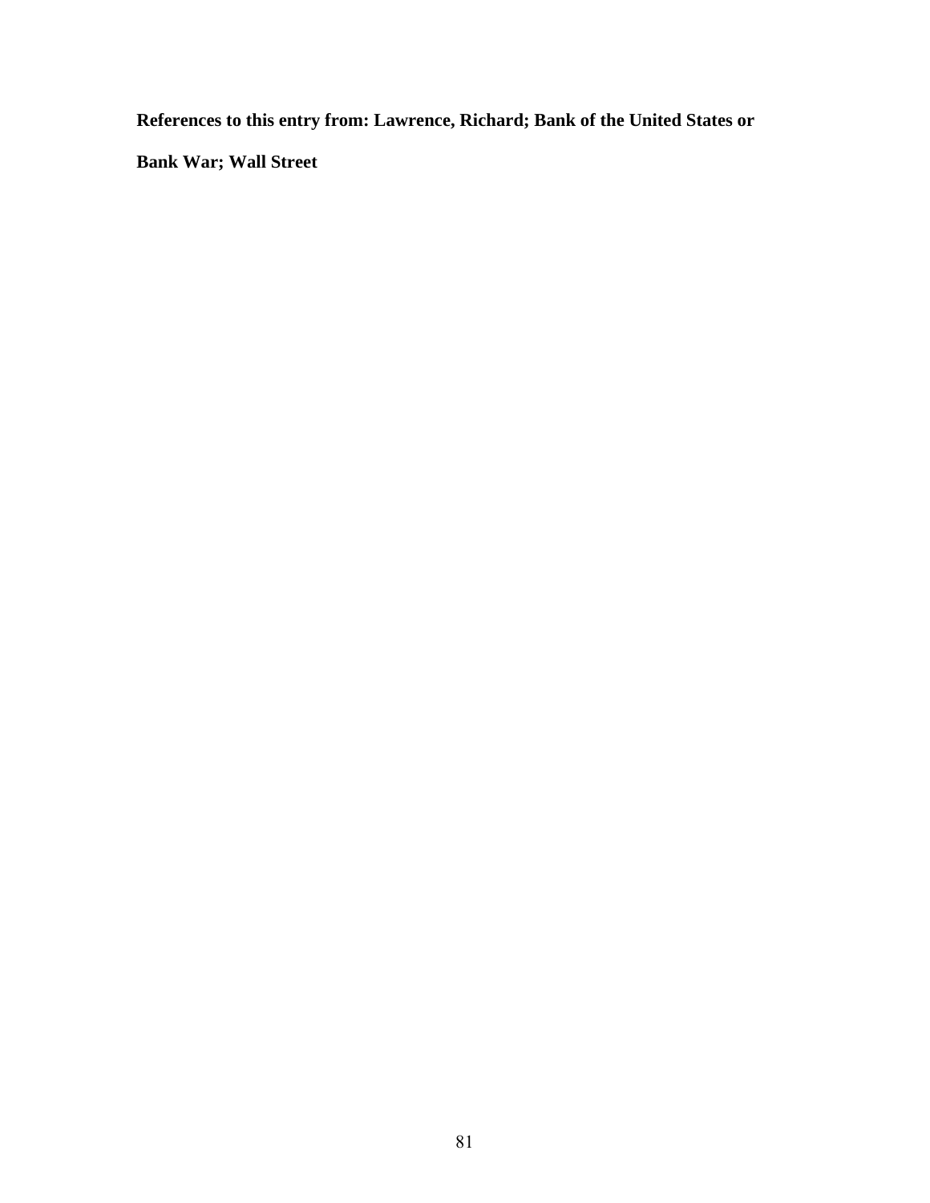**References to this entry from: Lawrence, Richard; Bank of the United States or Bank War; Wall Street**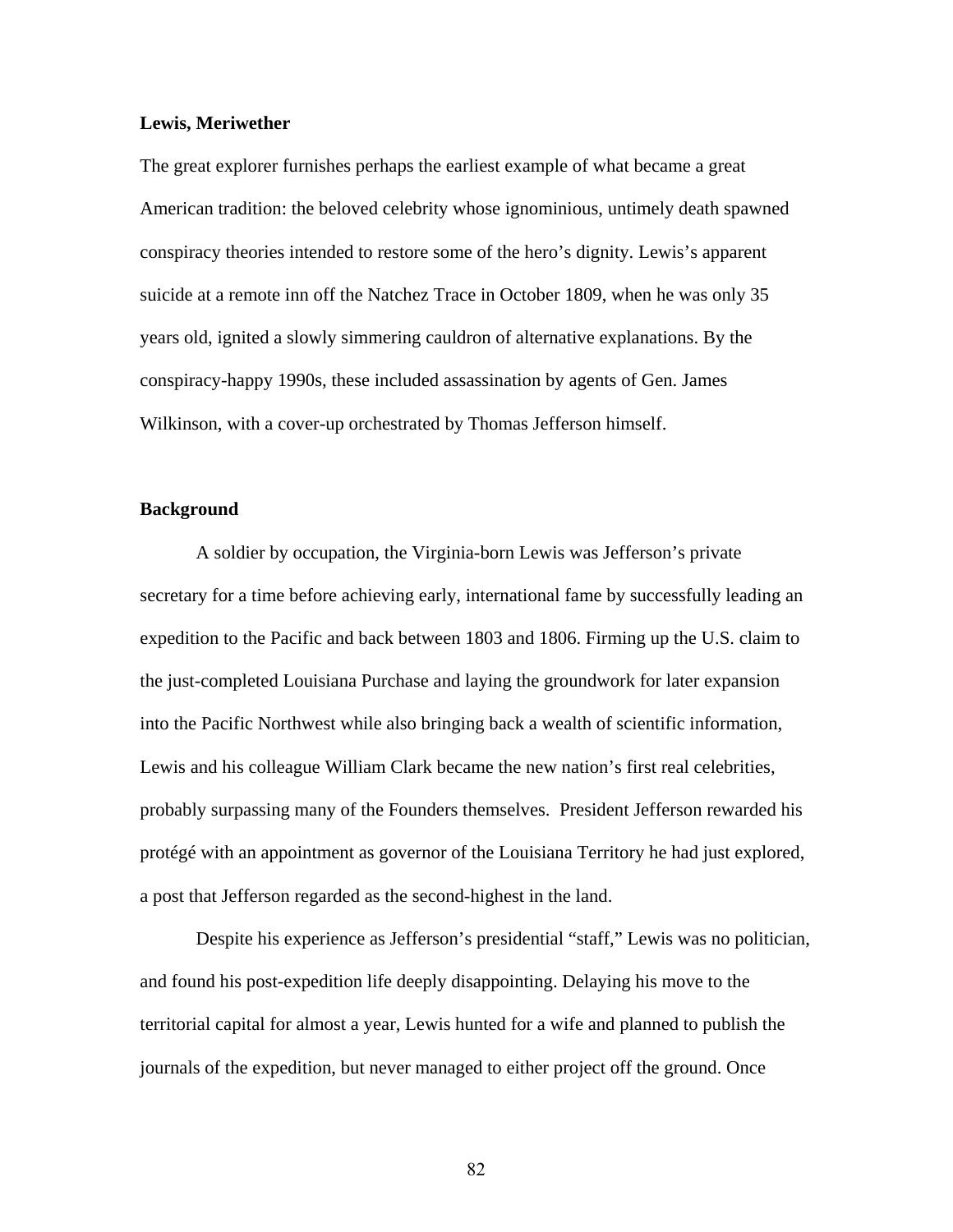**Lewis, Meriwether**

The great explorer furnishes perhaps the earliest example of what became a great American tradition: the beloved celebrity whose ignominious, untimely death spawned conspiracy theories intended to restore some of the hero's dignity. Lewis's apparent suicide at a remote inn off the Natchez Trace in October 1809, when he was only 35 years old, ignited a slowly simmering cauldron of alternative explanations. By the conspiracy-happy 1990s, these included assassination by agents of Gen. James Wilkinson, with a cover-up orchestrated by Thomas Jefferson himself.

**Background**

A soldier by occupation, the Virginia-born Lewis was Jefferson's private secretary for a time before achieving early, international fame by successfully leading an expedition to the Pacific and back between 1803 and 1806. Firming up the U.S. claim to the just-completed Louisiana Purchase and laying the groundwork for later expansion into the Pacific Northwest while also bringing back a wealth of scientific information, Lewis and his colleague William Clark became the new nation's first real celebrities, probably surpassing many of the Founders themselves. President Jefferson rewarded his protégé with an appointment as governor of the Louisiana Territory he had just explored, a post that Jefferson regarded as the second-highest in the land.

Despite his experience as Jefferson's presidential "staff," Lewis was no politician, and found his post-expedition life deeply disappointing. Delaying his move to the territorial capital for almost a year, Lewis hunted for a wife and planned to publish the journals of the expedition, but never managed to either project off the ground. Once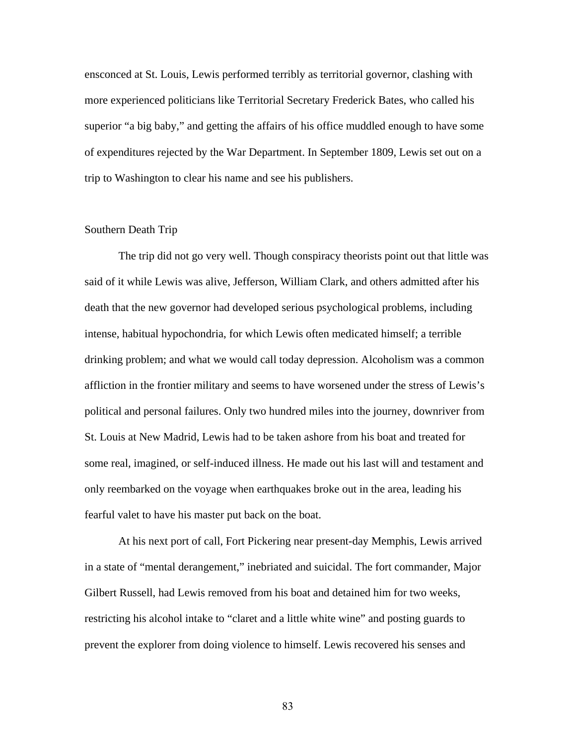ensconced at St. Louis, Lewis performed terribly as territorial governor, clashing with more experienced politicians like Territorial Secretary Frederick Bates, who called his superior "a big baby," and getting the affairs of his office muddled enough to have some of expenditures rejected by the War Department. In September 1809, Lewis set out on a trip to Washington to clear his name and see his publishers.

## Southern Death Trip

The trip did not go very well. Though conspiracy theorists point out that little was said of it while Lewis was alive, Jefferson, William Clark, and others admitted after his death that the new governor had developed serious psychological problems, including intense, habitual hypochondria, for which Lewis often medicated himself; a terrible drinking problem; and what we would call today depression. Alcoholism was a common affliction in the frontier military and seems to have worsened under the stress of Lewis's political and personal failures. Only two hundred miles into the journey, downriver from St. Louis at New Madrid, Lewis had to be taken ashore from his boat and treated for some real, imagined, or self-induced illness. He made out his last will and testament and only reembarked on the voyage when earthquakes broke out in the area, leading his fearful valet to have his master put back on the boat.

At his next port of call, Fort Pickering near present-day Memphis, Lewis arrived in a state of "mental derangement," inebriated and suicidal. The fort commander, Major Gilbert Russell, had Lewis removed from his boat and detained him for two weeks, restricting his alcohol intake to "claret and a little white wine" and posting guards to prevent the explorer from doing violence to himself. Lewis recovered his senses and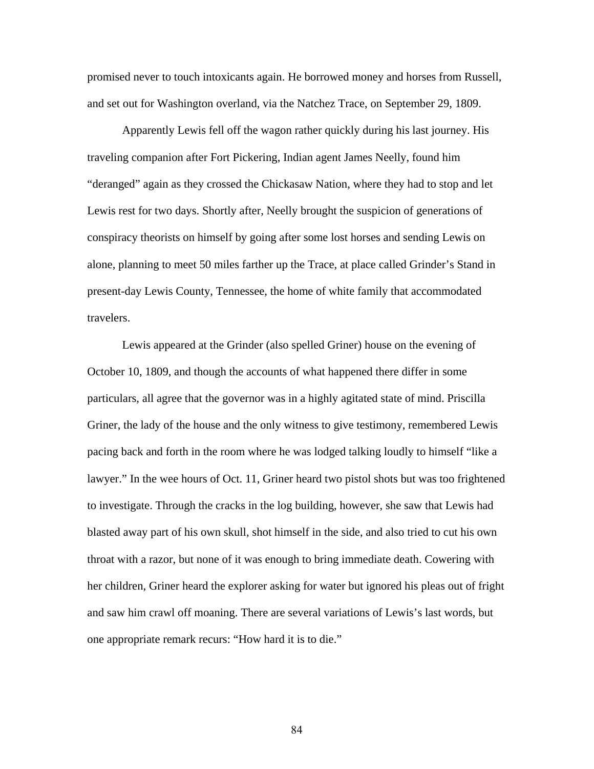promised never to touch intoxicants again. He borrowed money and horses from Russell, and set out for Washington overland, via the Natchez Trace, on September 29, 1809.

Apparently Lewis fell off the wagon rather quickly during his last journey. His traveling companion after Fort Pickering, Indian agent James Neelly, found him "deranged" again as they crossed the Chickasaw Nation, where they had to stop and let Lewis rest for two days. Shortly after, Neelly brought the suspicion of generations of conspiracy theorists on himself by going after some lost horses and sending Lewis on alone, planning to meet 50 miles farther up the Trace, at place called Grinder's Stand in present-day Lewis County, Tennessee, the home of white family that accommodated travelers.

Lewis appeared at the Grinder (also spelled Griner) house on the evening of October 10, 1809, and though the accounts of what happened there differ in some particulars, all agree that the governor was in a highly agitated state of mind. Priscilla Griner, the lady of the house and the only witness to give testimony, remembered Lewis pacing back and forth in the room where he was lodged talking loudly to himself "like a lawyer." In the wee hours of Oct. 11, Griner heard two pistol shots but was too frightened to investigate. Through the cracks in the log building, however, she saw that Lewis had blasted away part of his own skull, shot himself in the side, and also tried to cut his own throat with a razor, but none of it was enough to bring immediate death. Cowering with her children, Griner heard the explorer asking for water but ignored his pleas out of fright and saw him crawl off moaning. There are several variations of Lewis's last words, but one appropriate remark recurs: "How hard it is to die."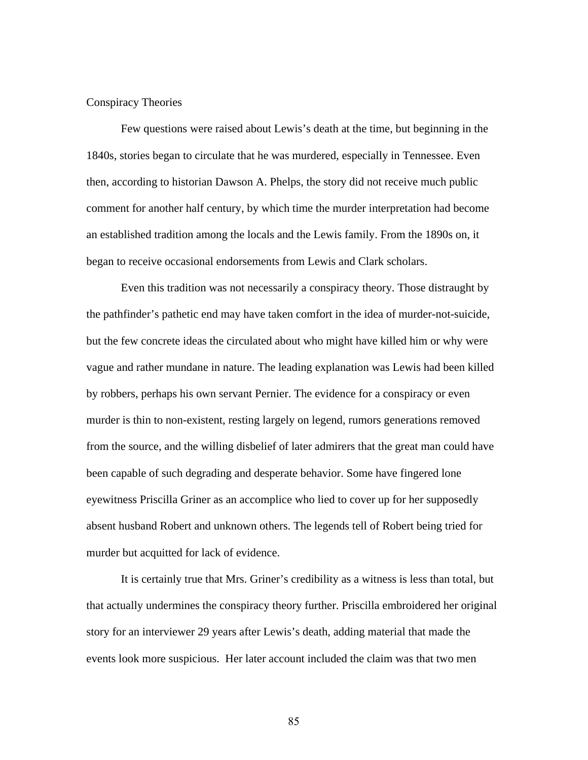## Conspiracy Theories

Few questions were raised about Lewis's death at the time, but beginning in the 1840s, stories began to circulate that he was murdered, especially in Tennessee. Even then, according to historian Dawson A. Phelps, the story did not receive much public comment for another half century, by which time the murder interpretation had become an established tradition among the locals and the Lewis family. From the 1890s on, it began to receive occasional endorsements from Lewis and Clark scholars.

Even this tradition was not necessarily a conspiracy theory. Those distraught by the pathfinder's pathetic end may have taken comfort in the idea of murder-not-suicide, but the few concrete ideas the circulated about who might have killed him or why were vague and rather mundane in nature. The leading explanation was Lewis had been killed by robbers, perhaps his own servant Pernier. The evidence for a conspiracy or even murder is thin to non-existent, resting largely on legend, rumors generations removed from the source, and the willing disbelief of later admirers that the great man could have been capable of such degrading and desperate behavior. Some have fingered lone eyewitness Priscilla Griner as an accomplice who lied to cover up for her supposedly absent husband Robert and unknown others. The legends tell of Robert being tried for murder but acquitted for lack of evidence.

It is certainly true that Mrs. Griner's credibility as a witness is less than total, but that actually undermines the conspiracy theory further. Priscilla embroidered her original story for an interviewer 29 years after Lewis's death, adding material that made the events look more suspicious. Her later account included the claim was that two men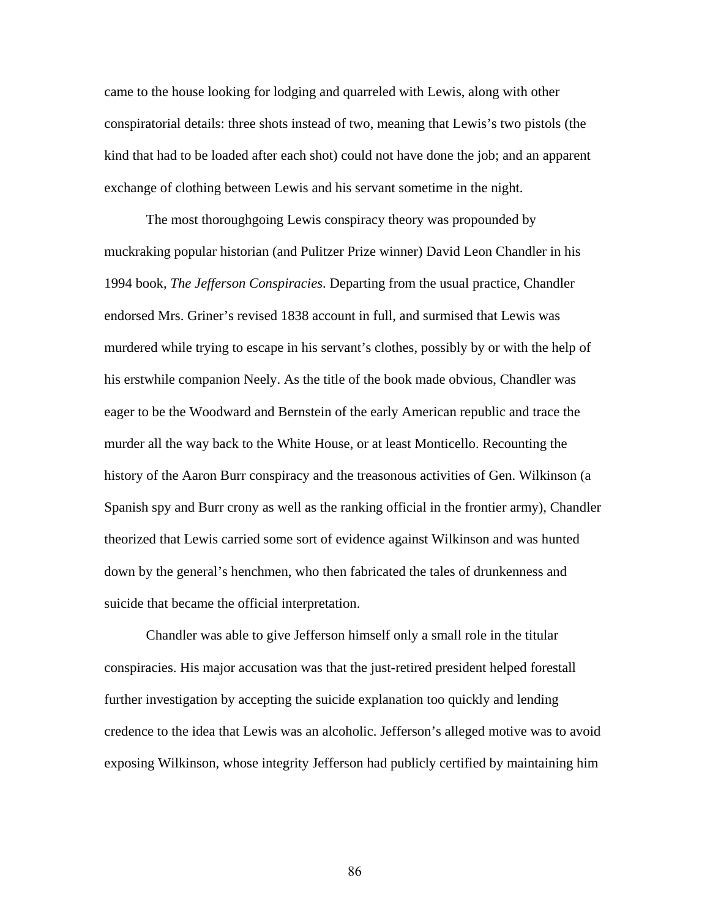came to the house looking for lodging and quarreled with Lewis, along with other conspiratorial details: three shots instead of two, meaning that Lewis's two pistols (the kind that had to be loaded after each shot) could not have done the job; and an apparent exchange of clothing between Lewis and his servant sometime in the night.

The most thoroughgoing Lewis conspiracy theory was propounded by muckraking popular historian (and Pulitzer Prize winner) David Leon Chandler in his 1994 book, *The Jefferson Conspiracies*. Departing from the usual practice, Chandler endorsed Mrs. Griner's revised 1838 account in full, and surmised that Lewis was murdered while trying to escape in his servant's clothes, possibly by or with the help of his erstwhile companion Neely. As the title of the book made obvious, Chandler was eager to be the Woodward and Bernstein of the early American republic and trace the murder all the way back to the White House, or at least Monticello. Recounting the history of the Aaron Burr conspiracy and the treasonous activities of Gen. Wilkinson (a Spanish spy and Burr crony as well as the ranking official in the frontier army), Chandler theorized that Lewis carried some sort of evidence against Wilkinson and was hunted down by the general's henchmen, who then fabricated the tales of drunkenness and suicide that became the official interpretation.

Chandler was able to give Jefferson himself only a small role in the titular conspiracies. His major accusation was that the just-retired president helped forestall further investigation by accepting the suicide explanation too quickly and lending credence to the idea that Lewis was an alcoholic. Jefferson's alleged motive was to avoid exposing Wilkinson, whose integrity Jefferson had publicly certified by maintaining him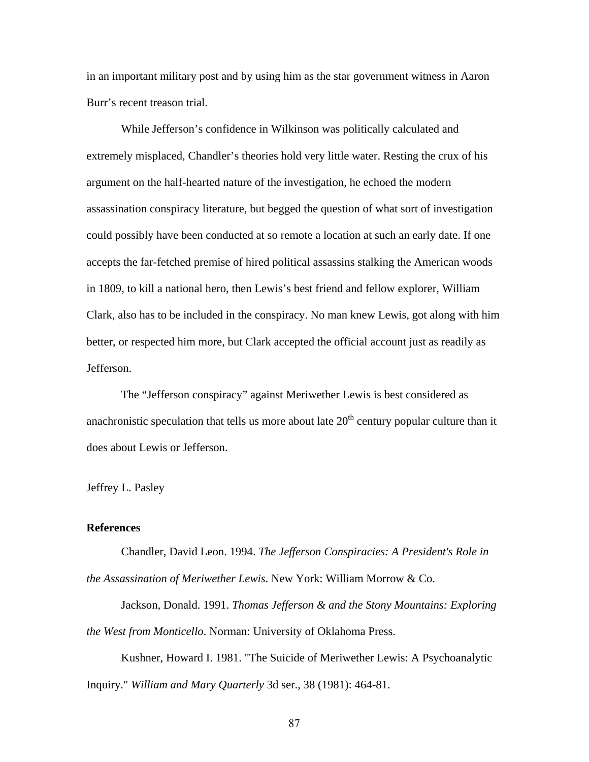in an important military post and by using him as the star government witness in Aaron Burr's recent treason trial.

While Jefferson's confidence in Wilkinson was politically calculated and extremely misplaced, Chandler's theories hold very little water. Resting the crux of his argument on the half-hearted nature of the investigation, he echoed the modern assassination conspiracy literature, but begged the question of what sort of investigation could possibly have been conducted at so remote a location at such an early date. If one accepts the far-fetched premise of hired political assassins stalking the American woods in 1809, to kill a national hero, then Lewis's best friend and fellow explorer, William Clark, also has to be included in the conspiracy. No man knew Lewis, got along with him better, or respected him more, but Clark accepted the official account just as readily as Jefferson.

The "Jefferson conspiracy" against Meriwether Lewis is best considered as anachronistic speculation that tells us more about late 20th century popular culture than it does about Lewis or Jefferson.

Jeffrey L. Pasley

**References**

Chandler, David Leon. 1994. *The Jefferson Conspiracies: A President's Role in the Assassination of Meriwether Lewis*. New York: William Morrow & Co.

Jackson, Donald. 1991. *Thomas Jefferson & and the Stony Mountains: Exploring the West from Monticello*. Norman: University of Oklahoma Press.

Kushner, Howard I. 1981. "The Suicide of Meriwether Lewis: A Psychoanalytic Inquiry." *William and Mary Quarterly* 3d ser., 38 (1981): 464-81.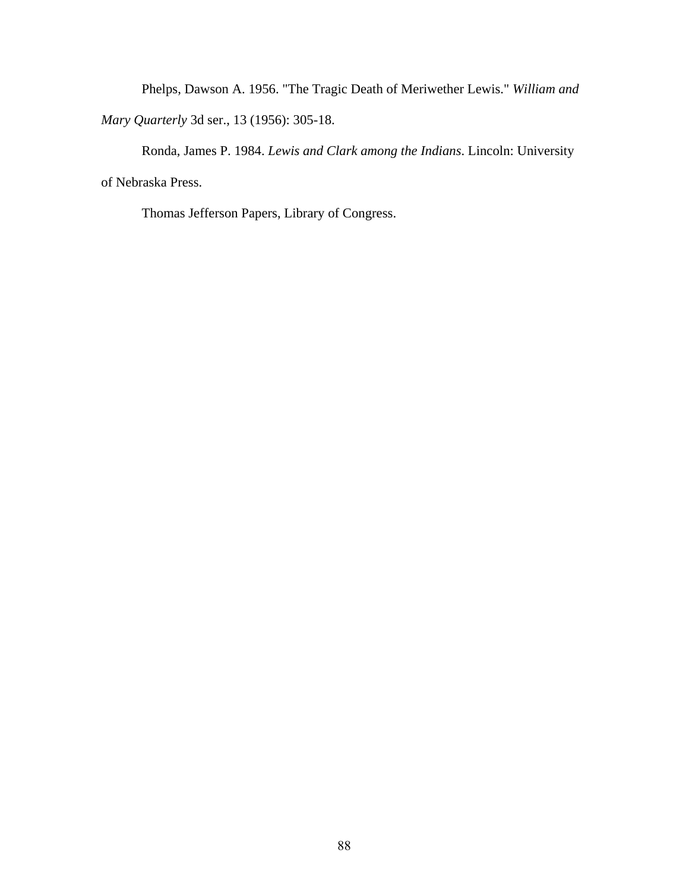Phelps, Dawson A. 1956. "The Tragic Death of Meriwether Lewis." *William and Mary Quarterly* 3d ser., 13 (1956): 305-18.

Ronda, James P. 1984. *Lewis and Clark among the Indians*. Lincoln: University of Nebraska Press.

Thomas Jefferson Papers, Library of Congress.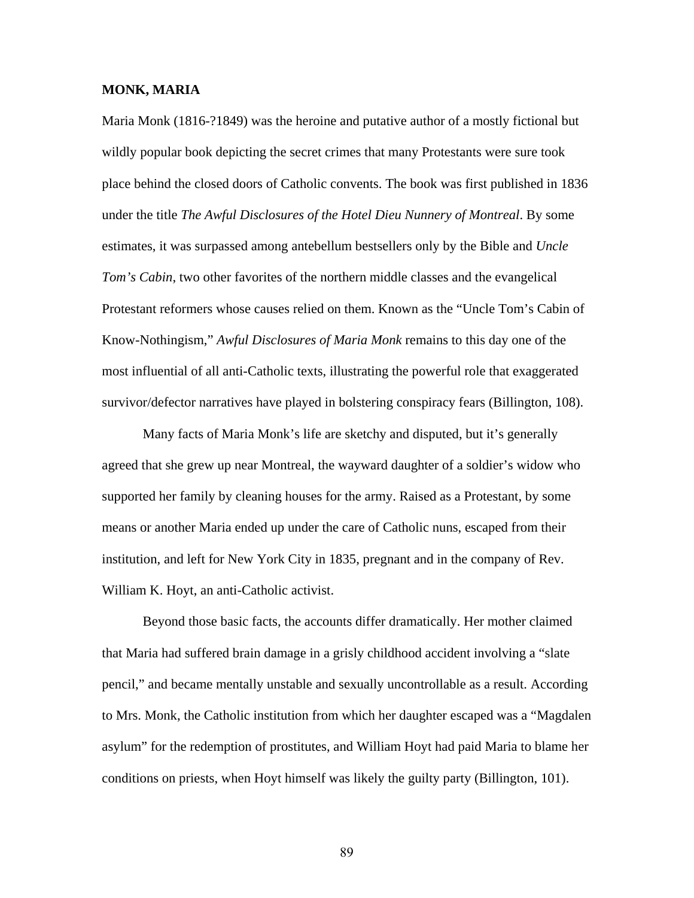**MONK, MARIA**

Maria Monk (1816-?1849) was the heroine and putative author of a mostly fictional but wildly popular book depicting the secret crimes that many Protestants were sure took place behind the closed doors of Catholic convents. The book was first published in 1836 under the title *The Awful Disclosures of the Hotel Dieu Nunnery of Montreal*. By some estimates, it was surpassed among antebellum bestsellers only by the Bible and *Uncle Tom's Cabin*, two other favorites of the northern middle classes and the evangelical Protestant reformers whose causes relied on them. Known as the "Uncle Tom's Cabin of Know-Nothingism," *Awful Disclosures of Maria Monk* remains to this day one of the most influential of all anti-Catholic texts, illustrating the powerful role that exaggerated survivor/defector narratives have played in bolstering conspiracy fears (Billington, 108).

Many facts of Maria Monk's life are sketchy and disputed, but it's generally agreed that she grew up near Montreal, the wayward daughter of a soldier's widow who supported her family by cleaning houses for the army. Raised as a Protestant, by some means or another Maria ended up under the care of Catholic nuns, escaped from their institution, and left for New York City in 1835, pregnant and in the company of Rev. William K. Hoyt, an anti-Catholic activist.

Beyond those basic facts, the accounts differ dramatically. Her mother claimed that Maria had suffered brain damage in a grisly childhood accident involving a "slate pencil," and became mentally unstable and sexually uncontrollable as a result. According to Mrs. Monk, the Catholic institution from which her daughter escaped was a "Magdalen asylum" for the redemption of prostitutes, and William Hoyt had paid Maria to blame her conditions on priests, when Hoyt himself was likely the guilty party (Billington, 101).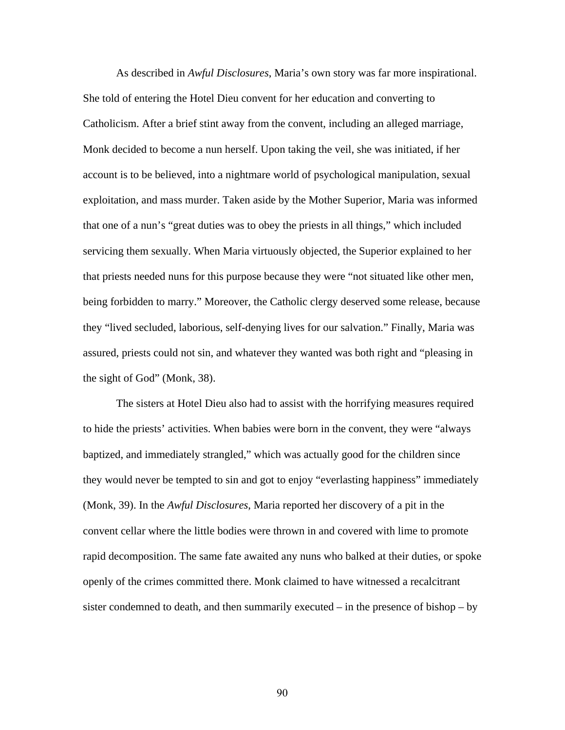As described in *Awful Disclosures*, Maria's own story was far more inspirational. She told of entering the Hotel Dieu convent for her education and converting to Catholicism. After a brief stint away from the convent, including an alleged marriage, Monk decided to become a nun herself. Upon taking the veil, she was initiated, if her account is to be believed, into a nightmare world of psychological manipulation, sexual exploitation, and mass murder. Taken aside by the Mother Superior, Maria was informed that one of a nun's "great duties was to obey the priests in all things," which included servicing them sexually. When Maria virtuously objected, the Superior explained to her that priests needed nuns for this purpose because they were "not situated like other men, being forbidden to marry." Moreover, the Catholic clergy deserved some release, because they "lived secluded, laborious, self-denying lives for our salvation." Finally, Maria was assured, priests could not sin, and whatever they wanted was both right and "pleasing in the sight of God" (Monk, 38).

The sisters at Hotel Dieu also had to assist with the horrifying measures required to hide the priests' activities. When babies were born in the convent, they were "always baptized, and immediately strangled," which was actually good for the children since they would never be tempted to sin and got to enjoy "everlasting happiness" immediately (Monk, 39). In the *Awful Disclosures*, Maria reported her discovery of a pit in the convent cellar where the little bodies were thrown in and covered with lime to promote rapid decomposition. The same fate awaited any nuns who balked at their duties, or spoke openly of the crimes committed there. Monk claimed to have witnessed a recalcitrant sister condemned to death, and then summarily executed – in the presence of bishop – by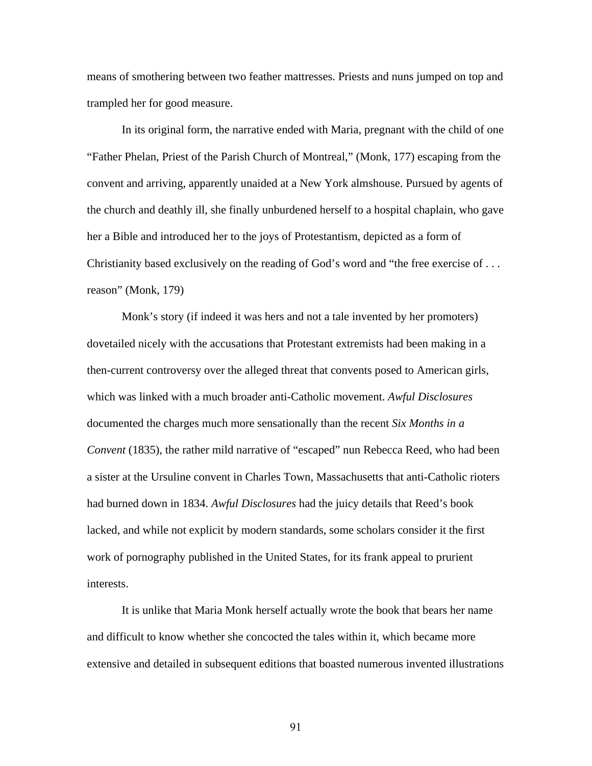means of smothering between two feather mattresses. Priests and nuns jumped on top and trampled her for good measure.

In its original form, the narrative ended with Maria, pregnant with the child of one "Father Phelan, Priest of the Parish Church of Montreal," (Monk, 177) escaping from the convent and arriving, apparently unaided at a New York almshouse. Pursued by agents of the church and deathly ill, she finally unburdened herself to a hospital chaplain, who gave her a Bible and introduced her to the joys of Protestantism, depicted as a form of Christianity based exclusively on the reading of God's word and "the free exercise of . . . reason" (Monk, 179)

Monk's story (if indeed it was hers and not a tale invented by her promoters) dovetailed nicely with the accusations that Protestant extremists had been making in a then-current controversy over the alleged threat that convents posed to American girls, which was linked with a much broader anti-Catholic movement. *Awful Disclosures* documented the charges much more sensationally than the recent *Six Months in a Convent* (1835), the rather mild narrative of "escaped" nun Rebecca Reed, who had been a sister at the Ursuline convent in Charles Town, Massachusetts that anti-Catholic rioters had burned down in 1834. *Awful Disclosures* had the juicy details that Reed's book lacked, and while not explicit by modern standards, some scholars consider it the first work of pornography published in the United States, for its frank appeal to prurient interests.

It is unlike that Maria Monk herself actually wrote the book that bears her name and difficult to know whether she concocted the tales within it, which became more extensive and detailed in subsequent editions that boasted numerous invented illustrations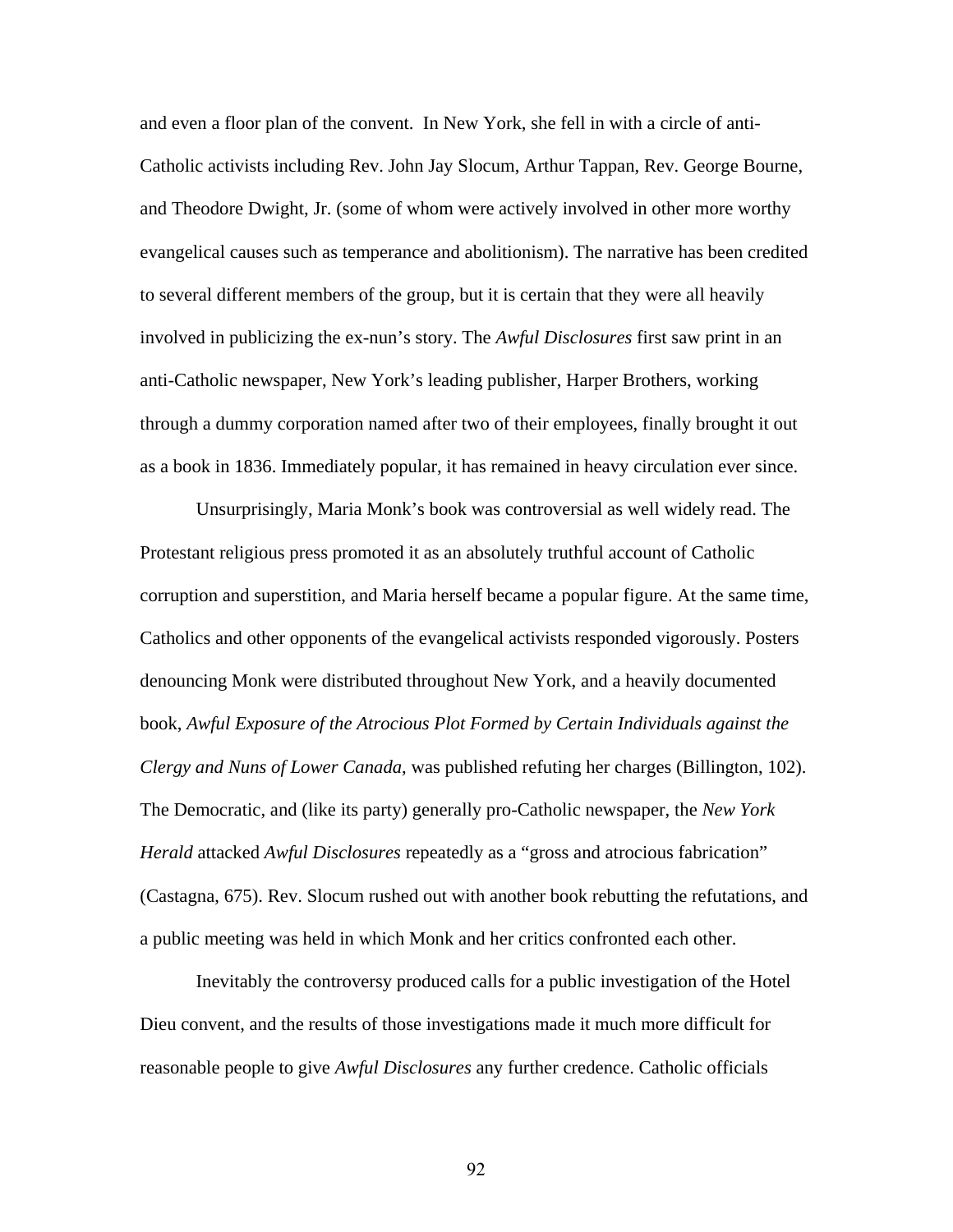and even a floor plan of the convent. In New York, she fell in with a circle of anti-Catholic activists including Rev. John Jay Slocum, Arthur Tappan, Rev. George Bourne, and Theodore Dwight, Jr. (some of whom were actively involved in other more worthy evangelical causes such as temperance and abolitionism). The narrative has been credited to several different members of the group, but it is certain that they were all heavily involved in publicizing the ex-nun's story. The *Awful Disclosures* first saw print in an anti-Catholic newspaper, New York's leading publisher, Harper Brothers, working through a dummy corporation named after two of their employees, finally brought it out as a book in 1836. Immediately popular, it has remained in heavy circulation ever since.

Unsurprisingly, Maria Monk's book was controversial as well widely read. The Protestant religious press promoted it as an absolutely truthful account of Catholic corruption and superstition, and Maria herself became a popular figure. At the same time, Catholics and other opponents of the evangelical activists responded vigorously. Posters denouncing Monk were distributed throughout New York, and a heavily documented book, *Awful Exposure of the Atrocious Plot Formed by Certain Individuals against the Clergy and Nuns of Lower Canada*, was published refuting her charges (Billington, 102). The Democratic, and (like its party) generally pro-Catholic newspaper, the *New York Herald* attacked *Awful Disclosures* repeatedly as a "gross and atrocious fabrication" (Castagna, 675). Rev. Slocum rushed out with another book rebutting the refutations, and a public meeting was held in which Monk and her critics confronted each other.

Inevitably the controversy produced calls for a public investigation of the Hotel Dieu convent, and the results of those investigations made it much more difficult for reasonable people to give *Awful Disclosures* any further credence. Catholic officials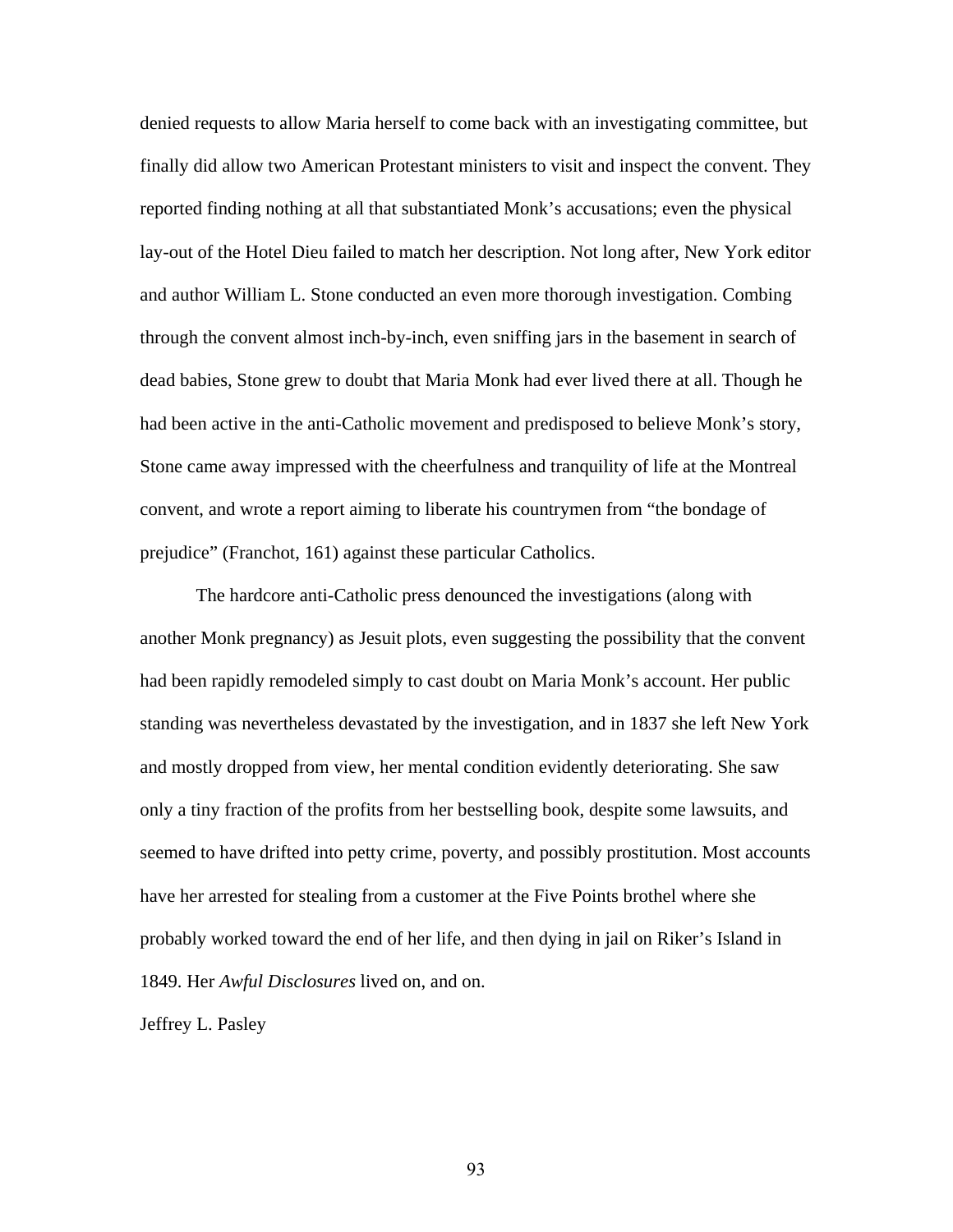denied requests to allow Maria herself to come back with an investigating committee, but finally did allow two American Protestant ministers to visit and inspect the convent. They reported finding nothing at all that substantiated Monk's accusations; even the physical lay-out of the Hotel Dieu failed to match her description. Not long after, New York editor and author William L. Stone conducted an even more thorough investigation. Combing through the convent almost inch-by-inch, even sniffing jars in the basement in search of dead babies, Stone grew to doubt that Maria Monk had ever lived there at all. Though he had been active in the anti-Catholic movement and predisposed to believe Monk's story, Stone came away impressed with the cheerfulness and tranquility of life at the Montreal convent, and wrote a report aiming to liberate his countrymen from "the bondage of prejudice" (Franchot, 161) against these particular Catholics.

The hardcore anti-Catholic press denounced the investigations (along with another Monk pregnancy) as Jesuit plots, even suggesting the possibility that the convent had been rapidly remodeled simply to cast doubt on Maria Monk's account. Her public standing was nevertheless devastated by the investigation, and in 1837 she left New York and mostly dropped from view, her mental condition evidently deteriorating. She saw only a tiny fraction of the profits from her bestselling book, despite some lawsuits, and seemed to have drifted into petty crime, poverty, and possibly prostitution. Most accounts have her arrested for stealing from a customer at the Five Points brothel where she probably worked toward the end of her life, and then dying in jail on Riker's Island in 1849. Her *Awful Disclosures* lived on, and on.

Jeffrey L. Pasley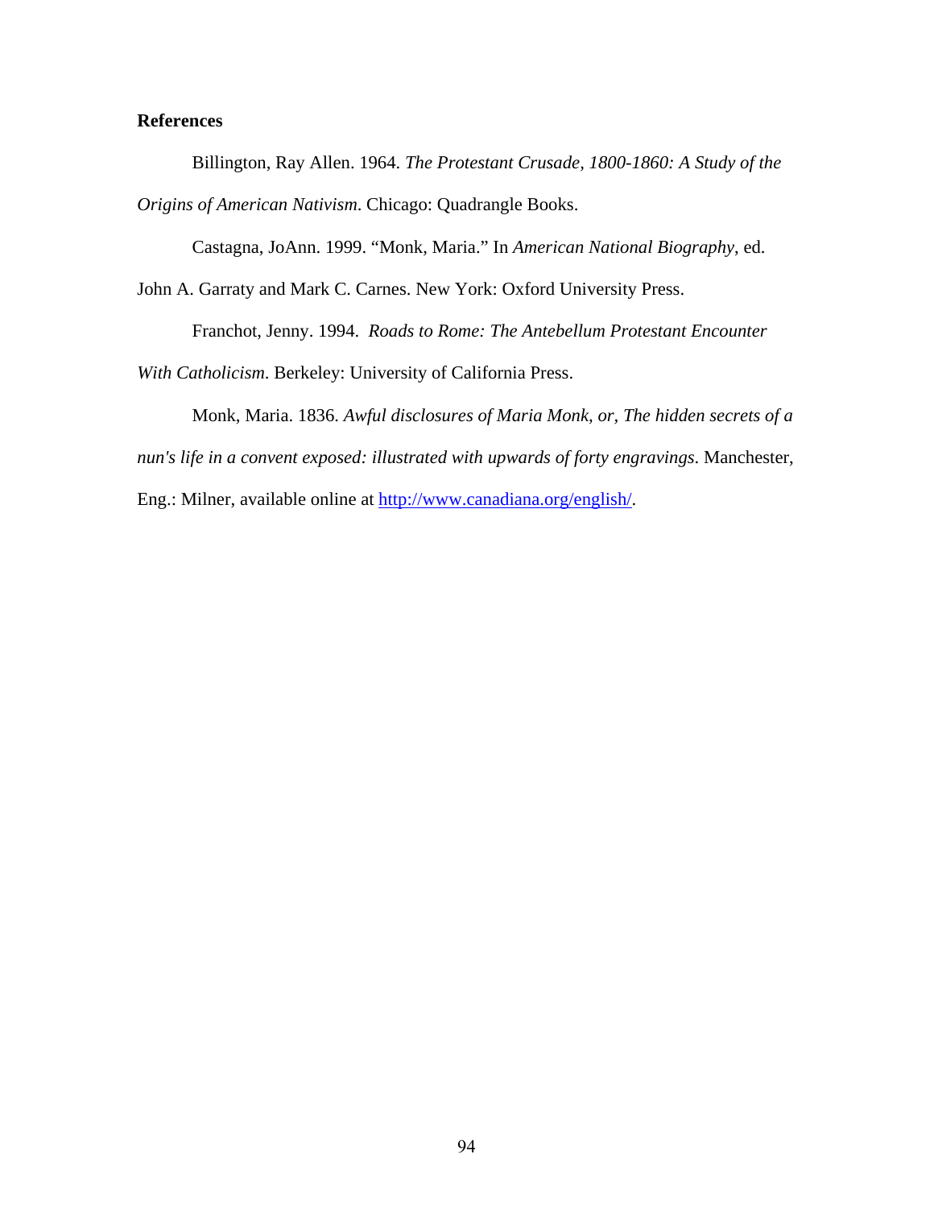**References**

Billington, Ray Allen. 1964. *The Protestant Crusade, 1800-1860: A Study of the Origins of American Nativism*. Chicago: Quadrangle Books.

Castagna, JoAnn. 1999. "Monk, Maria." In *American National Biography*, ed. John A. Garraty and Mark C. Carnes. New York: Oxford University Press.

Franchot, Jenny. 1994. *Roads to Rome: The Antebellum Protestant Encounter With Catholicism*. Berkeley: University of California Press.

Monk, Maria. 1836. *Awful disclosures of Maria Monk, or, The hidden secrets of a nun's life in a convent exposed: illustrated with upwards of forty engravings*. Manchester, Eng.: Milner, available online at [http://www.canadiana.org/english/](http://www.canadiana.org/english/).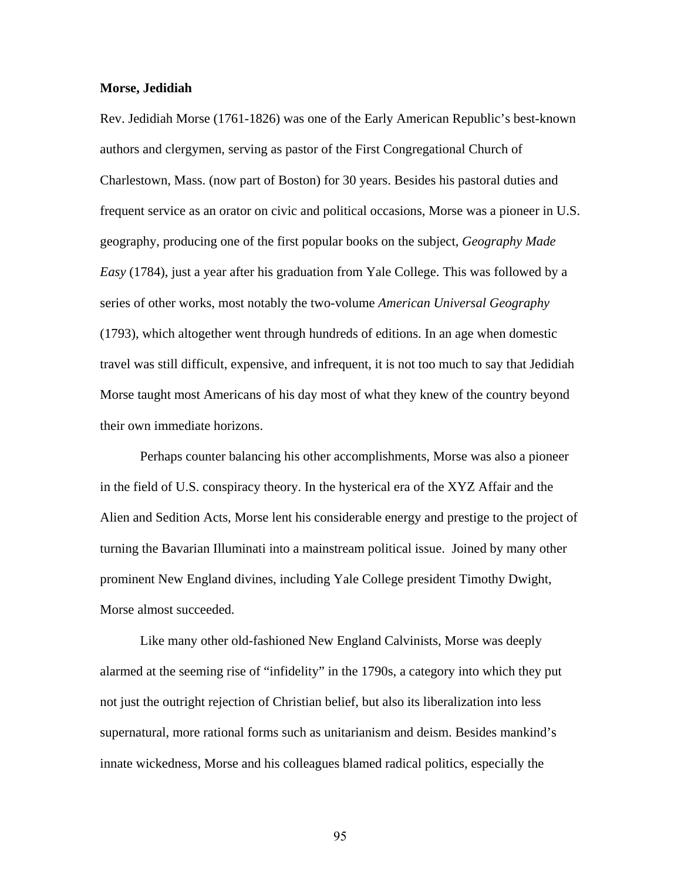**Morse, Jedidiah**

Rev. Jedidiah Morse (1761-1826) was one of the Early American Republic's best-known authors and clergymen, serving as pastor of the First Congregational Church of Charlestown, Mass. (now part of Boston) for 30 years. Besides his pastoral duties and frequent service as an orator on civic and political occasions, Morse was a pioneer in U.S. geography, producing one of the first popular books on the subject, *Geography Made Easy* (1784), just a year after his graduation from Yale College. This was followed by a series of other works, most notably the two-volume *American Universal Geography* (1793), which altogether went through hundreds of editions. In an age when domestic travel was still difficult, expensive, and infrequent, it is not too much to say that Jedidiah Morse taught most Americans of his day most of what they knew of the country beyond their own immediate horizons.

Perhaps counter balancing his other accomplishments, Morse was also a pioneer in the field of U.S. conspiracy theory. In the hysterical era of the XYZ Affair and the Alien and Sedition Acts, Morse lent his considerable energy and prestige to the project of turning the Bavarian Illuminati into a mainstream political issue. Joined by many other prominent New England divines, including Yale College president Timothy Dwight, Morse almost succeeded.

Like many other old-fashioned New England Calvinists, Morse was deeply alarmed at the seeming rise of "infidelity" in the 1790s, a category into which they put not just the outright rejection of Christian belief, but also its liberalization into less supernatural, more rational forms such as unitarianism and deism. Besides mankind's innate wickedness, Morse and his colleagues blamed radical politics, especially the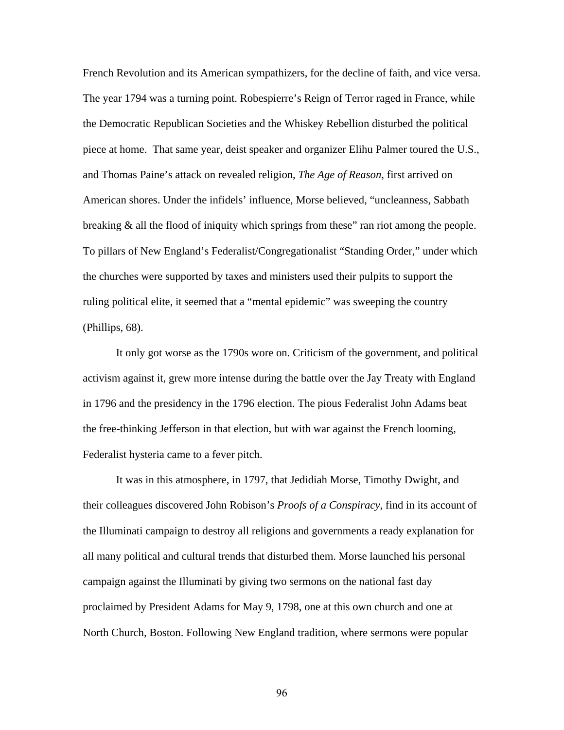French Revolution and its American sympathizers, for the decline of faith, and vice versa. The year 1794 was a turning point. Robespierre's Reign of Terror raged in France, while the Democratic Republican Societies and the Whiskey Rebellion disturbed the political piece at home.  That same year, deist speaker and organizer Elihu Palmer toured the U.S., and Thomas Paine's attack on revealed religion, *The Age of Reason*, first arrived on American shores. Under the infidels' influence, Morse believed, "uncleanness, Sabbath breaking & all the flood of iniquity which springs from these" ran riot among the people. To pillars of New England's Federalist/Congregationalist "Standing Order," under which the churches were supported by taxes and ministers used their pulpits to support the ruling political elite, it seemed that a "mental epidemic" was sweeping the country (Phillips, 68).

It only got worse as the 1790s wore on. Criticism of the government, and political activism against it, grew more intense during the battle over the Jay Treaty with England in 1796 and the presidency in the 1796 election. The pious Federalist John Adams beat the free-thinking Jefferson in that election, but with war against the French looming, Federalist hysteria came to a fever pitch.

It was in this atmosphere, in 1797, that Jedidiah Morse, Timothy Dwight, and their colleagues discovered John Robison's *Proofs of a Conspiracy*, find in its account of the Illuminati campaign to destroy all religions and governments a ready explanation for all many political and cultural trends that disturbed them. Morse launched his personal campaign against the Illuminati by giving two sermons on the national fast day proclaimed by President Adams for May 9, 1798, one at this own church and one at North Church, Boston. Following New England tradition, where sermons were popular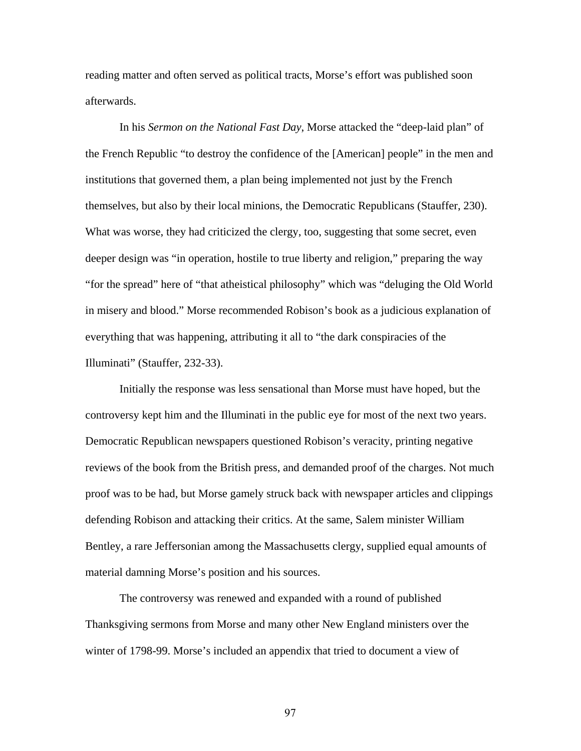reading matter and often served as political tracts, Morse's effort was published soon afterwards.

In his *Sermon on the National Fast Day*, Morse attacked the "deep-laid plan" of the French Republic "to destroy the confidence of the [American] people" in the men and institutions that governed them, a plan being implemented not just by the French themselves, but also by their local minions, the Democratic Republicans (Stauffer, 230). What was worse, they had criticized the clergy, too, suggesting that some secret, even deeper design was "in operation, hostile to true liberty and religion," preparing the way "for the spread" here of "that atheistical philosophy" which was "deluging the Old World in misery and blood." Morse recommended Robison's book as a judicious explanation of everything that was happening, attributing it all to "the dark conspiracies of the Illuminati" (Stauffer, 232-33).

Initially the response was less sensational than Morse must have hoped, but the controversy kept him and the Illuminati in the public eye for most of the next two years. Democratic Republican newspapers questioned Robison's veracity, printing negative reviews of the book from the British press, and demanded proof of the charges. Not much proof was to be had, but Morse gamely struck back with newspaper articles and clippings defending Robison and attacking their critics. At the same, Salem minister William Bentley, a rare Jeffersonian among the Massachusetts clergy, supplied equal amounts of material damning Morse's position and his sources.

The controversy was renewed and expanded with a round of published Thanksgiving sermons from Morse and many other New England ministers over the winter of 1798-99. Morse's included an appendix that tried to document a view of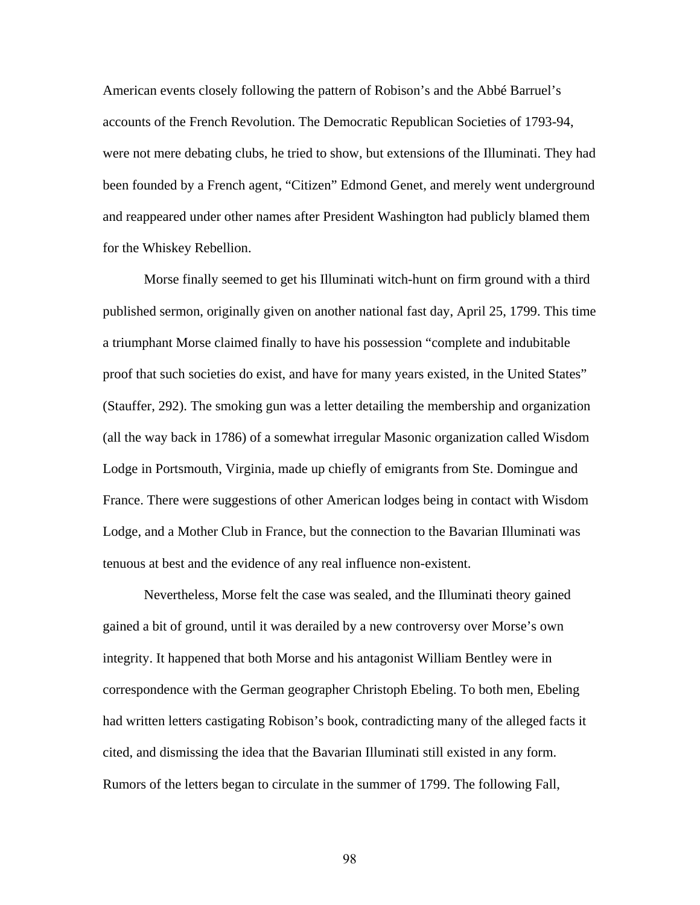American events closely following the pattern of Robison's and the Abbé Barruel's accounts of the French Revolution. The Democratic Republican Societies of 1793-94, were not mere debating clubs, he tried to show, but extensions of the Illuminati. They had been founded by a French agent, "Citizen" Edmond Genet, and merely went underground and reappeared under other names after President Washington had publicly blamed them for the Whiskey Rebellion.

Morse finally seemed to get his Illuminati witch-hunt on firm ground with a third published sermon, originally given on another national fast day, April 25, 1799. This time a triumphant Morse claimed finally to have his possession "complete and indubitable proof that such societies do exist, and have for many years existed, in the United States" (Stauffer, 292). The smoking gun was a letter detailing the membership and organization (all the way back in 1786) of a somewhat irregular Masonic organization called Wisdom Lodge in Portsmouth, Virginia, made up chiefly of emigrants from Ste. Domingue and France. There were suggestions of other American lodges being in contact with Wisdom Lodge, and a Mother Club in France, but the connection to the Bavarian Illuminati was tenuous at best and the evidence of any real influence non-existent.

Nevertheless, Morse felt the case was sealed, and the Illuminati theory gained gained a bit of ground, until it was derailed by a new controversy over Morse's own integrity. It happened that both Morse and his antagonist William Bentley were in correspondence with the German geographer Christoph Ebeling. To both men, Ebeling had written letters castigating Robison's book, contradicting many of the alleged facts it cited, and dismissing the idea that the Bavarian Illuminati still existed in any form. Rumors of the letters began to circulate in the summer of 1799. The following Fall,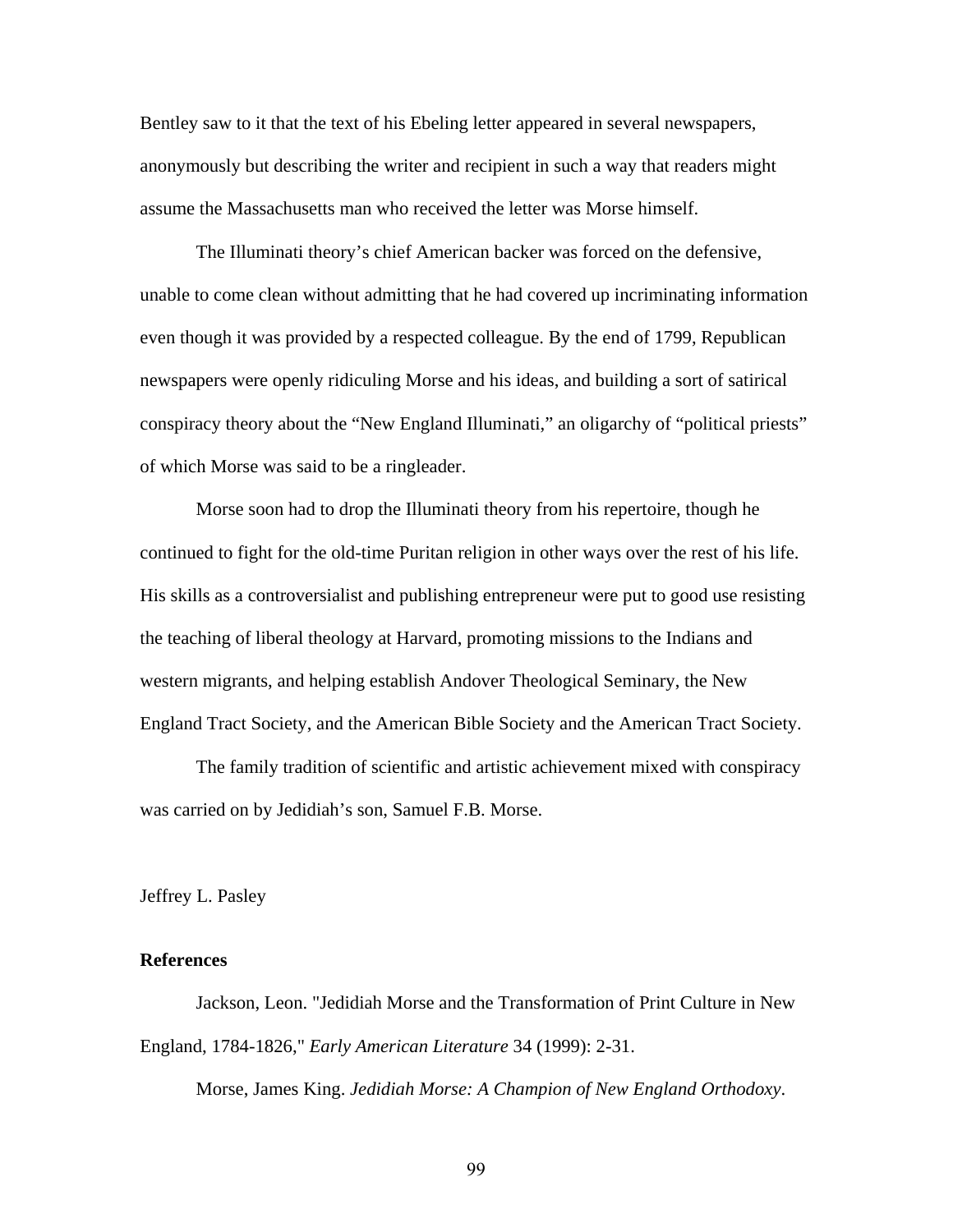Bentley saw to it that the text of his Ebeling letter appeared in several newspapers, anonymously but describing the writer and recipient in such a way that readers might assume the Massachusetts man who received the letter was Morse himself.

The Illuminati theory's chief American backer was forced on the defensive, unable to come clean without admitting that he had covered up incriminating information even though it was provided by a respected colleague. By the end of 1799, Republican newspapers were openly ridiculing Morse and his ideas, and building a sort of satirical conspiracy theory about the "New England Illuminati," an oligarchy of "political priests" of which Morse was said to be a ringleader.

Morse soon had to drop the Illuminati theory from his repertoire, though he continued to fight for the old-time Puritan religion in other ways over the rest of his life. His skills as a controversialist and publishing entrepreneur were put to good use resisting the teaching of liberal theology at Harvard, promoting missions to the Indians and western migrants, and helping establish Andover Theological Seminary, the New England Tract Society, and the American Bible Society and the American Tract Society.

The family tradition of scientific and artistic achievement mixed with conspiracy was carried on by Jedidiah's son, Samuel F.B. Morse.

Jeffrey L. Pasley

**References**

Jackson, Leon. "Jedidiah Morse and the Transformation of Print Culture in New England, 1784-1826," *Early American Literature* 34 (1999): 2-31.

Morse, James King. *Jedidiah Morse: A Champion of New England Orthodoxy*.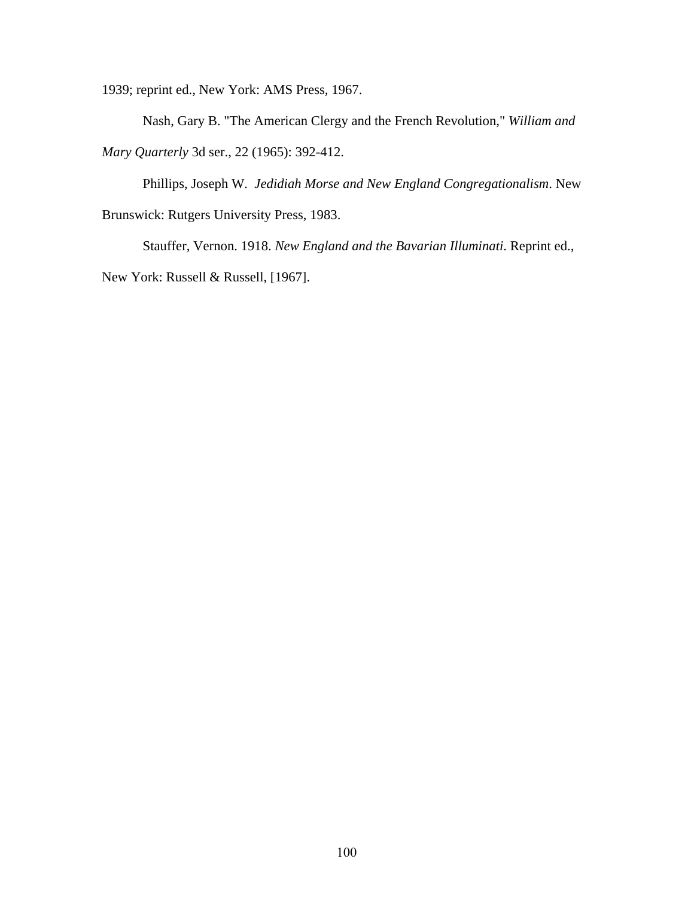1939; reprint ed., New York: AMS Press, 1967.

Nash, Gary B. "The American Clergy and the French Revolution," *William and Mary Quarterly* 3d ser., 22 (1965): 392-412.

Phillips, Joseph W. *Jedidiah Morse and New England Congregationalism*. New Brunswick: Rutgers University Press, 1983.

Stauffer, Vernon. 1918. *New England and the Bavarian Illuminati*. Reprint ed., New York: Russell & Russell, [1967].